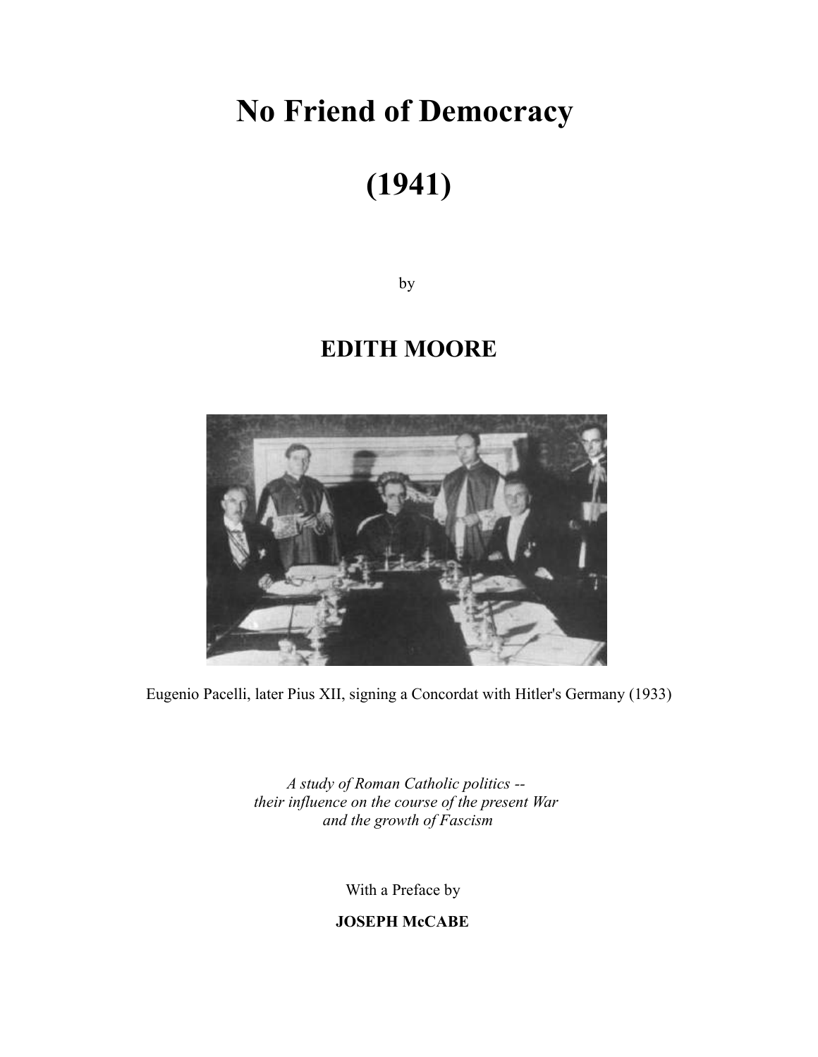# No Friend of Democracy

# (1941)

by

## EDITH MOORE

Eugenio Pacelli, later Pius XII, signing a Concordat with Hitler's Germany (1933)

*A study of Roman Catholic politics --*
*their influence on the course of the present War*
*and the growth of Fascism*

With a Preface by

**JOSEPH McCABE**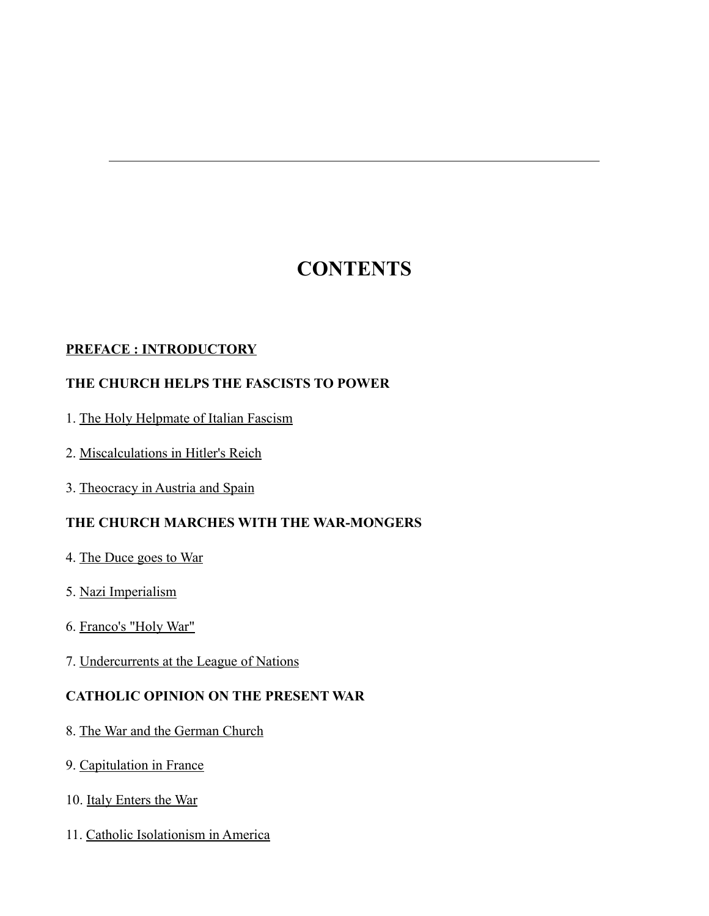# CONTENTS

**PREFACE : INTRODUCTORY**

**THE CHURCH HELPS THE FASCISTS TO POWER**

1. The Holy Helpmate of Italian Fascism

2. Miscalculations in Hitler's Reich

3. Theocracy in Austria and Spain

**THE CHURCH MARCHES WITH THE WAR-MONGERS**

4. The Duce goes to War

5. Nazi Imperialism

6. Franco's "Holy War"

7. Undercurrents at the League of Nations

**CATHOLIC OPINION ON THE PRESENT WAR**

8. The War and the German Church

9. Capitulation in France

10. Italy Enters the War

11. Catholic Isolationism in America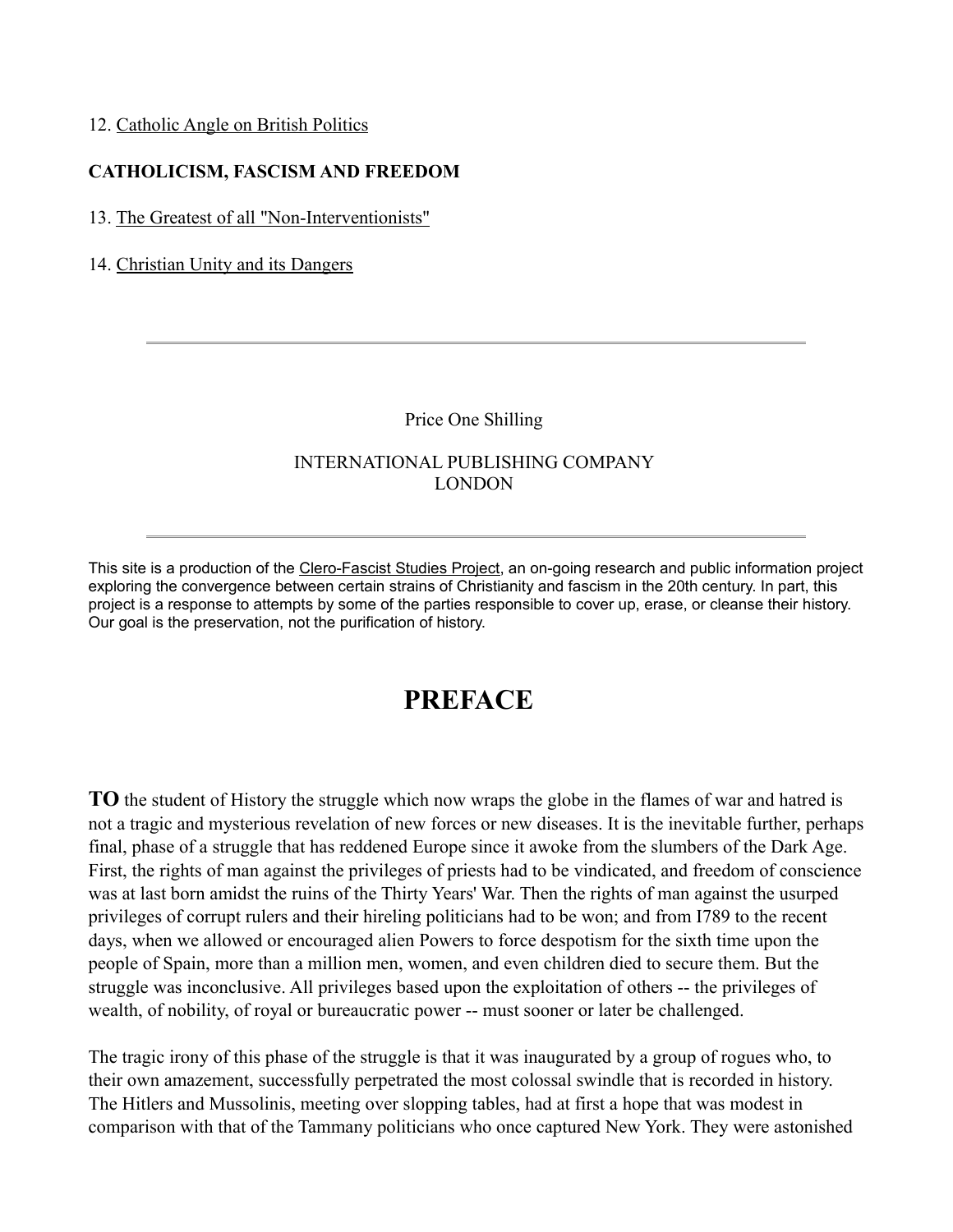12. Catholic Angle on British Politics

**CATHOLICISM, FASCISM AND FREEDOM**

13. The Greatest of all "Non-Interventionists"

14. Christian Unity and its Dangers

---

Price One Shilling

INTERNATIONAL PUBLISHING COMPANY
LONDON

---

This site is a production of the Clero-Fascist Studies Project, an on-going research and public information project exploring the convergence between certain strains of Christianity and fascism in the 20th century. In part, this project is a response to attempts by some of the parties responsible to cover up, erase, or cleanse their history. Our goal is the preservation, not the purification of history.

# PREFACE

**TO** the student of History the struggle which now wraps the globe in the flames of war and hatred is not a tragic and mysterious revelation of new forces or new diseases. It is the inevitable further, perhaps final, phase of a struggle that has reddened Europe since it awoke from the slumbers of the Dark Age. First, the rights of man against the privileges of priests had to be vindicated, and freedom of conscience was at last born amidst the ruins of the Thirty Years' War. Then the rights of man against the usurped privileges of corrupt rulers and their hireling politicians had to be won; and from I789 to the recent days, when we allowed or encouraged alien Powers to force despotism for the sixth time upon the people of Spain, more than a million men, women, and even children died to secure them. But the struggle was inconclusive. All privileges based upon the exploitation of others -- the privileges of wealth, of nobility, of royal or bureaucratic power -- must sooner or later be challenged.

The tragic irony of this phase of the struggle is that it was inaugurated by a group of rogues who, to their own amazement, successfully perpetrated the most colossal swindle that is recorded in history. The Hitlers and Mussolinis, meeting over slopping tables, had at first a hope that was modest in comparison with that of the Tammany politicians who once captured New York. They were astonished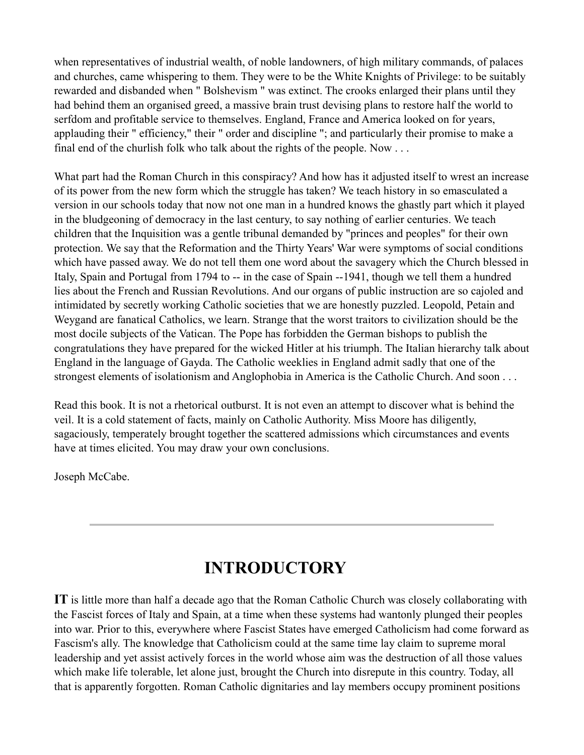when representatives of industrial wealth, of noble landowners, of high military commands, of palaces and churches, came whispering to them. They were to be the White Knights of Privilege: to be suitably rewarded and disbanded when " Bolshevism " was extinct. The crooks enlarged their plans until they had behind them an organised greed, a massive brain trust devising plans to restore half the world to serfdom and profitable service to themselves. England, France and America looked on for years, applauding their " efficiency," their " order and discipline "; and particularly their promise to make a final end of the churlish folk who talk about the rights of the people. Now . . .

What part had the Roman Church in this conspiracy? And how has it adjusted itself to wrest an increase of its power from the new form which the struggle has taken? We teach history in so emasculated a version in our schools today that now not one man in a hundred knows the ghastly part which it played in the bludgeoning of democracy in the last century, to say nothing of earlier centuries. We teach children that the Inquisition was a gentle tribunal demanded by "princes and peoples" for their own protection. We say that the Reformation and the Thirty Years' War were symptoms of social conditions which have passed away. We do not tell them one word about the savagery which the Church blessed in Italy, Spain and Portugal from 1794 to -- in the case of Spain --1941, though we tell them a hundred lies about the French and Russian Revolutions. And our organs of public instruction are so cajoled and intimidated by secretly working Catholic societies that we are honestly puzzled. Leopold, Petain and Weygand are fanatical Catholics, we learn. Strange that the worst traitors to civilization should be the most docile subjects of the Vatican. The Pope has forbidden the German bishops to publish the congratulations they have prepared for the wicked Hitler at his triumph. The Italian hierarchy talk about England in the language of Gayda. The Catholic weeklies in England admit sadly that one of the strongest elements of isolationism and Anglophobia in America is the Catholic Church. And soon . . .

Read this book. It is not a rhetorical outburst. It is not even an attempt to discover what is behind the veil. It is a cold statement of facts, mainly on Catholic Authority. Miss Moore has diligently, sagaciously, temperately brought together the scattered admissions which circumstances and events have at times elicited. You may draw your own conclusions.

Joseph McCabe.

---

# INTRODUCTORY

**IT** is little more than half a decade ago that the Roman Catholic Church was closely collaborating with the Fascist forces of Italy and Spain, at a time when these systems had wantonly plunged their peoples into war. Prior to this, everywhere where Fascist States have emerged Catholicism had come forward as Fascism's ally. The knowledge that Catholicism could at the same time lay claim to supreme moral leadership and yet assist actively forces in the world whose aim was the destruction of all those values which make life tolerable, let alone just, brought the Church into disrepute in this country. Today, all that is apparently forgotten. Roman Catholic dignitaries and lay members occupy prominent positions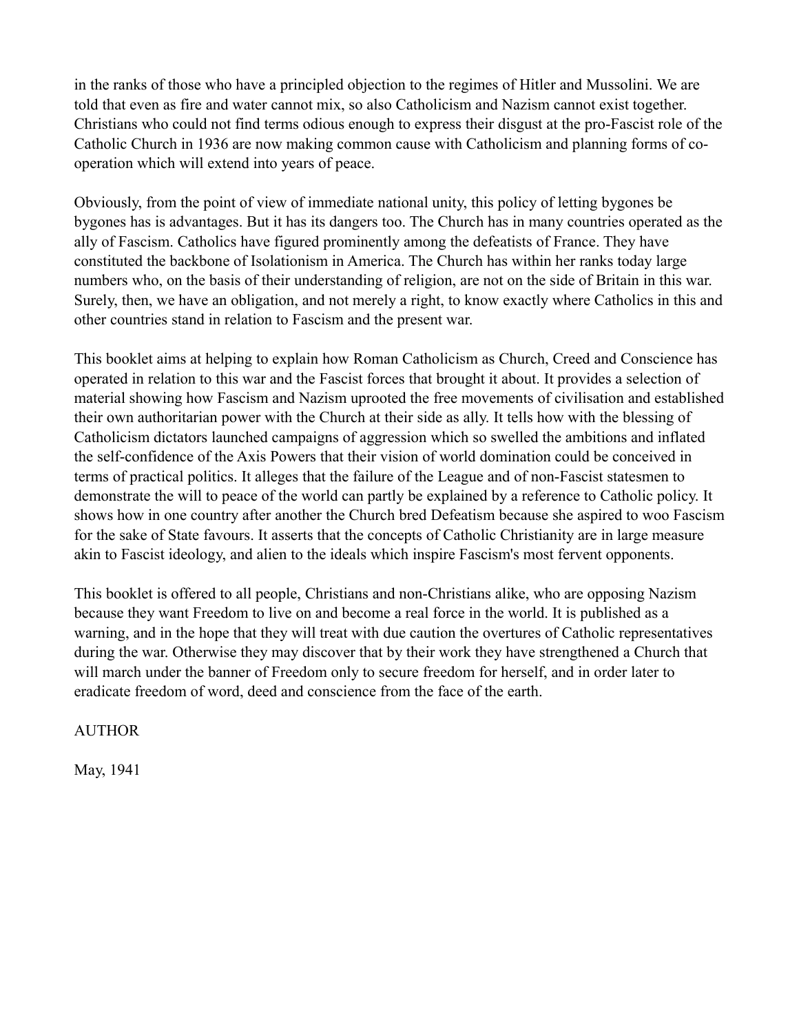in the ranks of those who have a principled objection to the regimes of Hitler and Mussolini. We are told that even as fire and water cannot mix, so also Catholicism and Nazism cannot exist together. Christians who could not find terms odious enough to express their disgust at the pro-Fascist role of the Catholic Church in 1936 are now making common cause with Catholicism and planning forms of co-operation which will extend into years of peace.

Obviously, from the point of view of immediate national unity, this policy of letting bygones be bygones has is advantages. But it has its dangers too. The Church has in many countries operated as the ally of Fascism. Catholics have figured prominently among the defeatists of France. They have constituted the backbone of Isolationism in America. The Church has within her ranks today large numbers who, on the basis of their understanding of religion, are not on the side of Britain in this war. Surely, then, we have an obligation, and not merely a right, to know exactly where Catholics in this and other countries stand in relation to Fascism and the present war.

This booklet aims at helping to explain how Roman Catholicism as Church, Creed and Conscience has operated in relation to this war and the Fascist forces that brought it about. It provides a selection of material showing how Fascism and Nazism uprooted the free movements of civilisation and established their own authoritarian power with the Church at their side as ally. It tells how with the blessing of Catholicism dictators launched campaigns of aggression which so swelled the ambitions and inflated the self-confidence of the Axis Powers that their vision of world domination could be conceived in terms of practical politics. It alleges that the failure of the League and of non-Fascist statesmen to demonstrate the will to peace of the world can partly be explained by a reference to Catholic policy. It shows how in one country after another the Church bred Defeatism because she aspired to woo Fascism for the sake of State favours. It asserts that the concepts of Catholic Christianity are in large measure akin to Fascist ideology, and alien to the ideals which inspire Fascism's most fervent opponents.

This booklet is offered to all people, Christians and non-Christians alike, who are opposing Nazism because they want Freedom to live on and become a real force in the world. It is published as a warning, and in the hope that they will treat with due caution the overtures of Catholic representatives during the war. Otherwise they may discover that by their work they have strengthened a Church that will march under the banner of Freedom only to secure freedom for herself, and in order later to eradicate freedom of word, deed and conscience from the face of the earth.

AUTHOR

May, 1941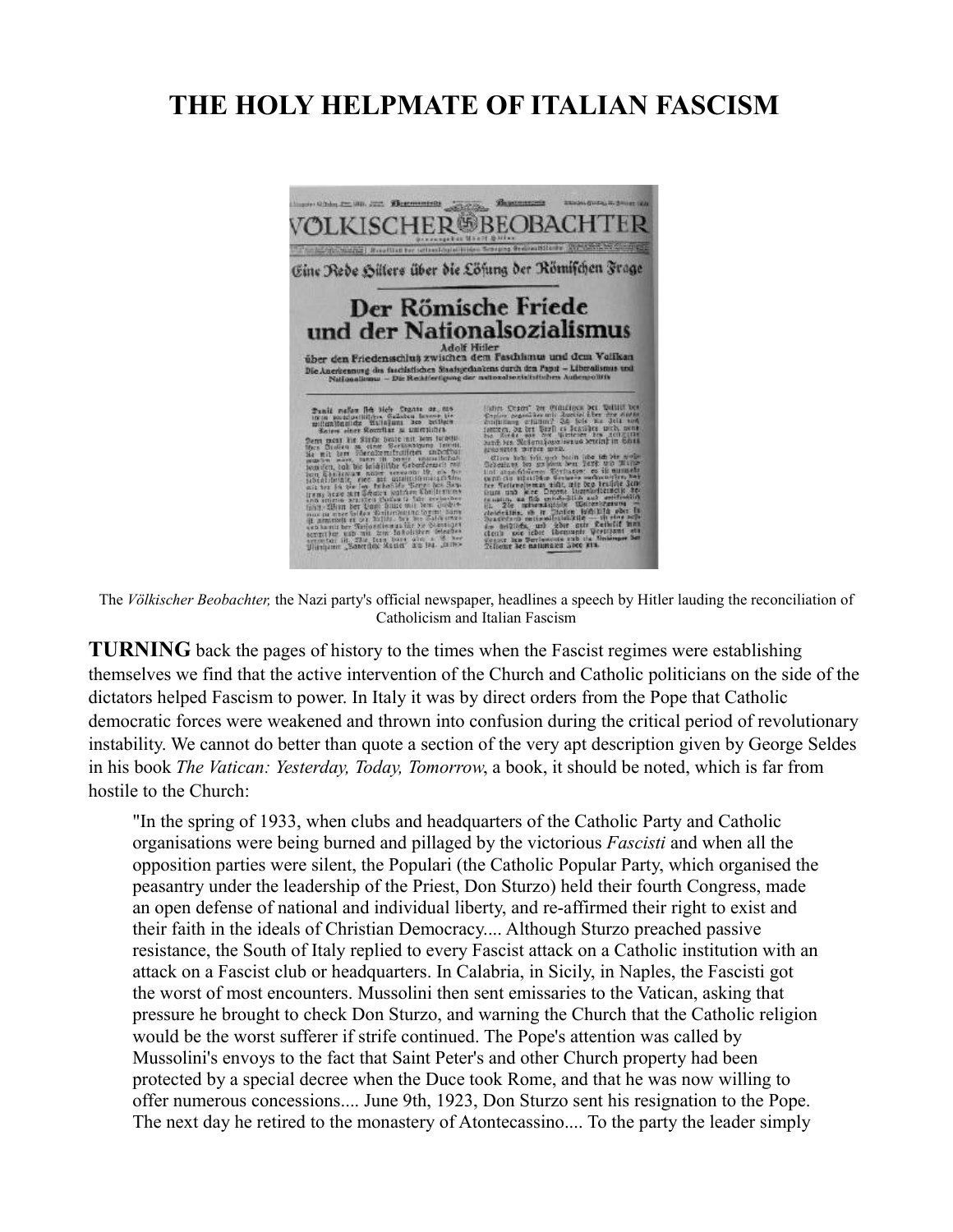# THE HOLY HELPMATE OF ITALIAN FASCISM

The *Völkischer Beobachter,* the Nazi party's official newspaper, headlines a speech by Hitler lauding the reconciliation of Catholicism and Italian Fascism

**TURNING** back the pages of history to the times when the Fascist regimes were establishing themselves we find that the active intervention of the Church and Catholic politicians on the side of the dictators helped Fascism to power. In Italy it was by direct orders from the Pope that Catholic democratic forces were weakened and thrown into confusion during the critical period of revolutionary instability. We cannot do better than quote a section of the very apt description given by George Seldes in his book *The Vatican: Yesterday, Today, Tomorrow*, a book, it should be noted, which is far from hostile to the Church:

> "In the spring of 1933, when clubs and headquarters of the Catholic Party and Catholic organisations were being burned and pillaged by the victorious *Fascisti* and when all the opposition parties were silent, the Populari (the Catholic Popular Party, which organised the peasantry under the leadership of the Priest, Don Sturzo) held their fourth Congress, made an open defense of national and individual liberty, and re-affirmed their right to exist and their faith in the ideals of Christian Democracy.... Although Sturzo preached passive resistance, the South of Italy replied to every Fascist attack on a Catholic institution with an attack on a Fascist club or headquarters. In Calabria, in Sicily, in Naples, the Fascisti got the worst of most encounters. Mussolini then sent emissaries to the Vatican, asking that pressure he brought to check Don Sturzo, and warning the Church that the Catholic religion would be the worst sufferer if strife continued. The Pope's attention was called by Mussolini's envoys to the fact that Saint Peter's and other Church property had been protected by a special decree when the Duce took Rome, and that he was now willing to offer numerous concessions.... June 9th, 1923, Don Sturzo sent his resignation to the Pope. The next day he retired to the monastery of Atontecassino.... To the party the leader simply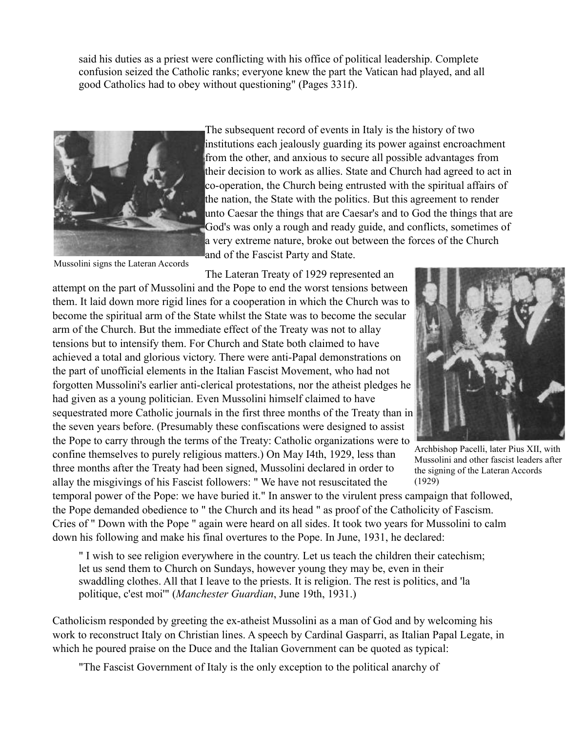said his duties as a priest were conflicting with his office of political leadership. Complete confusion seized the Catholic ranks; everyone knew the part the Vatican had played, and all good Catholics had to obey without questioning" (Pages 331f).

The subsequent record of events in Italy is the history of two institutions each jealously guarding its power against encroachment from the other, and anxious to secure all possible advantages from their decision to work as allies. State and Church had agreed to act in co-operation, the Church being entrusted with the spiritual affairs of the nation, the State with the politics. But this agreement to render unto Caesar the things that are Caesar's and to God the things that are God's was only a rough and ready guide, and conflicts, sometimes of a very extreme nature, broke out between the forces of the Church and of the Fascist Party and State.

Mussolini signs the Lateran Accords

The Lateran Treaty of 1929 represented an attempt on the part of Mussolini and the Pope to end the worst tensions between them. It laid down more rigid lines for a cooperation in which the Church was to become the spiritual arm of the State whilst the State was to become the secular arm of the Church. But the immediate effect of the Treaty was not to allay tensions but to intensify them. For Church and State both claimed to have achieved a total and glorious victory. There were anti-Papal demonstrations on the part of unofficial elements in the Italian Fascist Movement, who had not forgotten Mussolini's earlier anti-clerical protestations, nor the atheist pledges he had given as a young politician. Even Mussolini himself claimed to have sequestrated more Catholic journals in the first three months of the Treaty than in the seven years before. (Presumably these confiscations were designed to assist the Pope to carry through the terms of the Treaty: Catholic organizations were to confine themselves to purely religious matters.) On May I4th, 1929, less than three months after the Treaty had been signed, Mussolini declared in order to allay the misgivings of his Fascist followers: " We have not resuscitated the temporal power of the Pope: we have buried it." In answer to the virulent press campaign that followed, the Pope demanded obedience to " the Church and its head " as proof of the Catholicity of Fascism. Cries of " Down with the Pope " again were heard on all sides. It took two years for Mussolini to calm down his following and make his final overtures to the Pope. In June, 1931, he declared:

Archbishop Pacelli, later Pius XII, with Mussolini and other fascist leaders after the signing of the Lateran Accords (1929)

> " I wish to see religion everywhere in the country. Let us teach the children their catechism; let us send them to Church on Sundays, however young they may be, even in their swaddling clothes. All that I leave to the priests. It is religion. The rest is politics, and 'la politique, c'est moi'" (*Manchester Guardian*, June 19th, 1931.)

Catholicism responded by greeting the ex-atheist Mussolini as a man of God and by welcoming his work to reconstruct Italy on Christian lines. A speech by Cardinal Gasparri, as Italian Papal Legate, in which he poured praise on the Duce and the Italian Government can be quoted as typical:

> "The Fascist Government of Italy is the only exception to the political anarchy of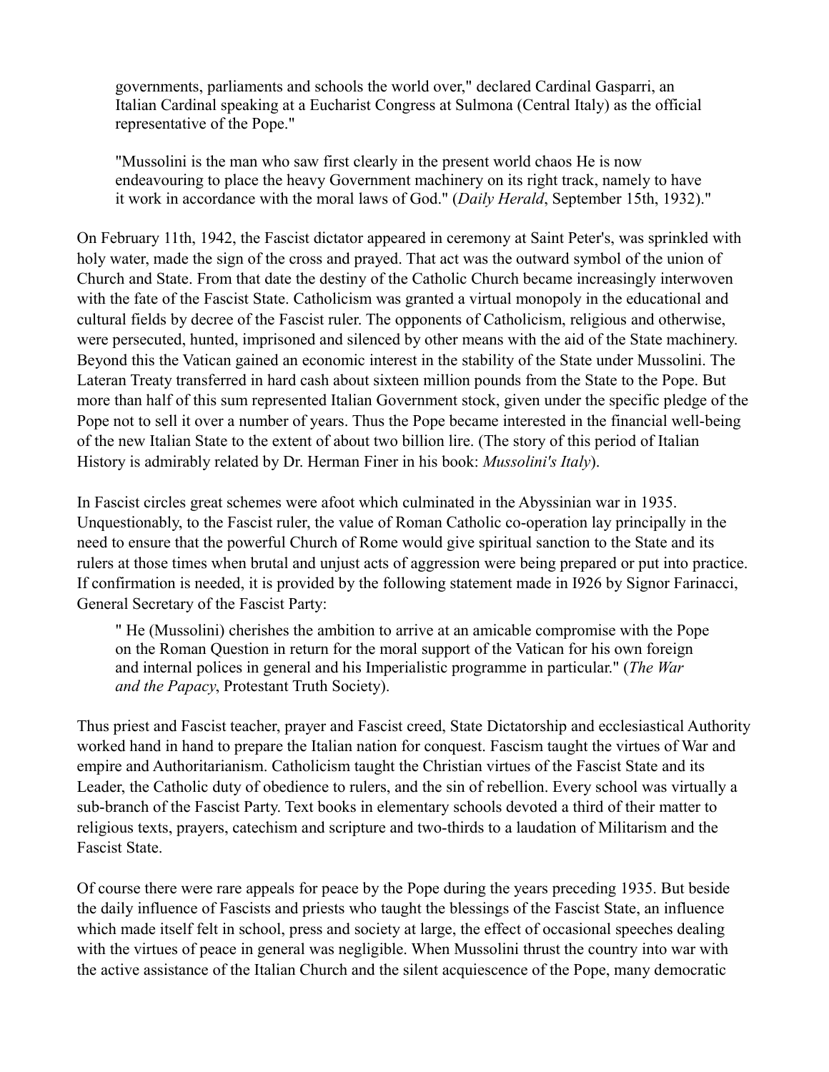> governments, parliaments and schools the world over," declared Cardinal Gasparri, an Italian Cardinal speaking at a Eucharist Congress at Sulmona (Central Italy) as the official representative of the Pope."
>
> "Mussolini is the man who saw first clearly in the present world chaos He is now endeavouring to place the heavy Government machinery on its right track, namely to have it work in accordance with the moral laws of God." (*Daily Herald*, September 15th, 1932)."

On February 11th, 1942, the Fascist dictator appeared in ceremony at Saint Peter's, was sprinkled with holy water, made the sign of the cross and prayed. That act was the outward symbol of the union of Church and State. From that date the destiny of the Catholic Church became increasingly interwoven with the fate of the Fascist State. Catholicism was granted a virtual monopoly in the educational and cultural fields by decree of the Fascist ruler. The opponents of Catholicism, religious and otherwise, were persecuted, hunted, imprisoned and silenced by other means with the aid of the State machinery. Beyond this the Vatican gained an economic interest in the stability of the State under Mussolini. The Lateran Treaty transferred in hard cash about sixteen million pounds from the State to the Pope. But more than half of this sum represented Italian Government stock, given under the specific pledge of the Pope not to sell it over a number of years. Thus the Pope became interested in the financial well-being of the new Italian State to the extent of about two billion lire. (The story of this period of Italian History is admirably related by Dr. Herman Finer in his book: *Mussolini's Italy*).

In Fascist circles great schemes were afoot which culminated in the Abyssinian war in 1935. Unquestionably, to the Fascist ruler, the value of Roman Catholic co-operation lay principally in the need to ensure that the powerful Church of Rome would give spiritual sanction to the State and its rulers at those times when brutal and unjust acts of aggression were being prepared or put into practice. If confirmation is needed, it is provided by the following statement made in I926 by Signor Farinacci, General Secretary of the Fascist Party:

> " He (Mussolini) cherishes the ambition to arrive at an amicable compromise with the Pope on the Roman Question in return for the moral support of the Vatican for his own foreign and internal polices in general and his Imperialistic programme in particular." (*The War and the Papacy*, Protestant Truth Society).

Thus priest and Fascist teacher, prayer and Fascist creed, State Dictatorship and ecclesiastical Authority worked hand in hand to prepare the Italian nation for conquest. Fascism taught the virtues of War and empire and Authoritarianism. Catholicism taught the Christian virtues of the Fascist State and its Leader, the Catholic duty of obedience to rulers, and the sin of rebellion. Every school was virtually a sub-branch of the Fascist Party. Text books in elementary schools devoted a third of their matter to religious texts, prayers, catechism and scripture and two-thirds to a laudation of Militarism and the Fascist State.

Of course there were rare appeals for peace by the Pope during the years preceding 1935. But beside the daily influence of Fascists and priests who taught the blessings of the Fascist State, an influence which made itself felt in school, press and society at large, the effect of occasional speeches dealing with the virtues of peace in general was negligible. When Mussolini thrust the country into war with the active assistance of the Italian Church and the silent acquiescence of the Pope, many democratic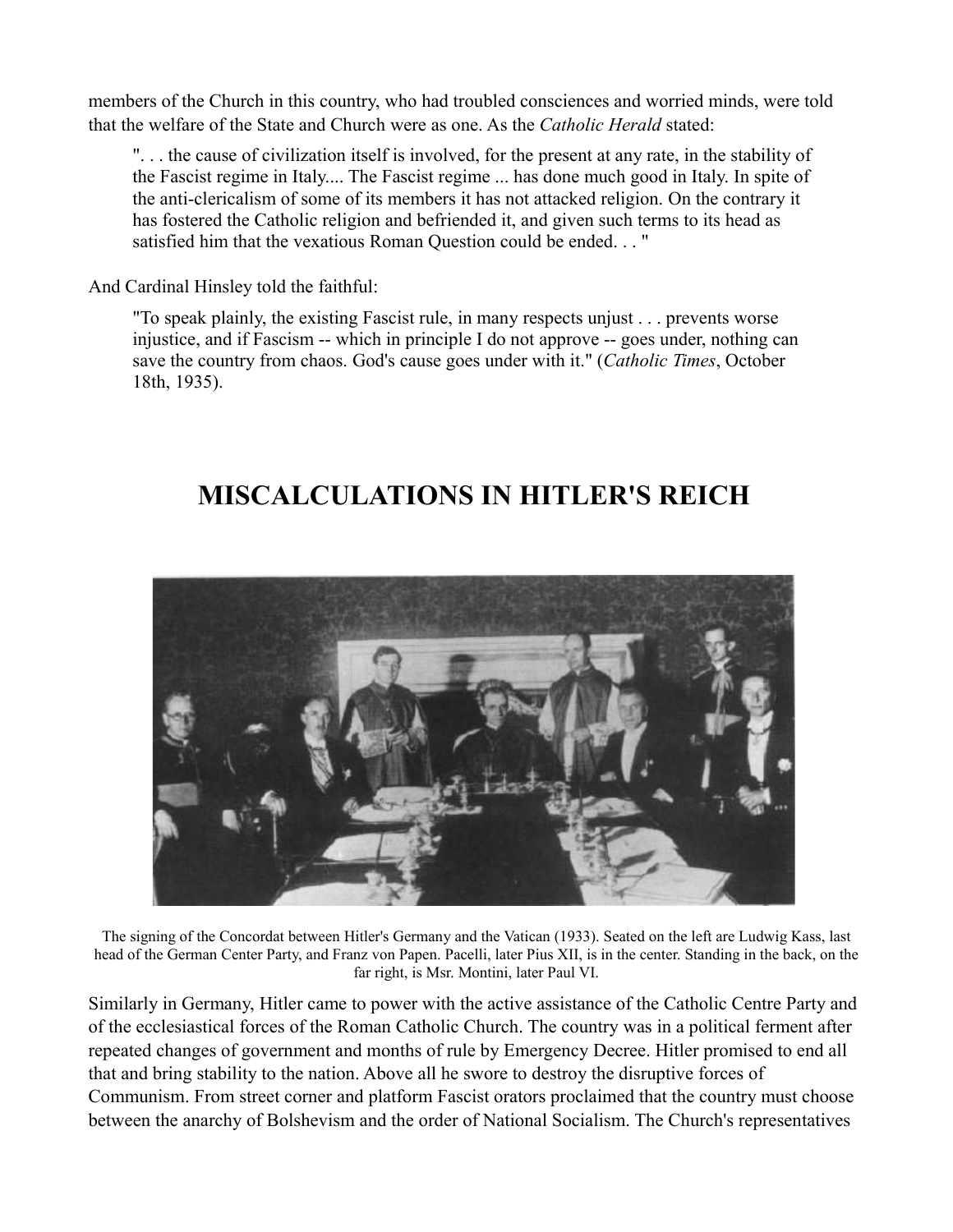members of the Church in this country, who had troubled consciences and worried minds, were told that the welfare of the State and Church were as one. As the *Catholic Herald* stated:

> ". . . the cause of civilization itself is involved, for the present at any rate, in the stability of the Fascist regime in Italy.... The Fascist regime ... has done much good in Italy. In spite of the anti-clericalism of some of its members it has not attacked religion. On the contrary it has fostered the Catholic religion and befriended it, and given such terms to its head as satisfied him that the vexatious Roman Question could be ended. . . "

And Cardinal Hinsley told the faithful:

> "To speak plainly, the existing Fascist rule, in many respects unjust . . . prevents worse injustice, and if Fascism -- which in principle I do not approve -- goes under, nothing can save the country from chaos. God's cause goes under with it." (*Catholic Times*, October 18th, 1935).

## MISCALCULATIONS IN HITLER'S REICH

The signing of the Concordat between Hitler's Germany and the Vatican (1933). Seated on the left are Ludwig Kass, last head of the German Center Party, and Franz von Papen. Pacelli, later Pius XII, is in the center. Standing in the back, on the far right, is Msr. Montini, later Paul VI.

Similarly in Germany, Hitler came to power with the active assistance of the Catholic Centre Party and of the ecclesiastical forces of the Roman Catholic Church. The country was in a political ferment after repeated changes of government and months of rule by Emergency Decree. Hitler promised to end all that and bring stability to the nation. Above all he swore to destroy the disruptive forces of Communism. From street corner and platform Fascist orators proclaimed that the country must choose between the anarchy of Bolshevism and the order of National Socialism. The Church's representatives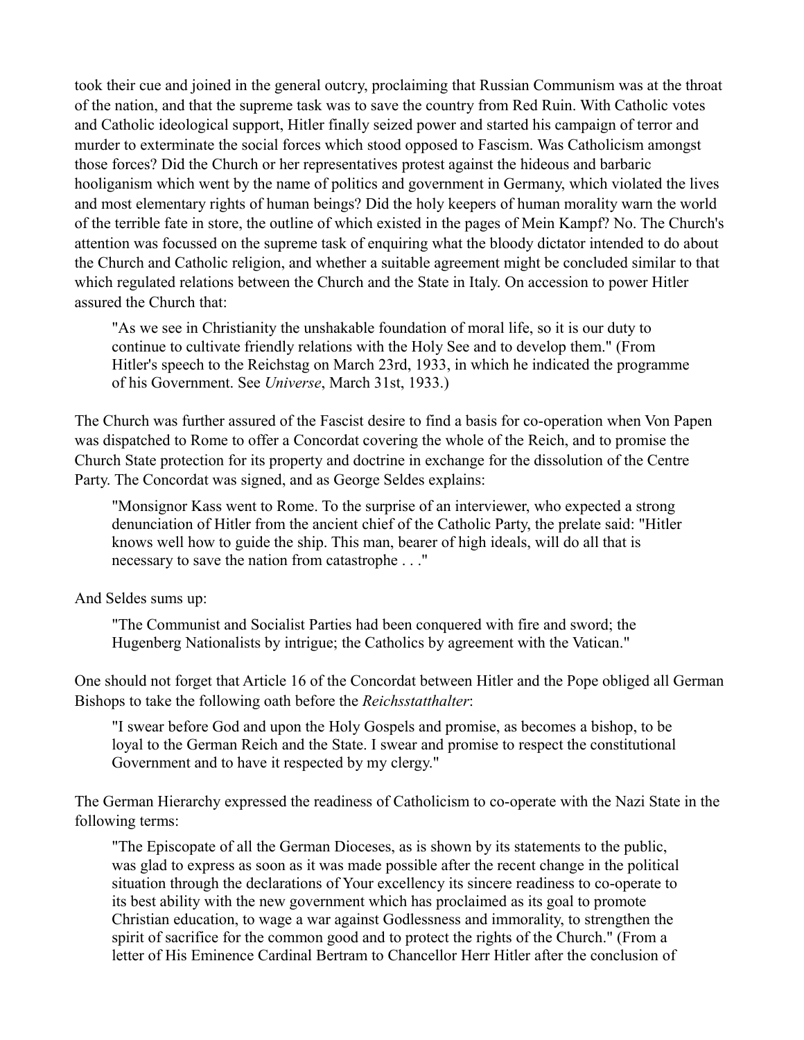took their cue and joined in the general outcry, proclaiming that Russian Communism was at the throat of the nation, and that the supreme task was to save the country from Red Ruin. With Catholic votes and Catholic ideological support, Hitler finally seized power and started his campaign of terror and murder to exterminate the social forces which stood opposed to Fascism. Was Catholicism amongst those forces? Did the Church or her representatives protest against the hideous and barbaric hooliganism which went by the name of politics and government in Germany, which violated the lives and most elementary rights of human beings? Did the holy keepers of human morality warn the world of the terrible fate in store, the outline of which existed in the pages of Mein Kampf? No. The Church's attention was focussed on the supreme task of enquiring what the bloody dictator intended to do about the Church and Catholic religion, and whether a suitable agreement might be concluded similar to that which regulated relations between the Church and the State in Italy. On accession to power Hitler assured the Church that:

> "As we see in Christianity the unshakable foundation of moral life, so it is our duty to continue to cultivate friendly relations with the Holy See and to develop them." (From Hitler's speech to the Reichstag on March 23rd, 1933, in which he indicated the programme of his Government. See *Universe*, March 31st, 1933.)

The Church was further assured of the Fascist desire to find a basis for co-operation when Von Papen was dispatched to Rome to offer a Concordat covering the whole of the Reich, and to promise the Church State protection for its property and doctrine in exchange for the dissolution of the Centre Party. The Concordat was signed, and as George Seldes explains:

> "Monsignor Kass went to Rome. To the surprise of an interviewer, who expected a strong denunciation of Hitler from the ancient chief of the Catholic Party, the prelate said: "Hitler knows well how to guide the ship. This man, bearer of high ideals, will do all that is necessary to save the nation from catastrophe . . ."

And Seldes sums up:

> "The Communist and Socialist Parties had been conquered with fire and sword; the Hugenberg Nationalists by intrigue; the Catholics by agreement with the Vatican."

One should not forget that Article 16 of the Concordat between Hitler and the Pope obliged all German Bishops to take the following oath before the *Reichsstatthalter*:

> "I swear before God and upon the Holy Gospels and promise, as becomes a bishop, to be loyal to the German Reich and the State. I swear and promise to respect the constitutional Government and to have it respected by my clergy."

The German Hierarchy expressed the readiness of Catholicism to co-operate with the Nazi State in the following terms:

> "The Episcopate of all the German Dioceses, as is shown by its statements to the public, was glad to express as soon as it was made possible after the recent change in the political situation through the declarations of Your excellency its sincere readiness to co-operate to its best ability with the new government which has proclaimed as its goal to promote Christian education, to wage a war against Godlessness and immorality, to strengthen the spirit of sacrifice for the common good and to protect the rights of the Church." (From a letter of His Eminence Cardinal Bertram to Chancellor Herr Hitler after the conclusion of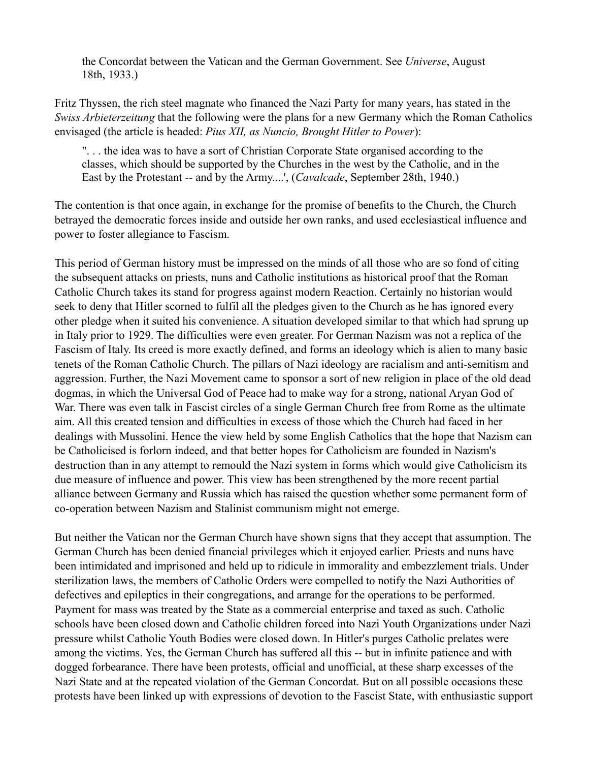the Concordat between the Vatican and the German Government. See *Universe*, August 18th, 1933.)

Fritz Thyssen, the rich steel magnate who financed the Nazi Party for many years, has stated in the *Swiss Arbieterzeitung* that the following were the plans for a new Germany which the Roman Catholics envisaged (the article is headed: *Pius XII, as Nuncio, Brought Hitler to Power*):

> ". . . the idea was to have a sort of Christian Corporate State organised according to the classes, which should be supported by the Churches in the west by the Catholic, and in the East by the Protestant -- and by the Army....', (*Cavalcade*, September 28th, 1940.)

The contention is that once again, in exchange for the promise of benefits to the Church, the Church betrayed the democratic forces inside and outside her own ranks, and used ecclesiastical influence and power to foster allegiance to Fascism.

This period of German history must be impressed on the minds of all those who are so fond of citing the subsequent attacks on priests, nuns and Catholic institutions as historical proof that the Roman Catholic Church takes its stand for progress against modern Reaction. Certainly no historian would seek to deny that Hitler scorned to fulfil all the pledges given to the Church as he has ignored every other pledge when it suited his convenience. A situation developed similar to that which had sprung up in Italy prior to 1929. The difficulties were even greater. For German Nazism was not a replica of the Fascism of Italy. Its creed is more exactly defined, and forms an ideology which is alien to many basic tenets of the Roman Catholic Church. The pillars of Nazi ideology are racialism and anti-semitism and aggression. Further, the Nazi Movement came to sponsor a sort of new religion in place of the old dead dogmas, in which the Universal God of Peace had to make way for a strong, national Aryan God of War. There was even talk in Fascist circles of a single German Church free from Rome as the ultimate aim. All this created tension and difficulties in excess of those which the Church had faced in her dealings with Mussolini. Hence the view held by some English Catholics that the hope that Nazism can be Catholicised is forlorn indeed, and that better hopes for Catholicism are founded in Nazism's destruction than in any attempt to remould the Nazi system in forms which would give Catholicism its due measure of influence and power. This view has been strengthened by the more recent partial alliance between Germany and Russia which has raised the question whether some permanent form of co-operation between Nazism and Stalinist communism might not emerge.

But neither the Vatican nor the German Church have shown signs that they accept that assumption. The German Church has been denied financial privileges which it enjoyed earlier. Priests and nuns have been intimidated and imprisoned and held up to ridicule in immorality and embezzlement trials. Under sterilization laws, the members of Catholic Orders were compelled to notify the Nazi Authorities of defectives and epileptics in their congregations, and arrange for the operations to be performed. Payment for mass was treated by the State as a commercial enterprise and taxed as such. Catholic schools have been closed down and Catholic children forced into Nazi Youth Organizations under Nazi pressure whilst Catholic Youth Bodies were closed down. In Hitler's purges Catholic prelates were among the victims. Yes, the German Church has suffered all this -- but in infinite patience and with dogged forbearance. There have been protests, official and unofficial, at these sharp excesses of the Nazi State and at the repeated violation of the German Concordat. But on all possible occasions these protests have been linked up with expressions of devotion to the Fascist State, with enthusiastic support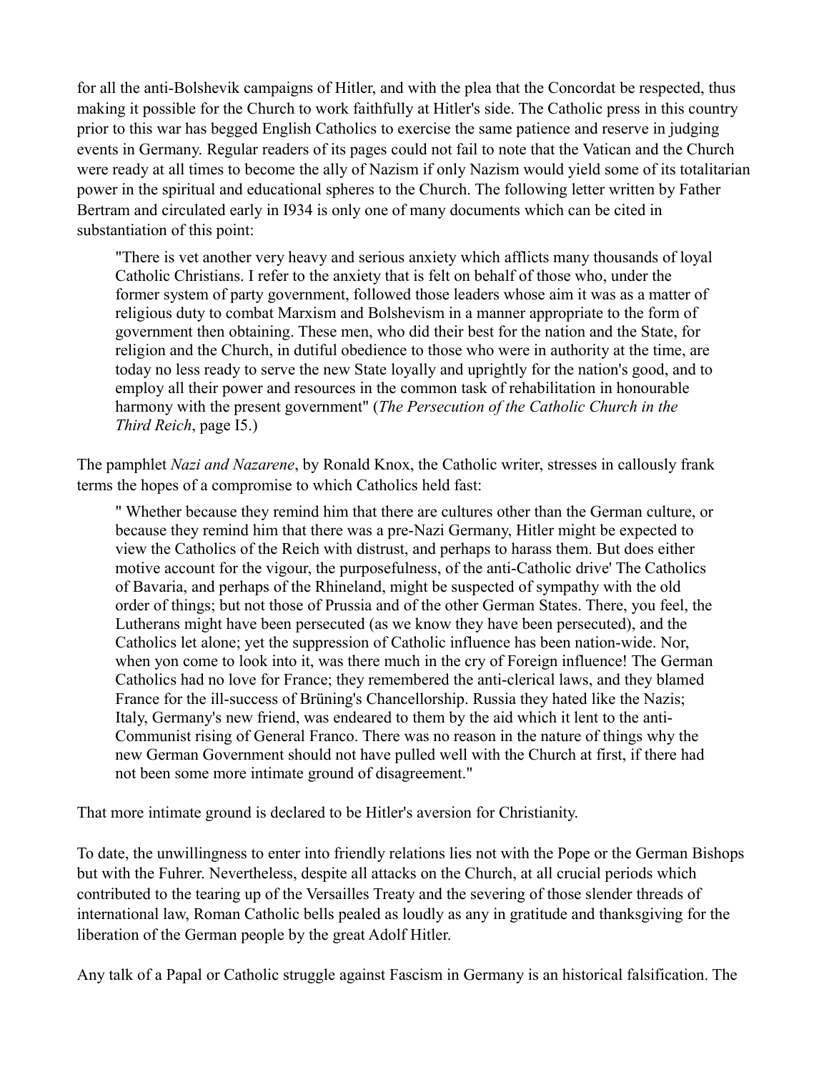for all the anti-Bolshevik campaigns of Hitler, and with the plea that the Concordat be respected, thus making it possible for the Church to work faithfully at Hitler's side. The Catholic press in this country prior to this war has begged English Catholics to exercise the same patience and reserve in judging events in Germany. Regular readers of its pages could not fail to note that the Vatican and the Church were ready at all times to become the ally of Nazism if only Nazism would yield some of its totalitarian power in the spiritual and educational spheres to the Church. The following letter written by Father Bertram and circulated early in I934 is only one of many documents which can be cited in substantiation of this point:

> "There is vet another very heavy and serious anxiety which afflicts many thousands of loyal Catholic Christians. I refer to the anxiety that is felt on behalf of those who, under the former system of party government, followed those leaders whose aim it was as a matter of religious duty to combat Marxism and Bolshevism in a manner appropriate to the form of government then obtaining. These men, who did their best for the nation and the State, for religion and the Church, in dutiful obedience to those who were in authority at the time, are today no less ready to serve the new State loyally and uprightly for the nation's good, and to employ all their power and resources in the common task of rehabilitation in honourable harmony with the present government" (*The Persecution of the Catholic Church in the Third Reich*, page I5.)

The pamphlet *Nazi and Nazarene*, by Ronald Knox, the Catholic writer, stresses in callously frank terms the hopes of a compromise to which Catholics held fast:

> " Whether because they remind him that there are cultures other than the German culture, or because they remind him that there was a pre-Nazi Germany, Hitler might be expected to view the Catholics of the Reich with distrust, and perhaps to harass them. But does either motive account for the vigour, the purposefulness, of the anti-Catholic drive' The Catholics of Bavaria, and perhaps of the Rhineland, might be suspected of sympathy with the old order of things; but not those of Prussia and of the other German States. There, you feel, the Lutherans might have been persecuted (as we know they have been persecuted), and the Catholics let alone; yet the suppression of Catholic influence has been nation-wide. Nor, when yon come to look into it, was there much in the cry of Foreign influence! The German Catholics had no love for France; they remembered the anti-clerical laws, and they blamed France for the ill-success of Brüning's Chancellorship. Russia they hated like the Nazis; Italy, Germany's new friend, was endeared to them by the aid which it lent to the anti-Communist rising of General Franco. There was no reason in the nature of things why the new German Government should not have pulled well with the Church at first, if there had not been some more intimate ground of disagreement."

That more intimate ground is declared to be Hitler's aversion for Christianity.

To date, the unwillingness to enter into friendly relations lies not with the Pope or the German Bishops but with the Fuhrer. Nevertheless, despite all attacks on the Church, at all crucial periods which contributed to the tearing up of the Versailles Treaty and the severing of those slender threads of international law, Roman Catholic bells pealed as loudly as any in gratitude and thanksgiving for the liberation of the German people by the great Adolf Hitler.

Any talk of a Papal or Catholic struggle against Fascism in Germany is an historical falsification. The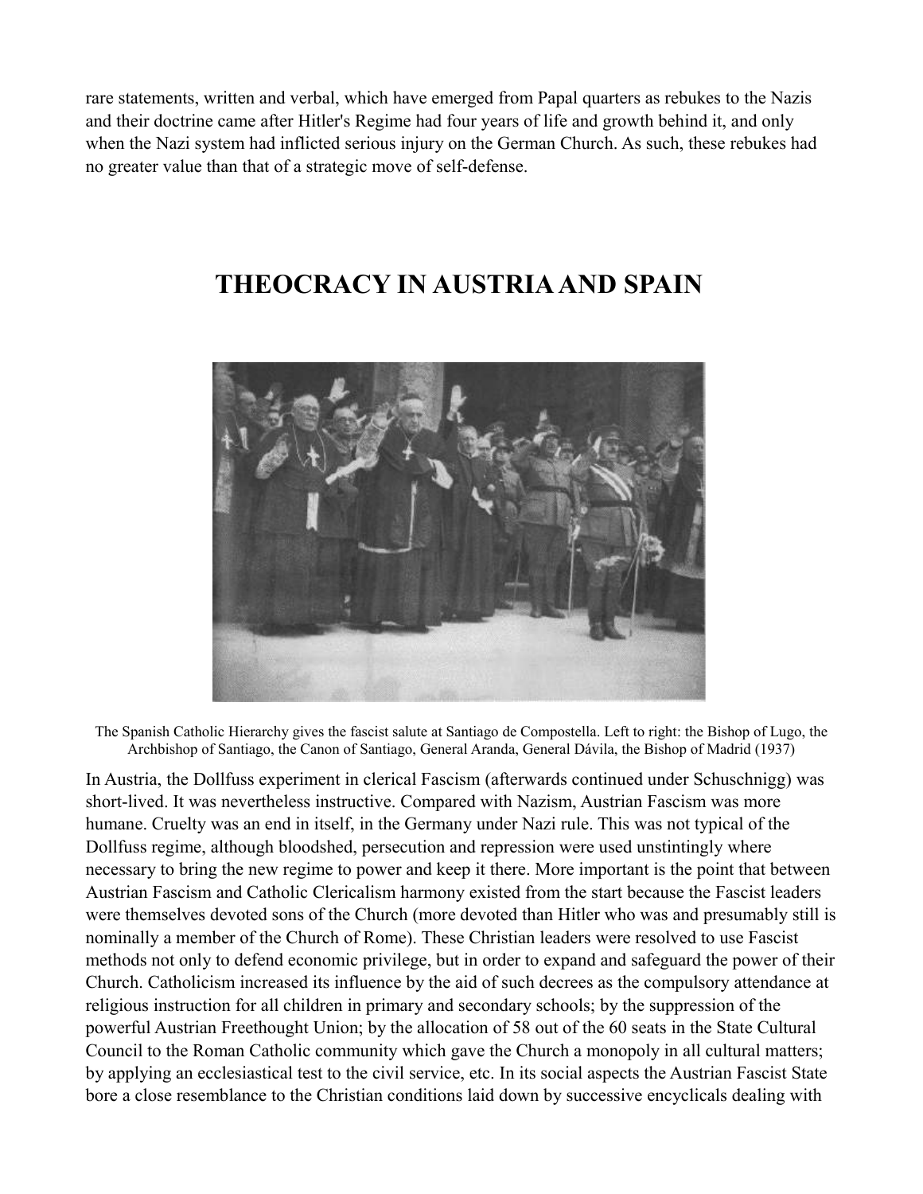rare statements, written and verbal, which have emerged from Papal quarters as rebukes to the Nazis and their doctrine came after Hitler's Regime had four years of life and growth behind it, and only when the Nazi system had inflicted serious injury on the German Church. As such, these rebukes had no greater value than that of a strategic move of self-defense.

## THEOCRACY IN AUSTRIA AND SPAIN

The Spanish Catholic Hierarchy gives the fascist salute at Santiago de Compostella. Left to right: the Bishop of Lugo, the Archbishop of Santiago, the Canon of Santiago, General Aranda, General Dávila, the Bishop of Madrid (1937)

In Austria, the Dollfuss experiment in clerical Fascism (afterwards continued under Schuschnigg) was short-lived. It was nevertheless instructive. Compared with Nazism, Austrian Fascism was more humane. Cruelty was an end in itself, in the Germany under Nazi rule. This was not typical of the Dollfuss regime, although bloodshed, persecution and repression were used unstintingly where necessary to bring the new regime to power and keep it there. More important is the point that between Austrian Fascism and Catholic Clericalism harmony existed from the start because the Fascist leaders were themselves devoted sons of the Church (more devoted than Hitler who was and presumably still is nominally a member of the Church of Rome). These Christian leaders were resolved to use Fascist methods not only to defend economic privilege, but in order to expand and safeguard the power of their Church. Catholicism increased its influence by the aid of such decrees as the compulsory attendance at religious instruction for all children in primary and secondary schools; by the suppression of the powerful Austrian Freethought Union; by the allocation of 58 out of the 60 seats in the State Cultural Council to the Roman Catholic community which gave the Church a monopoly in all cultural matters; by applying an ecclesiastical test to the civil service, etc. In its social aspects the Austrian Fascist State bore a close resemblance to the Christian conditions laid down by successive encyclicals dealing with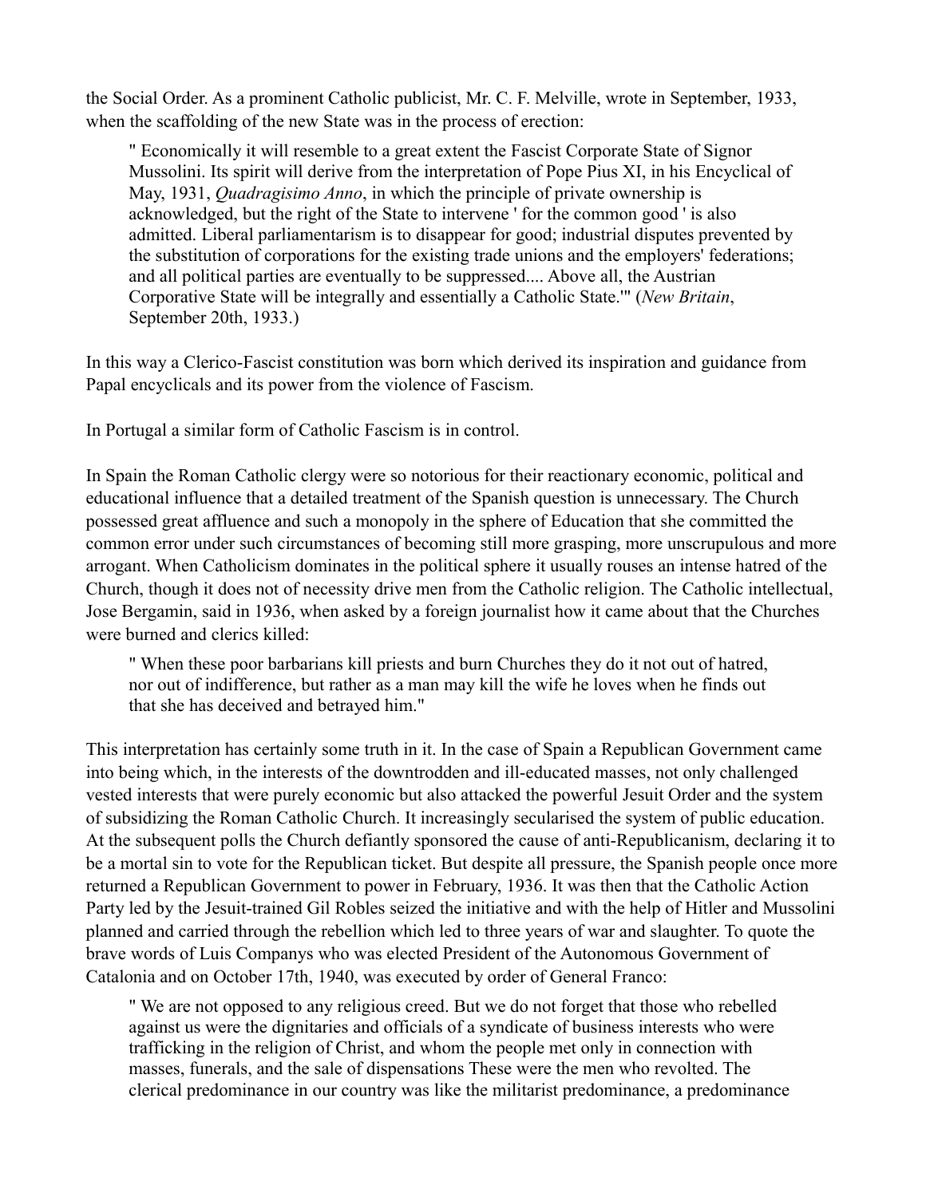the Social Order. As a prominent Catholic publicist, Mr. C. F. Melville, wrote in September, 1933, when the scaffolding of the new State was in the process of erection:

> " Economically it will resemble to a great extent the Fascist Corporate State of Signor Mussolini. Its spirit will derive from the interpretation of Pope Pius XI, in his Encyclical of May, 1931, *Quadragisimo Anno*, in which the principle of private ownership is acknowledged, but the right of the State to intervene ' for the common good ' is also admitted. Liberal parliamentarism is to disappear for good; industrial disputes prevented by the substitution of corporations for the existing trade unions and the employers' federations; and all political parties are eventually to be suppressed.... Above all, the Austrian Corporative State will be integrally and essentially a Catholic State.'" (*New Britain*, September 20th, 1933.)

In this way a Clerico-Fascist constitution was born which derived its inspiration and guidance from Papal encyclicals and its power from the violence of Fascism.

In Portugal a similar form of Catholic Fascism is in control.

In Spain the Roman Catholic clergy were so notorious for their reactionary economic, political and educational influence that a detailed treatment of the Spanish question is unnecessary. The Church possessed great affluence and such a monopoly in the sphere of Education that she committed the common error under such circumstances of becoming still more grasping, more unscrupulous and more arrogant. When Catholicism dominates in the political sphere it usually rouses an intense hatred of the Church, though it does not of necessity drive men from the Catholic religion. The Catholic intellectual, Jose Bergamin, said in 1936, when asked by a foreign journalist how it came about that the Churches were burned and clerics killed:

> " When these poor barbarians kill priests and burn Churches they do it not out of hatred, nor out of indifference, but rather as a man may kill the wife he loves when he finds out that she has deceived and betrayed him."

This interpretation has certainly some truth in it. In the case of Spain a Republican Government came into being which, in the interests of the downtrodden and ill-educated masses, not only challenged vested interests that were purely economic but also attacked the powerful Jesuit Order and the system of subsidizing the Roman Catholic Church. It increasingly secularised the system of public education. At the subsequent polls the Church defiantly sponsored the cause of anti-Republicanism, declaring it to be a mortal sin to vote for the Republican ticket. But despite all pressure, the Spanish people once more returned a Republican Government to power in February, 1936. It was then that the Catholic Action Party led by the Jesuit-trained Gil Robles seized the initiative and with the help of Hitler and Mussolini planned and carried through the rebellion which led to three years of war and slaughter. To quote the brave words of Luis Companys who was elected President of the Autonomous Government of Catalonia and on October 17th, 1940, was executed by order of General Franco:

> " We are not opposed to any religious creed. But we do not forget that those who rebelled against us were the dignitaries and officials of a syndicate of business interests who were trafficking in the religion of Christ, and whom the people met only in connection with masses, funerals, and the sale of dispensations These were the men who revolted. The clerical predominance in our country was like the militarist predominance, a predominance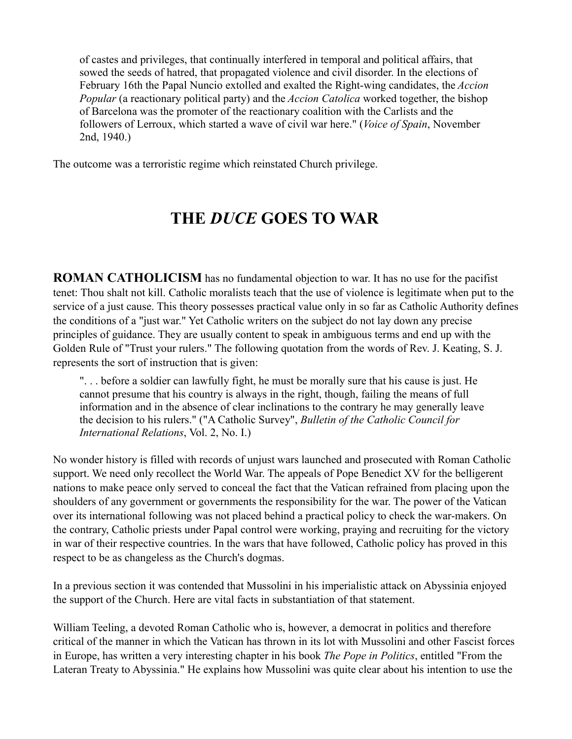> of castes and privileges, that continually interfered in temporal and political affairs, that sowed the seeds of hatred, that propagated violence and civil disorder. In the elections of February 16th the Papal Nuncio extolled and exalted the Right-wing candidates, the *Accion Popular* (a reactionary political party) and the *Accion Catolica* worked together, the bishop of Barcelona was the promoter of the reactionary coalition with the Carlists and the followers of Lerroux, which started a wave of civil war here." (*Voice of Spain*, November 2nd, 1940.)

The outcome was a terroristic regime which reinstated Church privilege.

## THE *DUCE* GOES TO WAR

**ROMAN CATHOLICISM** has no fundamental objection to war. It has no use for the pacifist tenet: Thou shalt not kill. Catholic moralists teach that the use of violence is legitimate when put to the service of a just cause. This theory possesses practical value only in so far as Catholic Authority defines the conditions of a "just war." Yet Catholic writers on the subject do not lay down any precise principles of guidance. They are usually content to speak in ambiguous terms and end up with the Golden Rule of "Trust your rulers." The following quotation from the words of Rev. J. Keating, S. J. represents the sort of instruction that is given:

> ". . . before a soldier can lawfully fight, he must be morally sure that his cause is just. He cannot presume that his country is always in the right, though, failing the means of full information and in the absence of clear inclinations to the contrary he may generally leave the decision to his rulers." ("A Catholic Survey", *Bulletin of the Catholic Council for International Relations*, Vol. 2, No. I.)

No wonder history is filled with records of unjust wars launched and prosecuted with Roman Catholic support. We need only recollect the World War. The appeals of Pope Benedict XV for the belligerent nations to make peace only served to conceal the fact that the Vatican refrained from placing upon the shoulders of any government or governments the responsibility for the war. The power of the Vatican over its international following was not placed behind a practical policy to check the war-makers. On the contrary, Catholic priests under Papal control were working, praying and recruiting for the victory in war of their respective countries. In the wars that have followed, Catholic policy has proved in this respect to be as changeless as the Church's dogmas.

In a previous section it was contended that Mussolini in his imperialistic attack on Abyssinia enjoyed the support of the Church. Here are vital facts in substantiation of that statement.

William Teeling, a devoted Roman Catholic who is, however, a democrat in politics and therefore critical of the manner in which the Vatican has thrown in its lot with Mussolini and other Fascist forces in Europe, has written a very interesting chapter in his book *The Pope in Politics*, entitled "From the Lateran Treaty to Abyssinia." He explains how Mussolini was quite clear about his intention to use the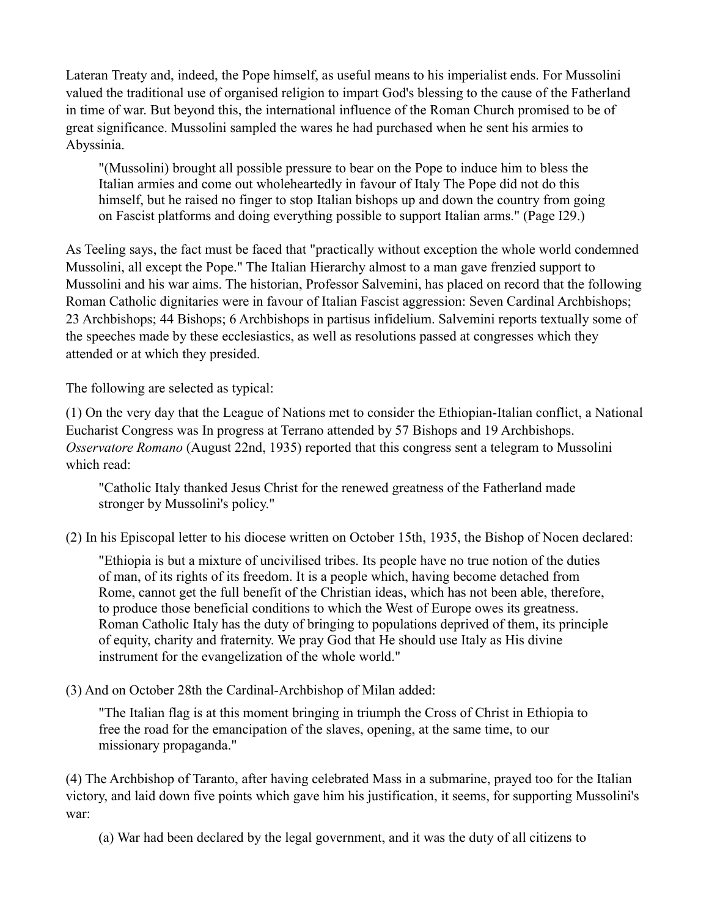Lateran Treaty and, indeed, the Pope himself, as useful means to his imperialist ends. For Mussolini valued the traditional use of organised religion to impart God's blessing to the cause of the Fatherland in time of war. But beyond this, the international influence of the Roman Church promised to be of great significance. Mussolini sampled the wares he had purchased when he sent his armies to Abyssinia.

> "(Mussolini) brought all possible pressure to bear on the Pope to induce him to bless the Italian armies and come out wholeheartedly in favour of Italy The Pope did not do this himself, but he raised no finger to stop Italian bishops up and down the country from going on Fascist platforms and doing everything possible to support Italian arms." (Page I29.)

As Teeling says, the fact must be faced that "practically without exception the whole world condemned Mussolini, all except the Pope." The Italian Hierarchy almost to a man gave frenzied support to Mussolini and his war aims. The historian, Professor Salvemini, has placed on record that the following Roman Catholic dignitaries were in favour of Italian Fascist aggression: Seven Cardinal Archbishops; 23 Archbishops; 44 Bishops; 6 Archbishops in partisus infidelium. Salvemini reports textually some of the speeches made by these ecclesiastics, as well as resolutions passed at congresses which they attended or at which they presided.

The following are selected as typical:

(1) On the very day that the League of Nations met to consider the Ethiopian-Italian conflict, a National Eucharist Congress was In progress at Terrano attended by 57 Bishops and 19 Archbishops. *Osservatore Romano* (August 22nd, 1935) reported that this congress sent a telegram to Mussolini which read:

> "Catholic Italy thanked Jesus Christ for the renewed greatness of the Fatherland made stronger by Mussolini's policy."

(2) In his Episcopal letter to his diocese written on October 15th, 1935, the Bishop of Nocen declared:

> "Ethiopia is but a mixture of uncivilised tribes. Its people have no true notion of the duties of man, of its rights of its freedom. It is a people which, having become detached from Rome, cannot get the full benefit of the Christian ideas, which has not been able, therefore, to produce those beneficial conditions to which the West of Europe owes its greatness. Roman Catholic Italy has the duty of bringing to populations deprived of them, its principle of equity, charity and fraternity. We pray God that He should use Italy as His divine instrument for the evangelization of the whole world."

(3) And on October 28th the Cardinal-Archbishop of Milan added:

> "The Italian flag is at this moment bringing in triumph the Cross of Christ in Ethiopia to free the road for the emancipation of the slaves, opening, at the same time, to our missionary propaganda."

(4) The Archbishop of Taranto, after having celebrated Mass in a submarine, prayed too for the Italian victory, and laid down five points which gave him his justification, it seems, for supporting Mussolini's war:

> (a) War had been declared by the legal government, and it was the duty of all citizens to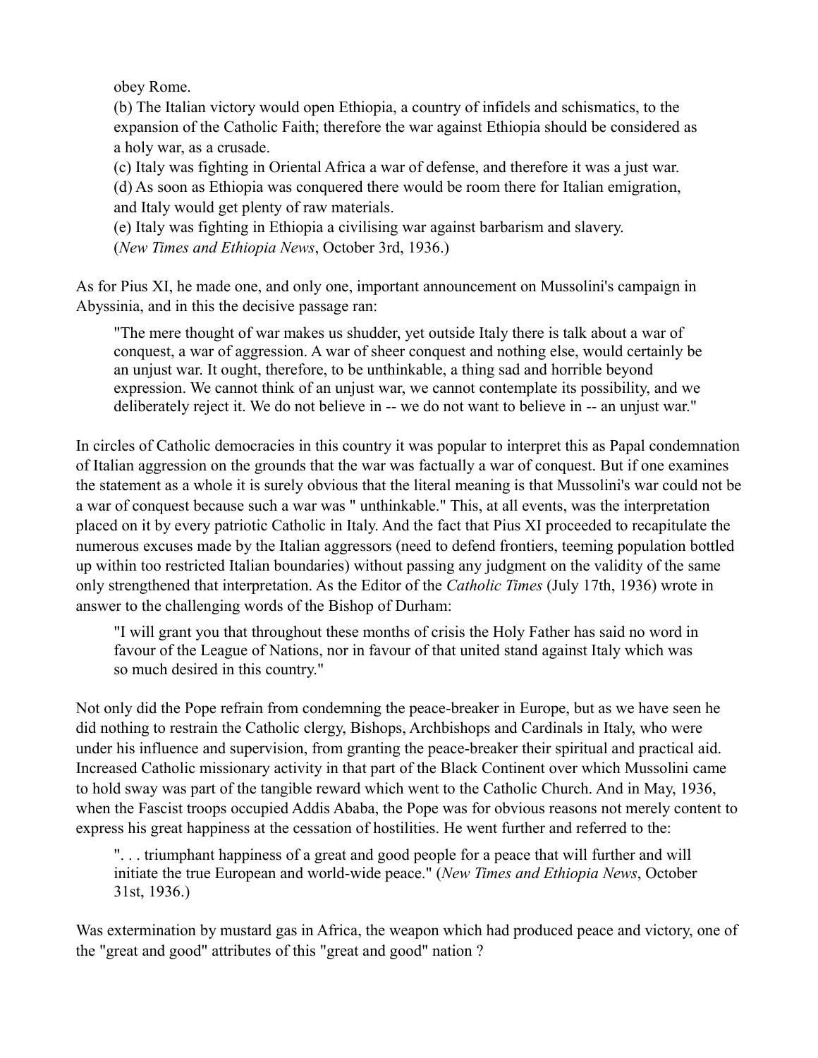obey Rome.

(b) The Italian victory would open Ethiopia, a country of infidels and schismatics, to the expansion of the Catholic Faith; therefore the war against Ethiopia should be considered as a holy war, as a crusade.

(c) Italy was fighting in Oriental Africa a war of defense, and therefore it was a just war.

(d) As soon as Ethiopia was conquered there would be room there for Italian emigration, and Italy would get plenty of raw materials.

(e) Italy was fighting in Ethiopia a civilising war against barbarism and slavery.

(*New Times and Ethiopia News*, October 3rd, 1936.)

As for Pius XI, he made one, and only one, important announcement on Mussolini's campaign in Abyssinia, and in this the decisive passage ran:

> "The mere thought of war makes us shudder, yet outside Italy there is talk about a war of conquest, a war of aggression. A war of sheer conquest and nothing else, would certainly be an unjust war. It ought, therefore, to be unthinkable, a thing sad and horrible beyond expression. We cannot think of an unjust war, we cannot contemplate its possibility, and we deliberately reject it. We do not believe in -- we do not want to believe in -- an unjust war."

In circles of Catholic democracies in this country it was popular to interpret this as Papal condemnation of Italian aggression on the grounds that the war was factually a war of conquest. But if one examines the statement as a whole it is surely obvious that the literal meaning is that Mussolini's war could not be a war of conquest because such a war was " unthinkable." This, at all events, was the interpretation placed on it by every patriotic Catholic in Italy. And the fact that Pius XI proceeded to recapitulate the numerous excuses made by the Italian aggressors (need to defend frontiers, teeming population bottled up within too restricted Italian boundaries) without passing any judgment on the validity of the same only strengthened that interpretation. As the Editor of the *Catholic Times* (July 17th, 1936) wrote in answer to the challenging words of the Bishop of Durham:

> "I will grant you that throughout these months of crisis the Holy Father has said no word in favour of the League of Nations, nor in favour of that united stand against Italy which was so much desired in this country."

Not only did the Pope refrain from condemning the peace-breaker in Europe, but as we have seen he did nothing to restrain the Catholic clergy, Bishops, Archbishops and Cardinals in Italy, who were under his influence and supervision, from granting the peace-breaker their spiritual and practical aid. Increased Catholic missionary activity in that part of the Black Continent over which Mussolini came to hold sway was part of the tangible reward which went to the Catholic Church. And in May, 1936, when the Fascist troops occupied Addis Ababa, the Pope was for obvious reasons not merely content to express his great happiness at the cessation of hostilities. He went further and referred to the:

> ". . . triumphant happiness of a great and good people for a peace that will further and will initiate the true European and world-wide peace." (*New Times and Ethiopia News*, October 31st, 1936.)

Was extermination by mustard gas in Africa, the weapon which had produced peace and victory, one of the "great and good" attributes of this "great and good" nation ?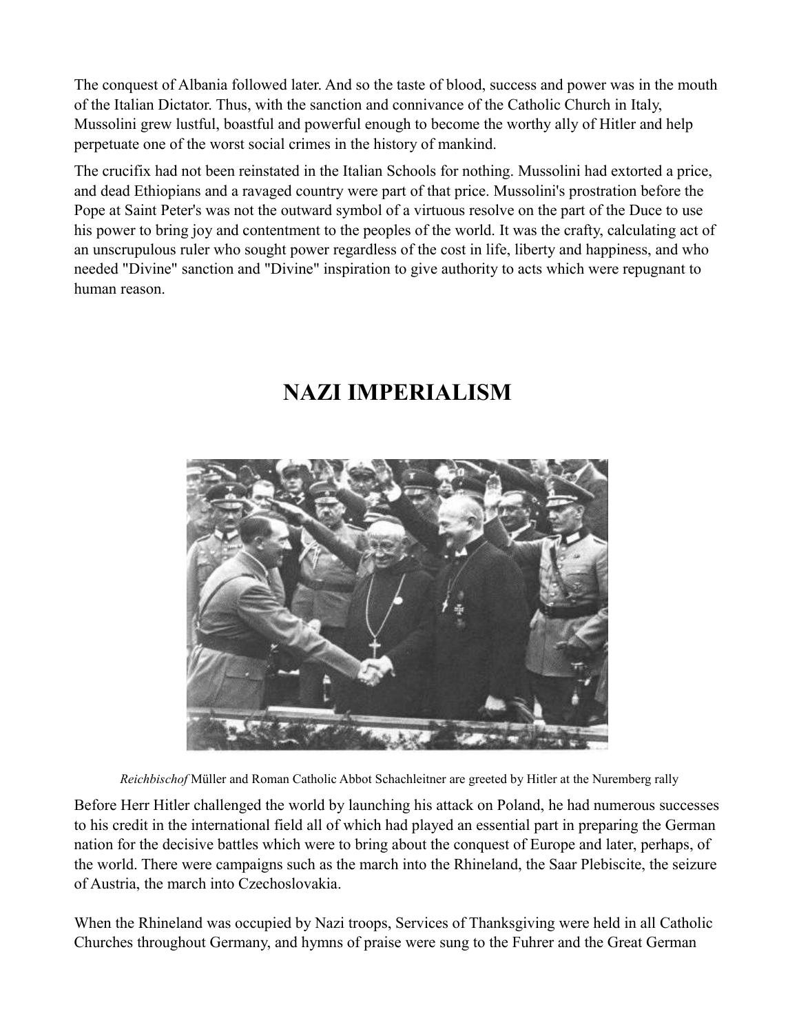The conquest of Albania followed later. And so the taste of blood, success and power was in the mouth of the Italian Dictator. Thus, with the sanction and connivance of the Catholic Church in Italy, Mussolini grew lustful, boastful and powerful enough to become the worthy ally of Hitler and help perpetuate one of the worst social crimes in the history of mankind.

The crucifix had not been reinstated in the Italian Schools for nothing. Mussolini had extorted a price, and dead Ethiopians and a ravaged country were part of that price. Mussolini's prostration before the Pope at Saint Peter's was not the outward symbol of a virtuous resolve on the part of the Duce to use his power to bring joy and contentment to the peoples of the world. It was the crafty, calculating act of an unscrupulous ruler who sought power regardless of the cost in life, liberty and happiness, and who needed "Divine" sanction and "Divine" inspiration to give authority to acts which were repugnant to human reason.

## NAZI IMPERIALISM

*Reichbischof* Müller and Roman Catholic Abbot Schachleitner are greeted by Hitler at the Nuremberg rally

Before Herr Hitler challenged the world by launching his attack on Poland, he had numerous successes to his credit in the international field all of which had played an essential part in preparing the German nation for the decisive battles which were to bring about the conquest of Europe and later, perhaps, of the world. There were campaigns such as the march into the Rhineland, the Saar Plebiscite, the seizure of Austria, the march into Czechoslovakia.

When the Rhineland was occupied by Nazi troops, Services of Thanksgiving were held in all Catholic Churches throughout Germany, and hymns of praise were sung to the Fuhrer and the Great German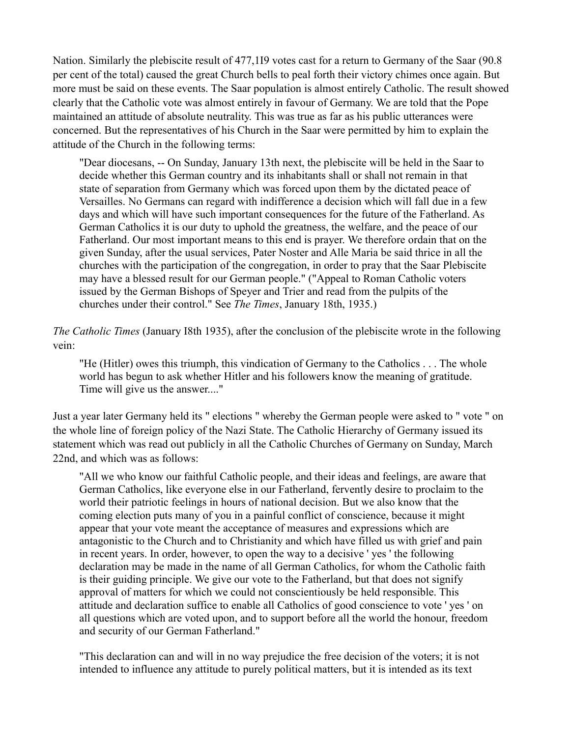Nation. Similarly the plebiscite result of 477,1I9 votes cast for a return to Germany of the Saar (90.8 per cent of the total) caused the great Church bells to peal forth their victory chimes once again. But more must be said on these events. The Saar population is almost entirely Catholic. The result showed clearly that the Catholic vote was almost entirely in favour of Germany. We are told that the Pope maintained an attitude of absolute neutrality. This was true as far as his public utterances were concerned. But the representatives of his Church in the Saar were permitted by him to explain the attitude of the Church in the following terms:

> "Dear diocesans, -- On Sunday, January 13th next, the plebiscite will be held in the Saar to decide whether this German country and its inhabitants shall or shall not remain in that state of separation from Germany which was forced upon them by the dictated peace of Versailles. No Germans can regard with indifference a decision which will fall due in a few days and which will have such important consequences for the future of the Fatherland. As German Catholics it is our duty to uphold the greatness, the welfare, and the peace of our Fatherland. Our most important means to this end is prayer. We therefore ordain that on the given Sunday, after the usual services, Pater Noster and Alle Maria be said thrice in all the churches with the participation of the congregation, in order to pray that the Saar Plebiscite may have a blessed result for our German people." ("Appeal to Roman Catholic voters issued by the German Bishops of Speyer and Trier and read from the pulpits of the churches under their control." See *The Times*, January 18th, 1935.)

*The Catholic Times* (January I8th 1935), after the conclusion of the plebiscite wrote in the following vein:

> "He (Hitler) owes this triumph, this vindication of Germany to the Catholics . . . The whole world has begun to ask whether Hitler and his followers know the meaning of gratitude. Time will give us the answer...."

Just a year later Germany held its " elections " whereby the German people were asked to " vote " on the whole line of foreign policy of the Nazi State. The Catholic Hierarchy of Germany issued its statement which was read out publicly in all the Catholic Churches of Germany on Sunday, March 22nd, and which was as follows:

> "All we who know our faithful Catholic people, and their ideas and feelings, are aware that German Catholics, like everyone else in our Fatherland, fervently desire to proclaim to the world their patriotic feelings in hours of national decision. But we also know that the coming election puts many of you in a painful conflict of conscience, because it might appear that your vote meant the acceptance of measures and expressions which are antagonistic to the Church and to Christianity and which have filled us with grief and pain in recent years. In order, however, to open the way to a decisive ' yes ' the following declaration may be made in the name of all German Catholics, for whom the Catholic faith is their guiding principle. We give our vote to the Fatherland, but that does not signify approval of matters for which we could not conscientiously be held responsible. This attitude and declaration suffice to enable all Catholics of good conscience to vote ' yes ' on all questions which are voted upon, and to support before all the world the honour, freedom and security of our German Fatherland."
>
> "This declaration can and will in no way prejudice the free decision of the voters; it is not intended to influence any attitude to purely political matters, but it is intended as its text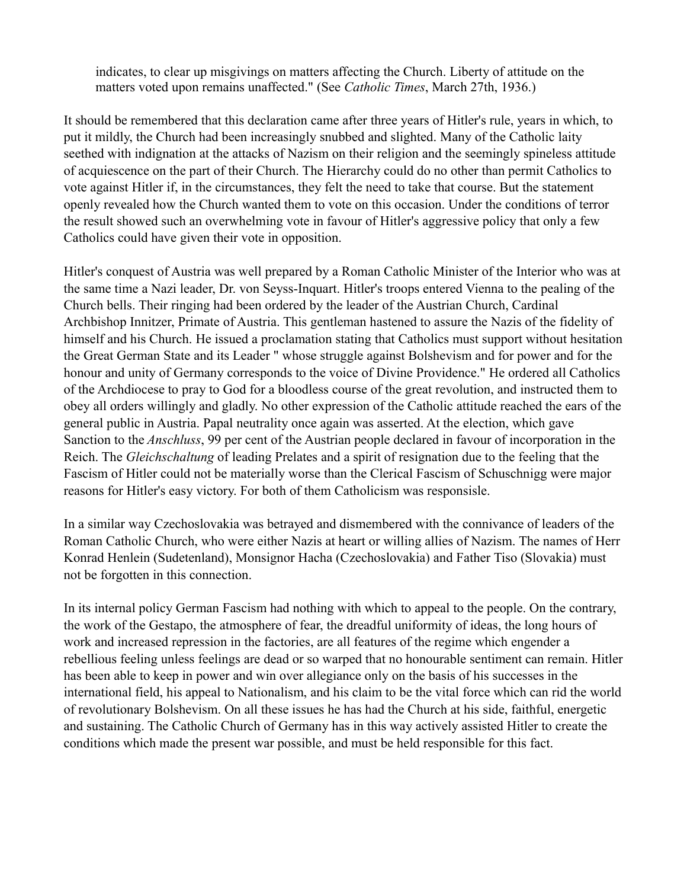indicates, to clear up misgivings on matters affecting the Church. Liberty of attitude on the matters voted upon remains unaffected." (See *Catholic Times*, March 27th, 1936.)

It should be remembered that this declaration came after three years of Hitler's rule, years in which, to put it mildly, the Church had been increasingly snubbed and slighted. Many of the Catholic laity seethed with indignation at the attacks of Nazism on their religion and the seemingly spineless attitude of acquiescence on the part of their Church. The Hierarchy could do no other than permit Catholics to vote against Hitler if, in the circumstances, they felt the need to take that course. But the statement openly revealed how the Church wanted them to vote on this occasion. Under the conditions of terror the result showed such an overwhelming vote in favour of Hitler's aggressive policy that only a few Catholics could have given their vote in opposition.

Hitler's conquest of Austria was well prepared by a Roman Catholic Minister of the Interior who was at the same time a Nazi leader, Dr. von Seyss-Inquart. Hitler's troops entered Vienna to the pealing of the Church bells. Their ringing had been ordered by the leader of the Austrian Church, Cardinal Archbishop Innitzer, Primate of Austria. This gentleman hastened to assure the Nazis of the fidelity of himself and his Church. He issued a proclamation stating that Catholics must support without hesitation the Great German State and its Leader " whose struggle against Bolshevism and for power and for the honour and unity of Germany corresponds to the voice of Divine Providence." He ordered all Catholics of the Archdiocese to pray to God for a bloodless course of the great revolution, and instructed them to obey all orders willingly and gladly. No other expression of the Catholic attitude reached the ears of the general public in Austria. Papal neutrality once again was asserted. At the election, which gave Sanction to the *Anschluss*, 99 per cent of the Austrian people declared in favour of incorporation in the Reich. The *Gleichschaltung* of leading Prelates and a spirit of resignation due to the feeling that the Fascism of Hitler could not be materially worse than the Clerical Fascism of Schuschnigg were major reasons for Hitler's easy victory. For both of them Catholicism was responsisle.

In a similar way Czechoslovakia was betrayed and dismembered with the connivance of leaders of the Roman Catholic Church, who were either Nazis at heart or willing allies of Nazism. The names of Herr Konrad Henlein (Sudetenland), Monsignor Hacha (Czechoslovakia) and Father Tiso (Slovakia) must not be forgotten in this connection.

In its internal policy German Fascism had nothing with which to appeal to the people. On the contrary, the work of the Gestapo, the atmosphere of fear, the dreadful uniformity of ideas, the long hours of work and increased repression in the factories, are all features of the regime which engender a rebellious feeling unless feelings are dead or so warped that no honourable sentiment can remain. Hitler has been able to keep in power and win over allegiance only on the basis of his successes in the international field, his appeal to Nationalism, and his claim to be the vital force which can rid the world of revolutionary Bolshevism. On all these issues he has had the Church at his side, faithful, energetic and sustaining. The Catholic Church of Germany has in this way actively assisted Hitler to create the conditions which made the present war possible, and must be held responsible for this fact.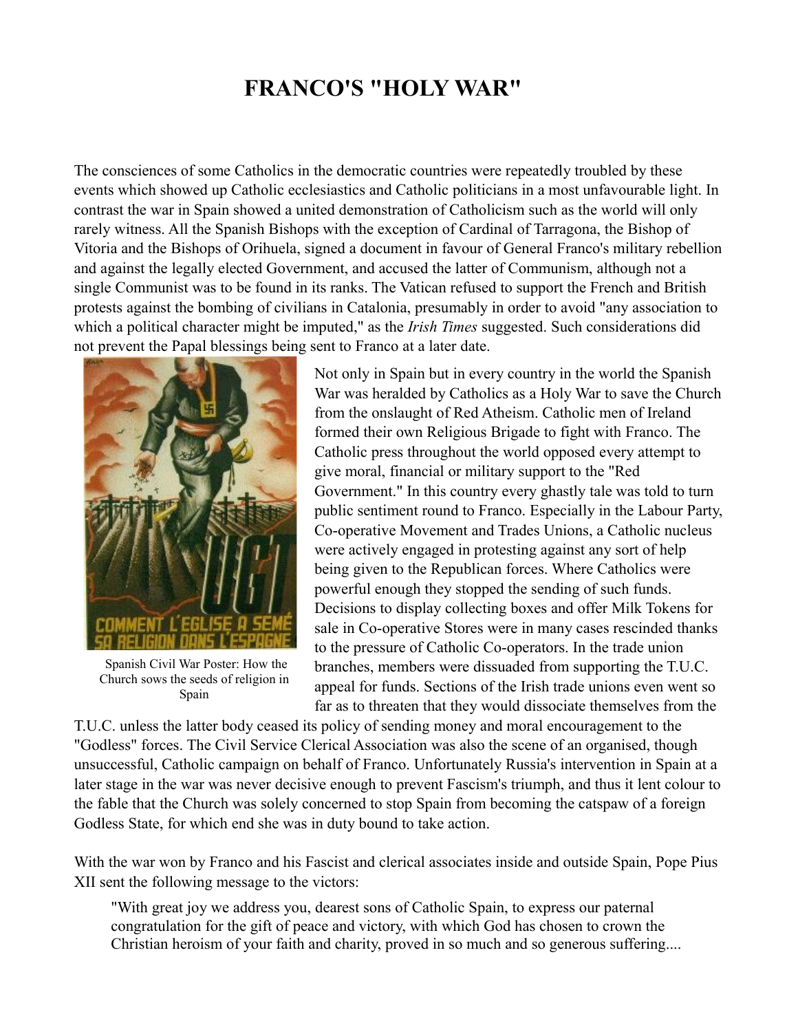# FRANCO'S "HOLY WAR"

The consciences of some Catholics in the democratic countries were repeatedly troubled by these events which showed up Catholic ecclesiastics and Catholic politicians in a most unfavourable light. In contrast the war in Spain showed a united demonstration of Catholicism such as the world will only rarely witness. All the Spanish Bishops with the exception of Cardinal of Tarragona, the Bishop of Vitoria and the Bishops of Orihuela, signed a document in favour of General Franco's military rebellion and against the legally elected Government, and accused the latter of Communism, although not a single Communist was to be found in its ranks. The Vatican refused to support the French and British protests against the bombing of civilians in Catalonia, presumably in order to avoid "any association to which a political character might be imputed," as the *Irish Times* suggested. Such considerations did not prevent the Papal blessings being sent to Franco at a later date.

Spanish Civil War Poster: How the Church sows the seeds of religion in Spain

Not only in Spain but in every country in the world the Spanish War was heralded by Catholics as a Holy War to save the Church from the onslaught of Red Atheism. Catholic men of Ireland formed their own Religious Brigade to fight with Franco. The Catholic press throughout the world opposed every attempt to give moral, financial or military support to the "Red Government." In this country every ghastly tale was told to turn public sentiment round to Franco. Especially in the Labour Party, Co-operative Movement and Trades Unions, a Catholic nucleus were actively engaged in protesting against any sort of help being given to the Republican forces. Where Catholics were powerful enough they stopped the sending of such funds. Decisions to display collecting boxes and offer Milk Tokens for sale in Co-operative Stores were in many cases rescinded thanks to the pressure of Catholic Co-operators. In the trade union branches, members were dissuaded from supporting the T.U.C. appeal for funds. Sections of the Irish trade unions even went so far as to threaten that they would dissociate themselves from the T.U.C. unless the latter body ceased its policy of sending money and moral encouragement to the "Godless" forces. The Civil Service Clerical Association was also the scene of an organised, though unsuccessful, Catholic campaign on behalf of Franco. Unfortunately Russia's intervention in Spain at a later stage in the war was never decisive enough to prevent Fascism's triumph, and thus it lent colour to the fable that the Church was solely concerned to stop Spain from becoming the catspaw of a foreign Godless State, for which end she was in duty bound to take action.

With the war won by Franco and his Fascist and clerical associates inside and outside Spain, Pope Pius XII sent the following message to the victors:

> "With great joy we address you, dearest sons of Catholic Spain, to express our paternal congratulation for the gift of peace and victory, with which God has chosen to crown the Christian heroism of your faith and charity, proved in so much and so generous suffering....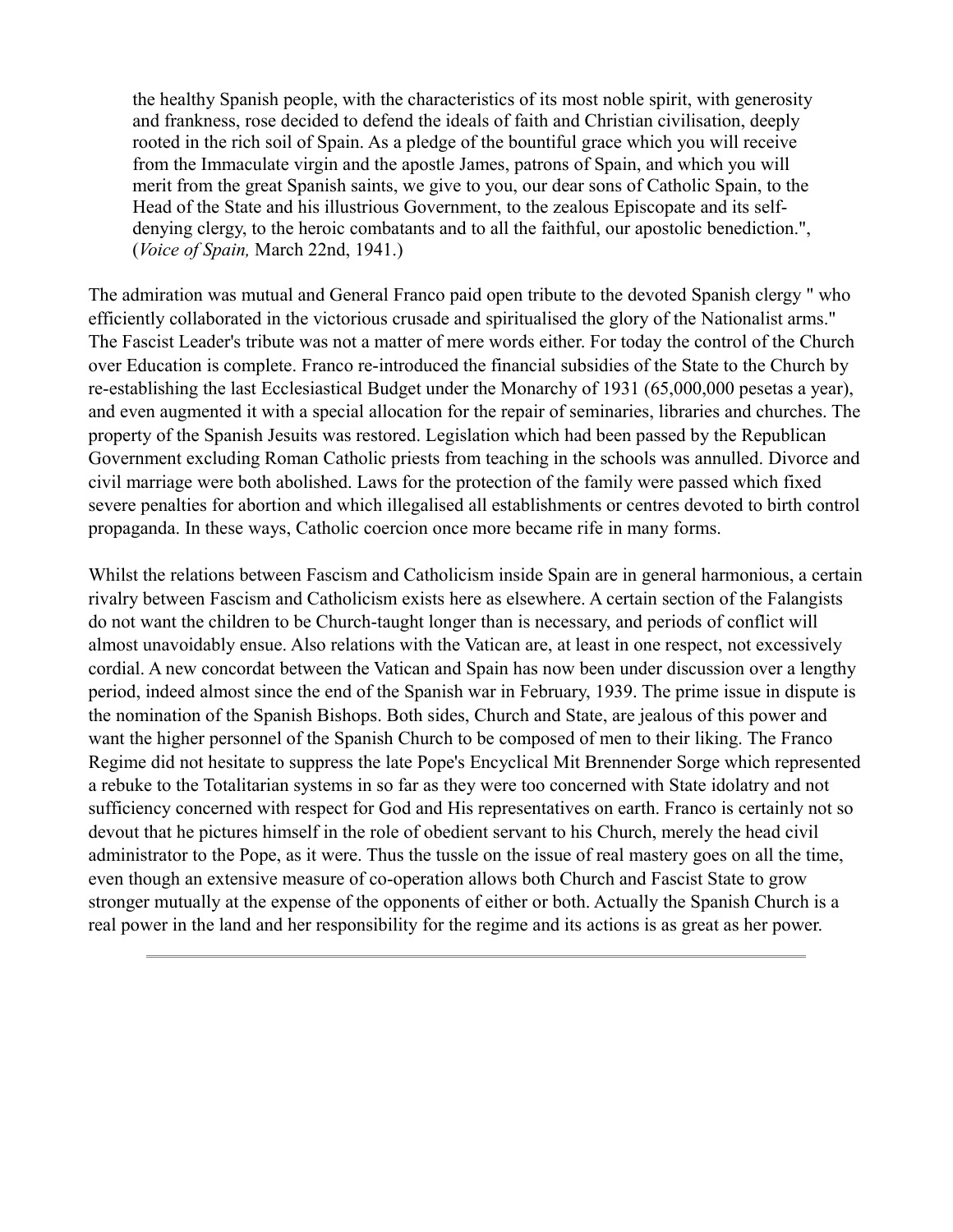> the healthy Spanish people, with the characteristics of its most noble spirit, with generosity and frankness, rose decided to defend the ideals of faith and Christian civilisation, deeply rooted in the rich soil of Spain. As a pledge of the bountiful grace which you will receive from the Immaculate virgin and the apostle James, patrons of Spain, and which you will merit from the great Spanish saints, we give to you, our dear sons of Catholic Spain, to the Head of the State and his illustrious Government, to the zealous Episcopate and its self-denying clergy, to the heroic combatants and to all the faithful, our apostolic benediction.", (*Voice of Spain,* March 22nd, 1941.)

The admiration was mutual and General Franco paid open tribute to the devoted Spanish clergy " who efficiently collaborated in the victorious crusade and spiritualised the glory of the Nationalist arms." The Fascist Leader's tribute was not a matter of mere words either. For today the control of the Church over Education is complete. Franco re-introduced the financial subsidies of the State to the Church by re-establishing the last Ecclesiastical Budget under the Monarchy of 1931 (65,000,000 pesetas a year), and even augmented it with a special allocation for the repair of seminaries, libraries and churches. The property of the Spanish Jesuits was restored. Legislation which had been passed by the Republican Government excluding Roman Catholic priests from teaching in the schools was annulled. Divorce and civil marriage were both abolished. Laws for the protection of the family were passed which fixed severe penalties for abortion and which illegalised all establishments or centres devoted to birth control propaganda. In these ways, Catholic coercion once more became rife in many forms.

Whilst the relations between Fascism and Catholicism inside Spain are in general harmonious, a certain rivalry between Fascism and Catholicism exists here as elsewhere. A certain section of the Falangists do not want the children to be Church-taught longer than is necessary, and periods of conflict will almost unavoidably ensue. Also relations with the Vatican are, at least in one respect, not excessively cordial. A new concordat between the Vatican and Spain has now been under discussion over a lengthy period, indeed almost since the end of the Spanish war in February, 1939. The prime issue in dispute is the nomination of the Spanish Bishops. Both sides, Church and State, are jealous of this power and want the higher personnel of the Spanish Church to be composed of men to their liking. The Franco Regime did not hesitate to suppress the late Pope's Encyclical Mit Brennender Sorge which represented a rebuke to the Totalitarian systems in so far as they were too concerned with State idolatry and not sufficiency concerned with respect for God and His representatives on earth. Franco is certainly not so devout that he pictures himself in the role of obedient servant to his Church, merely the head civil administrator to the Pope, as it were. Thus the tussle on the issue of real mastery goes on all the time, even though an extensive measure of co-operation allows both Church and Fascist State to grow stronger mutually at the expense of the opponents of either or both. Actually the Spanish Church is a real power in the land and her responsibility for the regime and its actions is as great as her power.

---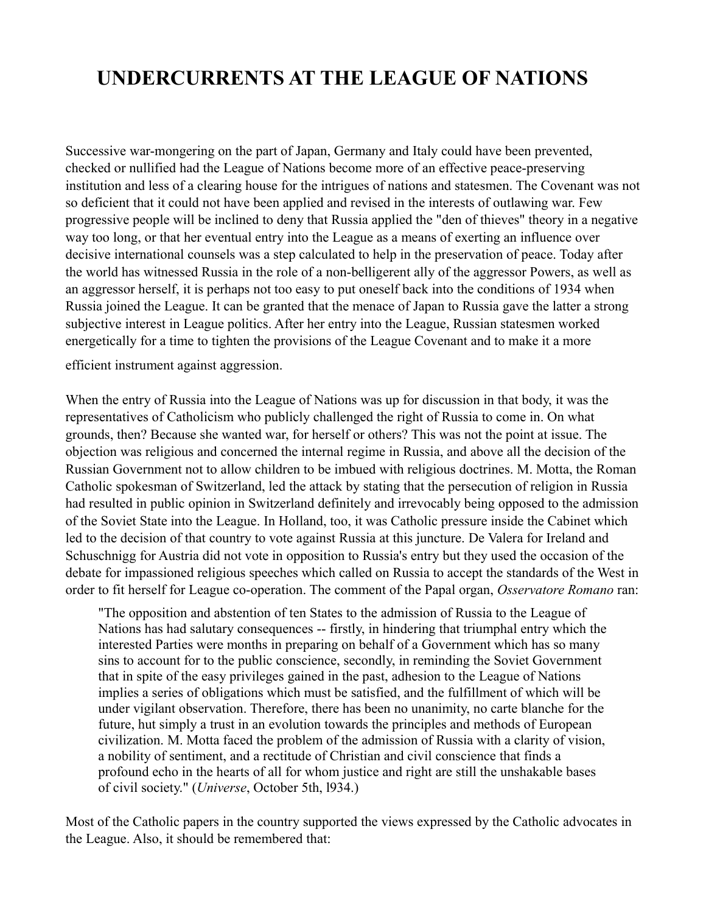# UNDERCURRENTS AT THE LEAGUE OF NATIONS

Successive war-mongering on the part of Japan, Germany and Italy could have been prevented, checked or nullified had the League of Nations become more of an effective peace-preserving institution and less of a clearing house for the intrigues of nations and statesmen. The Covenant was not so deficient that it could not have been applied and revised in the interests of outlawing war. Few progressive people will be inclined to deny that Russia applied the "den of thieves" theory in a negative way too long, or that her eventual entry into the League as a means of exerting an influence over decisive international counsels was a step calculated to help in the preservation of peace. Today after the world has witnessed Russia in the role of a non-belligerent ally of the aggressor Powers, as well as an aggressor herself, it is perhaps not too easy to put oneself back into the conditions of 1934 when Russia joined the League. It can be granted that the menace of Japan to Russia gave the latter a strong subjective interest in League politics. After her entry into the League, Russian statesmen worked energetically for a time to tighten the provisions of the League Covenant and to make it a more efficient instrument against aggression.

When the entry of Russia into the League of Nations was up for discussion in that body, it was the representatives of Catholicism who publicly challenged the right of Russia to come in. On what grounds, then? Because she wanted war, for herself or others? This was not the point at issue. The objection was religious and concerned the internal regime in Russia, and above all the decision of the Russian Government not to allow children to be imbued with religious doctrines. M. Motta, the Roman Catholic spokesman of Switzerland, led the attack by stating that the persecution of religion in Russia had resulted in public opinion in Switzerland definitely and irrevocably being opposed to the admission of the Soviet State into the League. In Holland, too, it was Catholic pressure inside the Cabinet which led to the decision of that country to vote against Russia at this juncture. De Valera for Ireland and Schuschnigg for Austria did not vote in opposition to Russia's entry but they used the occasion of the debate for impassioned religious speeches which called on Russia to accept the standards of the West in order to fit herself for League co-operation. The comment of the Papal organ, *Osservatore Romano* ran:

> "The opposition and abstention of ten States to the admission of Russia to the League of Nations has had salutary consequences -- firstly, in hindering that triumphal entry which the interested Parties were months in preparing on behalf of a Government which has so many sins to account for to the public conscience, secondly, in reminding the Soviet Government that in spite of the easy privileges gained in the past, adhesion to the League of Nations implies a series of obligations which must be satisfied, and the fulfillment of which will be under vigilant observation. Therefore, there has been no unanimity, no carte blanche for the future, hut simply a trust in an evolution towards the principles and methods of European civilization. M. Motta faced the problem of the admission of Russia with a clarity of vision, a nobility of sentiment, and a rectitude of Christian and civil conscience that finds a profound echo in the hearts of all for whom justice and right are still the unshakable bases of civil society." (*Universe*, October 5th, l934.)

Most of the Catholic papers in the country supported the views expressed by the Catholic advocates in the League. Also, it should be remembered that: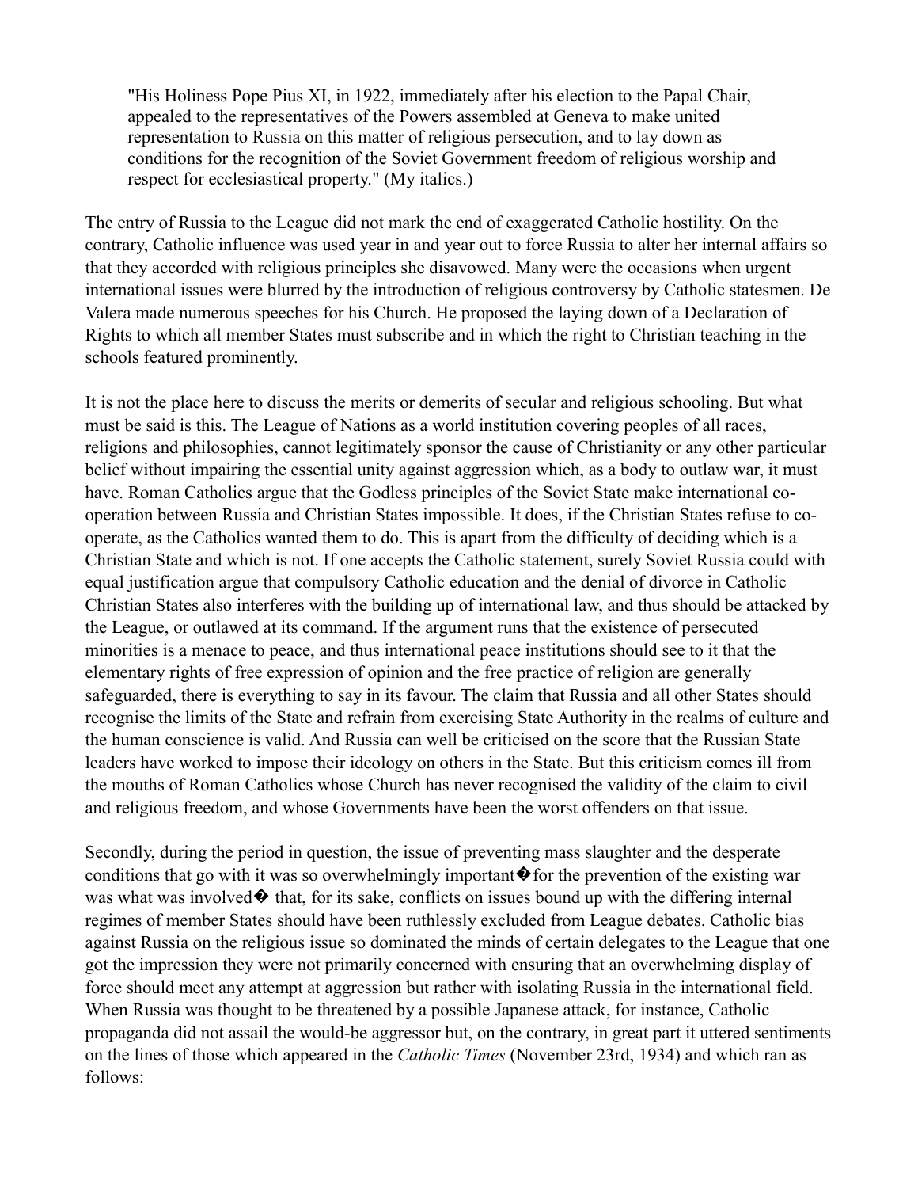> "His Holiness Pope Pius XI, in 1922, immediately after his election to the Papal Chair, appealed to the representatives of the Powers assembled at Geneva to make united representation to Russia on this matter of religious persecution, and to lay down as conditions for the recognition of the Soviet Government freedom of religious worship and respect for ecclesiastical property." (My italics.)

The entry of Russia to the League did not mark the end of exaggerated Catholic hostility. On the contrary, Catholic influence was used year in and year out to force Russia to alter her internal affairs so that they accorded with religious principles she disavowed. Many were the occasions when urgent international issues were blurred by the introduction of religious controversy by Catholic statesmen. De Valera made numerous speeches for his Church. He proposed the laying down of a Declaration of Rights to which all member States must subscribe and in which the right to Christian teaching in the schools featured prominently.

It is not the place here to discuss the merits or demerits of secular and religious schooling. But what must be said is this. The League of Nations as a world institution covering peoples of all races, religions and philosophies, cannot legitimately sponsor the cause of Christianity or any other particular belief without impairing the essential unity against aggression which, as a body to outlaw war, it must have. Roman Catholics argue that the Godless principles of the Soviet State make international co-operation between Russia and Christian States impossible. It does, if the Christian States refuse to co-operate, as the Catholics wanted them to do. This is apart from the difficulty of deciding which is a Christian State and which is not. If one accepts the Catholic statement, surely Soviet Russia could with equal justification argue that compulsory Catholic education and the denial of divorce in Catholic Christian States also interferes with the building up of international law, and thus should be attacked by the League, or outlawed at its command. If the argument runs that the existence of persecuted minorities is a menace to peace, and thus international peace institutions should see to it that the elementary rights of free expression of opinion and the free practice of religion are generally safeguarded, there is everything to say in its favour. The claim that Russia and all other States should recognise the limits of the State and refrain from exercising State Authority in the realms of culture and the human conscience is valid. And Russia can well be criticised on the score that the Russian State leaders have worked to impose their ideology on others in the State. But this criticism comes ill from the mouths of Roman Catholics whose Church has never recognised the validity of the claim to civil and religious freedom, and whose Governments have been the worst offenders on that issue.

Secondly, during the period in question, the issue of preventing mass slaughter and the desperate conditions that go with it was so overwhelmingly important�for the prevention of the existing war was what was involved� that, for its sake, conflicts on issues bound up with the differing internal regimes of member States should have been ruthlessly excluded from League debates. Catholic bias against Russia on the religious issue so dominated the minds of certain delegates to the League that one got the impression they were not primarily concerned with ensuring that an overwhelming display of force should meet any attempt at aggression but rather with isolating Russia in the international field. When Russia was thought to be threatened by a possible Japanese attack, for instance, Catholic propaganda did not assail the would-be aggressor but, on the contrary, in great part it uttered sentiments on the lines of those which appeared in the *Catholic Times* (November 23rd, 1934) and which ran as follows: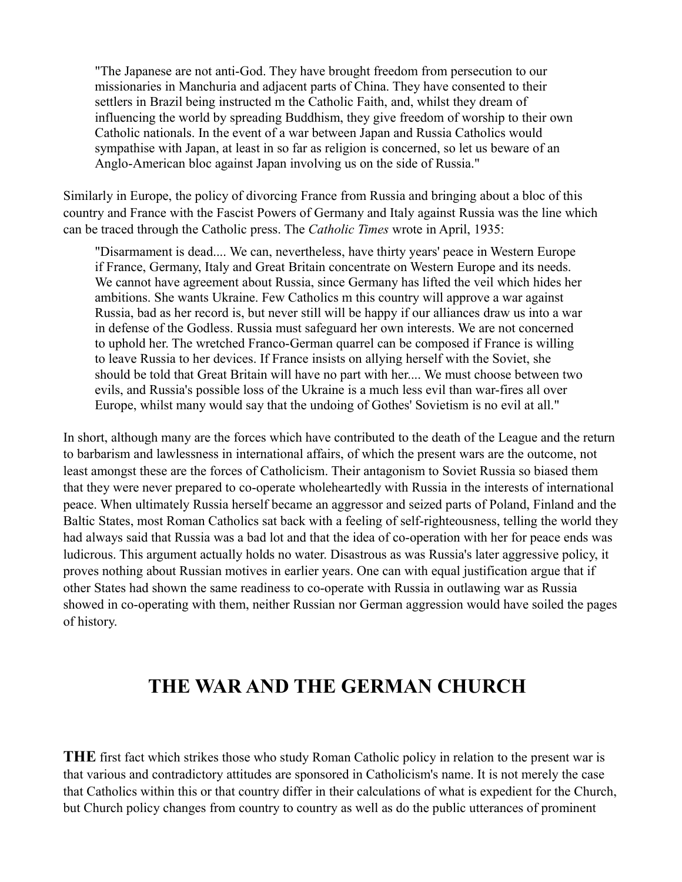> "The Japanese are not anti-God. They have brought freedom from persecution to our missionaries in Manchuria and adjacent parts of China. They have consented to their settlers in Brazil being instructed m the Catholic Faith, and, whilst they dream of influencing the world by spreading Buddhism, they give freedom of worship to their own Catholic nationals. In the event of a war between Japan and Russia Catholics would sympathise with Japan, at least in so far as religion is concerned, so let us beware of an Anglo-American bloc against Japan involving us on the side of Russia."

Similarly in Europe, the policy of divorcing France from Russia and bringing about a bloc of this country and France with the Fascist Powers of Germany and Italy against Russia was the line which can be traced through the Catholic press. The *Catholic Times* wrote in April, 1935:

> "Disarmament is dead.... We can, nevertheless, have thirty years' peace in Western Europe if France, Germany, Italy and Great Britain concentrate on Western Europe and its needs. We cannot have agreement about Russia, since Germany has lifted the veil which hides her ambitions. She wants Ukraine. Few Catholics m this country will approve a war against Russia, bad as her record is, but never still will be happy if our alliances draw us into a war in defense of the Godless. Russia must safeguard her own interests. We are not concerned to uphold her. The wretched Franco-German quarrel can be composed if France is willing to leave Russia to her devices. If France insists on allying herself with the Soviet, she should be told that Great Britain will have no part with her.... We must choose between two evils, and Russia's possible loss of the Ukraine is a much less evil than war-fires all over Europe, whilst many would say that the undoing of Gothes' Sovietism is no evil at all."

In short, although many are the forces which have contributed to the death of the League and the return to barbarism and lawlessness in international affairs, of which the present wars are the outcome, not least amongst these are the forces of Catholicism. Their antagonism to Soviet Russia so biased them that they were never prepared to co-operate wholeheartedly with Russia in the interests of international peace. When ultimately Russia herself became an aggressor and seized parts of Poland, Finland and the Baltic States, most Roman Catholics sat back with a feeling of self-righteousness, telling the world they had always said that Russia was a bad lot and that the idea of co-operation with her for peace ends was ludicrous. This argument actually holds no water. Disastrous as was Russia's later aggressive policy, it proves nothing about Russian motives in earlier years. One can with equal justification argue that if other States had shown the same readiness to co-operate with Russia in outlawing war as Russia showed in co-operating with them, neither Russian nor German aggression would have soiled the pages of history.

## THE WAR AND THE GERMAN CHURCH

**THE** first fact which strikes those who study Roman Catholic policy in relation to the present war is that various and contradictory attitudes are sponsored in Catholicism's name. It is not merely the case that Catholics within this or that country differ in their calculations of what is expedient for the Church, but Church policy changes from country to country as well as do the public utterances of prominent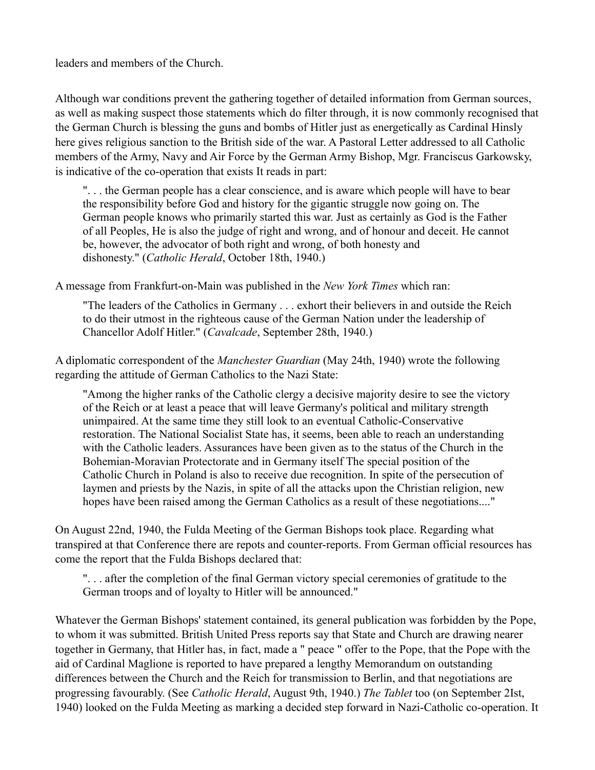leaders and members of the Church.

Although war conditions prevent the gathering together of detailed information from German sources, as well as making suspect those statements which do filter through, it is now commonly recognised that the German Church is blessing the guns and bombs of Hitler just as energetically as Cardinal Hinsly here gives religious sanction to the British side of the war. A Pastoral Letter addressed to all Catholic members of the Army, Navy and Air Force by the German Army Bishop, Mgr. Franciscus Garkowsky, is indicative of the co-operation that exists It reads in part:

> ". . . the German people has a clear conscience, and is aware which people will have to bear the responsibility before God and history for the gigantic struggle now going on. The German people knows who primarily started this war. Just as certainly as God is the Father of all Peoples, He is also the judge of right and wrong, and of honour and deceit. He cannot be, however, the advocator of both right and wrong, of both honesty and dishonesty." (*Catholic Herald*, October 18th, 1940.)

A message from Frankfurt-on-Main was published in the *New York Times* which ran:

> "The leaders of the Catholics in Germany . . . exhort their believers in and outside the Reich to do their utmost in the righteous cause of the German Nation under the leadership of Chancellor Adolf Hitler." (*Cavalcade*, September 28th, 1940.)

A diplomatic correspondent of the *Manchester Guardian* (May 24th, 1940) wrote the following regarding the attitude of German Catholics to the Nazi State:

> "Among the higher ranks of the Catholic clergy a decisive majority desire to see the victory of the Reich or at least a peace that will leave Germany's political and military strength unimpaired. At the same time they still look to an eventual Catholic-Conservative restoration. The National Socialist State has, it seems, been able to reach an understanding with the Catholic leaders. Assurances have been given as to the status of the Church in the Bohemian-Moravian Protectorate and in Germany itself The special position of the Catholic Church in Poland is also to receive due recognition. In spite of the persecution of laymen and priests by the Nazis, in spite of all the attacks upon the Christian religion, new hopes have been raised among the German Catholics as a result of these negotiations...."

On August 22nd, 1940, the Fulda Meeting of the German Bishops took place. Regarding what transpired at that Conference there are repots and counter-reports. From German official resources has come the report that the Fulda Bishops declared that:

> ". . . after the completion of the final German victory special ceremonies of gratitude to the German troops and of loyalty to Hitler will be announced."

Whatever the German Bishops' statement contained, its general publication was forbidden by the Pope, to whom it was submitted. British United Press reports say that State and Church are drawing nearer together in Germany, that Hitler has, in fact, made a " peace " offer to the Pope, that the Pope with the aid of Cardinal Maglione is reported to have prepared a lengthy Memorandum on outstanding differences between the Church and the Reich for transmission to Berlin, and that negotiations are progressing favourably. (See *Catholic Herald*, August 9th, 1940.) *The Tablet* too (on September 2Ist, 1940) looked on the Fulda Meeting as marking a decided step forward in Nazi-Catholic co-operation. It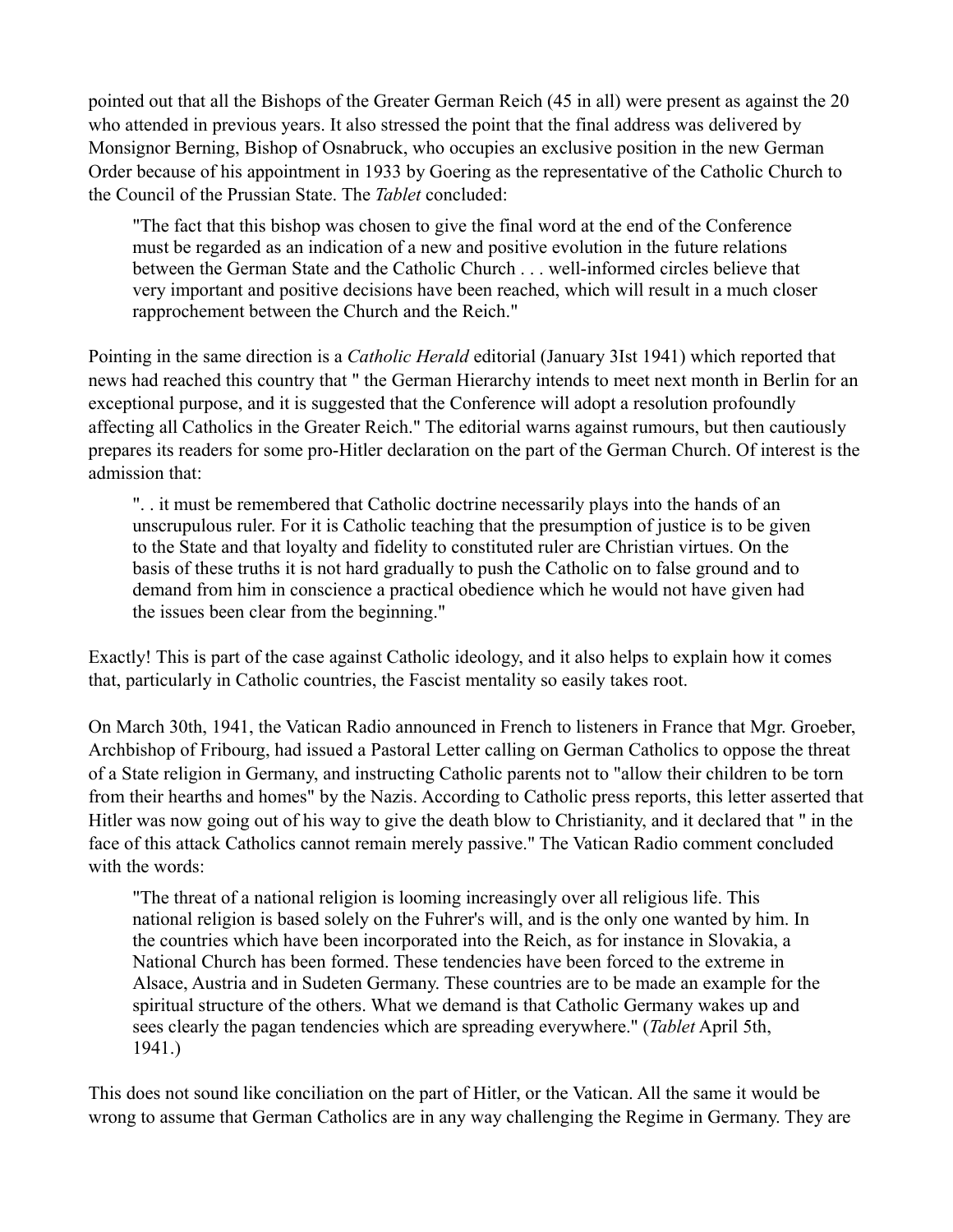pointed out that all the Bishops of the Greater German Reich (45 in all) were present as against the 20 who attended in previous years. It also stressed the point that the final address was delivered by Monsignor Berning, Bishop of Osnabruck, who occupies an exclusive position in the new German Order because of his appointment in 1933 by Goering as the representative of the Catholic Church to the Council of the Prussian State. The *Tablet* concluded:

> "The fact that this bishop was chosen to give the final word at the end of the Conference must be regarded as an indication of a new and positive evolution in the future relations between the German State and the Catholic Church . . . well-informed circles believe that very important and positive decisions have been reached, which will result in a much closer rapprochement between the Church and the Reich."

Pointing in the same direction is a *Catholic Herald* editorial (January 3Ist 1941) which reported that news had reached this country that " the German Hierarchy intends to meet next month in Berlin for an exceptional purpose, and it is suggested that the Conference will adopt a resolution profoundly affecting all Catholics in the Greater Reich." The editorial warns against rumours, but then cautiously prepares its readers for some pro-Hitler declaration on the part of the German Church. Of interest is the admission that:

> ". . it must be remembered that Catholic doctrine necessarily plays into the hands of an unscrupulous ruler. For it is Catholic teaching that the presumption of justice is to be given to the State and that loyalty and fidelity to constituted ruler are Christian virtues. On the basis of these truths it is not hard gradually to push the Catholic on to false ground and to demand from him in conscience a practical obedience which he would not have given had the issues been clear from the beginning."

Exactly! This is part of the case against Catholic ideology, and it also helps to explain how it comes that, particularly in Catholic countries, the Fascist mentality so easily takes root.

On March 30th, 1941, the Vatican Radio announced in French to listeners in France that Mgr. Groeber, Archbishop of Fribourg, had issued a Pastoral Letter calling on German Catholics to oppose the threat of a State religion in Germany, and instructing Catholic parents not to "allow their children to be torn from their hearths and homes" by the Nazis. According to Catholic press reports, this letter asserted that Hitler was now going out of his way to give the death blow to Christianity, and it declared that " in the face of this attack Catholics cannot remain merely passive." The Vatican Radio comment concluded with the words:

> "The threat of a national religion is looming increasingly over all religious life. This national religion is based solely on the Fuhrer's will, and is the only one wanted by him. In the countries which have been incorporated into the Reich, as for instance in Slovakia, a National Church has been formed. These tendencies have been forced to the extreme in Alsace, Austria and in Sudeten Germany. These countries are to be made an example for the spiritual structure of the others. What we demand is that Catholic Germany wakes up and sees clearly the pagan tendencies which are spreading everywhere." (*Tablet* April 5th, 1941.)

This does not sound like conciliation on the part of Hitler, or the Vatican. All the same it would be wrong to assume that German Catholics are in any way challenging the Regime in Germany. They are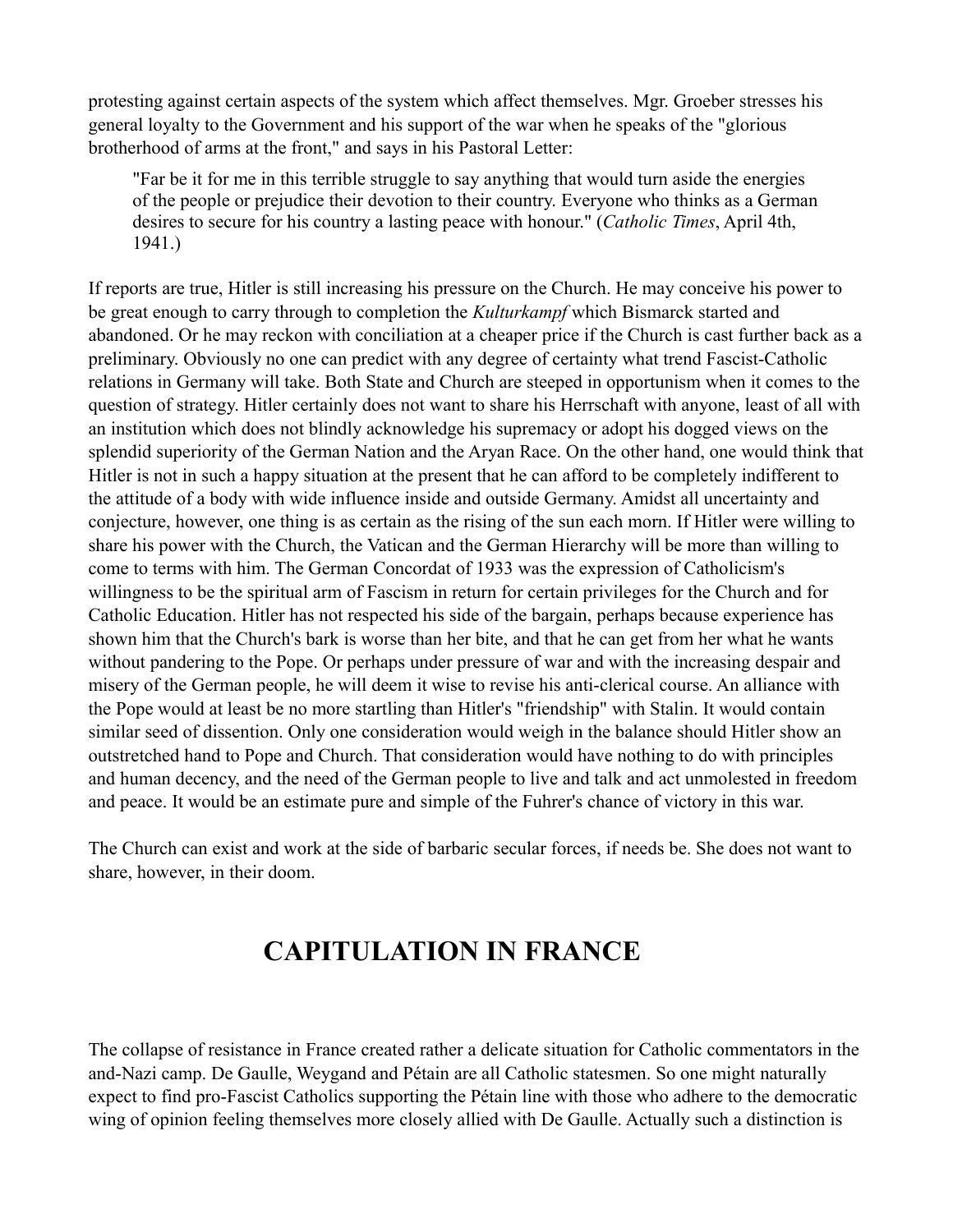protesting against certain aspects of the system which affect themselves. Mgr. Groeber stresses his general loyalty to the Government and his support of the war when he speaks of the "glorious brotherhood of arms at the front," and says in his Pastoral Letter:

> "Far be it for me in this terrible struggle to say anything that would turn aside the energies of the people or prejudice their devotion to their country. Everyone who thinks as a German desires to secure for his country a lasting peace with honour." (*Catholic Times*, April 4th, 1941.)

If reports are true, Hitler is still increasing his pressure on the Church. He may conceive his power to be great enough to carry through to completion the *Kulturkampf* which Bismarck started and abandoned. Or he may reckon with conciliation at a cheaper price if the Church is cast further back as a preliminary. Obviously no one can predict with any degree of certainty what trend Fascist-Catholic relations in Germany will take. Both State and Church are steeped in opportunism when it comes to the question of strategy. Hitler certainly does not want to share his Herrschaft with anyone, least of all with an institution which does not blindly acknowledge his supremacy or adopt his dogged views on the splendid superiority of the German Nation and the Aryan Race. On the other hand, one would think that Hitler is not in such a happy situation at the present that he can afford to be completely indifferent to the attitude of a body with wide influence inside and outside Germany. Amidst all uncertainty and conjecture, however, one thing is as certain as the rising of the sun each morn. If Hitler were willing to share his power with the Church, the Vatican and the German Hierarchy will be more than willing to come to terms with him. The German Concordat of 1933 was the expression of Catholicism's willingness to be the spiritual arm of Fascism in return for certain privileges for the Church and for Catholic Education. Hitler has not respected his side of the bargain, perhaps because experience has shown him that the Church's bark is worse than her bite, and that he can get from her what he wants without pandering to the Pope. Or perhaps under pressure of war and with the increasing despair and misery of the German people, he will deem it wise to revise his anti-clerical course. An alliance with the Pope would at least be no more startling than Hitler's "friendship" with Stalin. It would contain similar seed of dissention. Only one consideration would weigh in the balance should Hitler show an outstretched hand to Pope and Church. That consideration would have nothing to do with principles and human decency, and the need of the German people to live and talk and act unmolested in freedom and peace. It would be an estimate pure and simple of the Fuhrer's chance of victory in this war.

The Church can exist and work at the side of barbaric secular forces, if needs be. She does not want to share, however, in their doom.

## CAPITULATION IN FRANCE

The collapse of resistance in France created rather a delicate situation for Catholic commentators in the and-Nazi camp. De Gaulle, Weygand and Pétain are all Catholic statesmen. So one might naturally expect to find pro-Fascist Catholics supporting the Pétain line with those who adhere to the democratic wing of opinion feeling themselves more closely allied with De Gaulle. Actually such a distinction is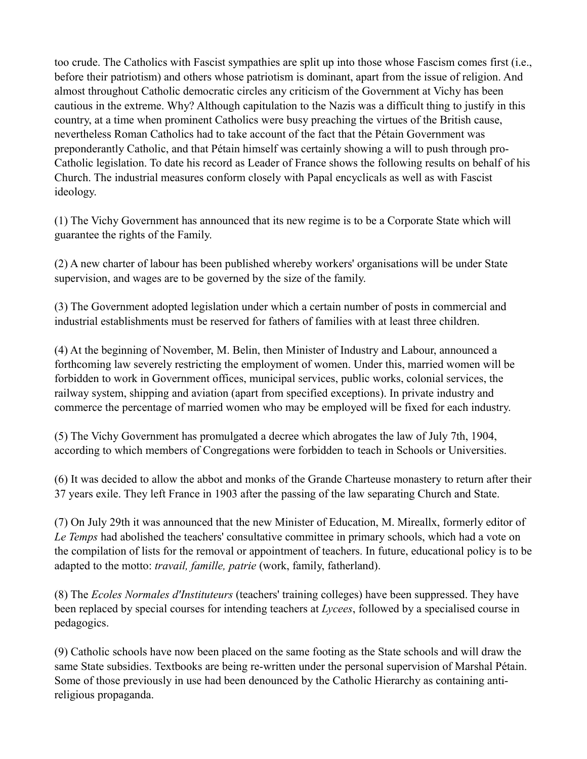too crude. The Catholics with Fascist sympathies are split up into those whose Fascism comes first (i.e., before their patriotism) and others whose patriotism is dominant, apart from the issue of religion. And almost throughout Catholic democratic circles any criticism of the Government at Vichy has been cautious in the extreme. Why? Although capitulation to the Nazis was a difficult thing to justify in this country, at a time when prominent Catholics were busy preaching the virtues of the British cause, nevertheless Roman Catholics had to take account of the fact that the Pétain Government was preponderantly Catholic, and that Pétain himself was certainly showing a will to push through pro-Catholic legislation. To date his record as Leader of France shows the following results on behalf of his Church. The industrial measures conform closely with Papal encyclicals as well as with Fascist ideology.

(1) The Vichy Government has announced that its new regime is to be a Corporate State which will guarantee the rights of the Family.

(2) A new charter of labour has been published whereby workers' organisations will be under State supervision, and wages are to be governed by the size of the family.

(3) The Government adopted legislation under which a certain number of posts in commercial and industrial establishments must be reserved for fathers of families with at least three children.

(4) At the beginning of November, M. Belin, then Minister of Industry and Labour, announced a forthcoming law severely restricting the employment of women. Under this, married women will be forbidden to work in Government offices, municipal services, public works, colonial services, the railway system, shipping and aviation (apart from specified exceptions). In private industry and commerce the percentage of married women who may be employed will be fixed for each industry.

(5) The Vichy Government has promulgated a decree which abrogates the law of July 7th, 1904, according to which members of Congregations were forbidden to teach in Schools or Universities.

(6) It was decided to allow the abbot and monks of the Grande Charteuse monastery to return after their 37 years exile. They left France in 1903 after the passing of the law separating Church and State.

(7) On July 29th it was announced that the new Minister of Education, M. Mireallx, formerly editor of *Le Temps* had abolished the teachers' consultative committee in primary schools, which had a vote on the compilation of lists for the removal or appointment of teachers. In future, educational policy is to be adapted to the motto: *travail, famille, patrie* (work, family, fatherland).

(8) The *Ecoles Normales d'Instituteurs* (teachers' training colleges) have been suppressed. They have been replaced by special courses for intending teachers at *Lycees*, followed by a specialised course in pedagogics.

(9) Catholic schools have now been placed on the same footing as the State schools and will draw the same State subsidies. Textbooks are being re-written under the personal supervision of Marshal Pétain. Some of those previously in use had been denounced by the Catholic Hierarchy as containing anti-religious propaganda.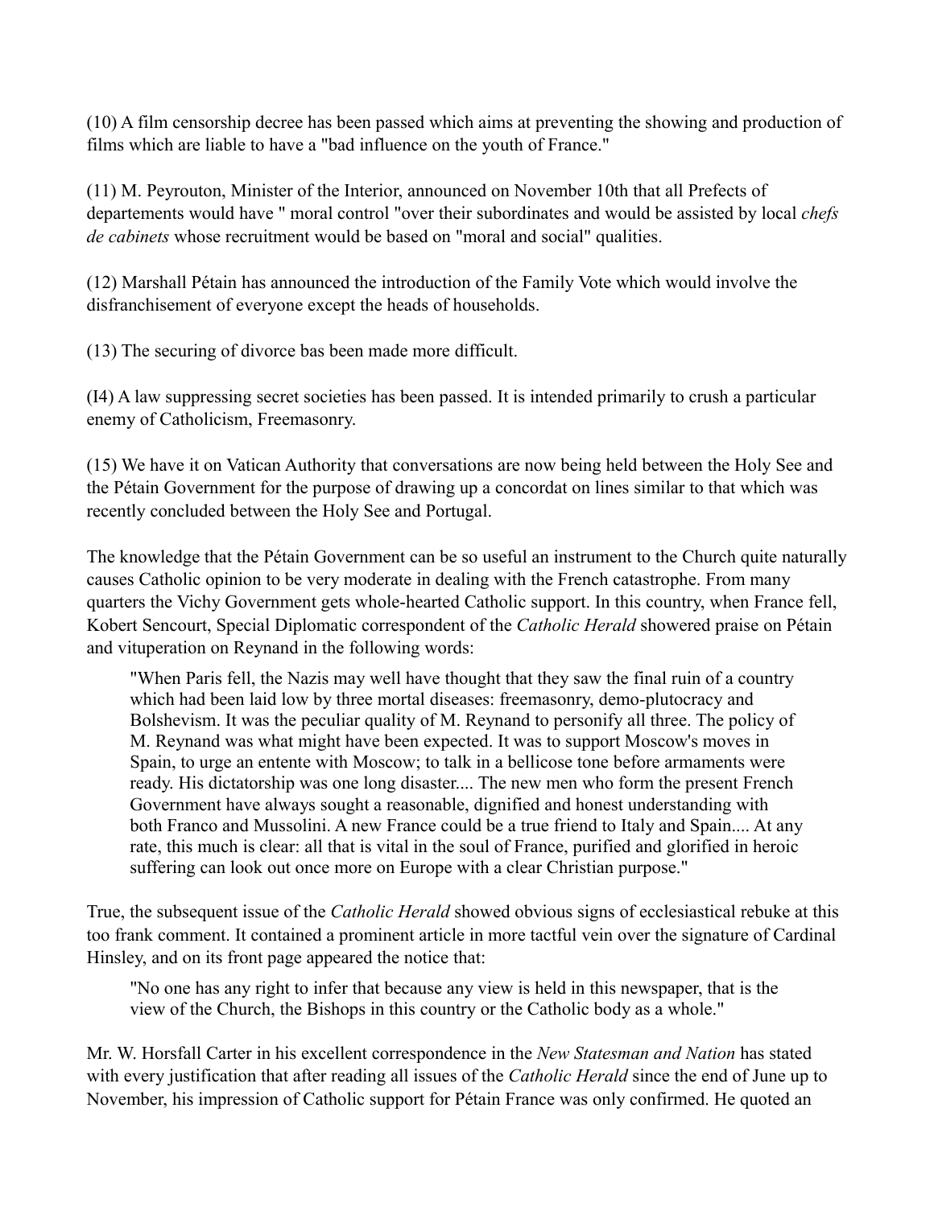(10) A film censorship decree has been passed which aims at preventing the showing and production of films which are liable to have a "bad influence on the youth of France."

(11) M. Peyrouton, Minister of the Interior, announced on November 10th that all Prefects of departements would have " moral control "over their subordinates and would be assisted by local *chefs de cabinets* whose recruitment would be based on "moral and social" qualities.

(12) Marshall Pétain has announced the introduction of the Family Vote which would involve the disfranchisement of everyone except the heads of households.

(13) The securing of divorce bas been made more difficult.

(I4) A law suppressing secret societies has been passed. It is intended primarily to crush a particular enemy of Catholicism, Freemasonry.

(15) We have it on Vatican Authority that conversations are now being held between the Holy See and the Pétain Government for the purpose of drawing up a concordat on lines similar to that which was recently concluded between the Holy See and Portugal.

The knowledge that the Pétain Government can be so useful an instrument to the Church quite naturally causes Catholic opinion to be very moderate in dealing with the French catastrophe. From many quarters the Vichy Government gets whole-hearted Catholic support. In this country, when France fell, Kobert Sencourt, Special Diplomatic correspondent of the *Catholic Herald* showered praise on Pétain and vituperation on Reynand in the following words:

> "When Paris fell, the Nazis may well have thought that they saw the final ruin of a country which had been laid low by three mortal diseases: freemasonry, demo-plutocracy and Bolshevism. It was the peculiar quality of M. Reynand to personify all three. The policy of M. Reynand was what might have been expected. It was to support Moscow's moves in Spain, to urge an entente with Moscow; to talk in a bellicose tone before armaments were ready. His dictatorship was one long disaster.... The new men who form the present French Government have always sought a reasonable, dignified and honest understanding with both Franco and Mussolini. A new France could be a true friend to Italy and Spain.... At any rate, this much is clear: all that is vital in the soul of France, purified and glorified in heroic suffering can look out once more on Europe with a clear Christian purpose."

True, the subsequent issue of the *Catholic Herald* showed obvious signs of ecclesiastical rebuke at this too frank comment. It contained a prominent article in more tactful vein over the signature of Cardinal Hinsley, and on its front page appeared the notice that:

> "No one has any right to infer that because any view is held in this newspaper, that is the view of the Church, the Bishops in this country or the Catholic body as a whole."

Mr. W. Horsfall Carter in his excellent correspondence in the *New Statesman and Nation* has stated with every justification that after reading all issues of the *Catholic Herald* since the end of June up to November, his impression of Catholic support for Pétain France was only confirmed. He quoted an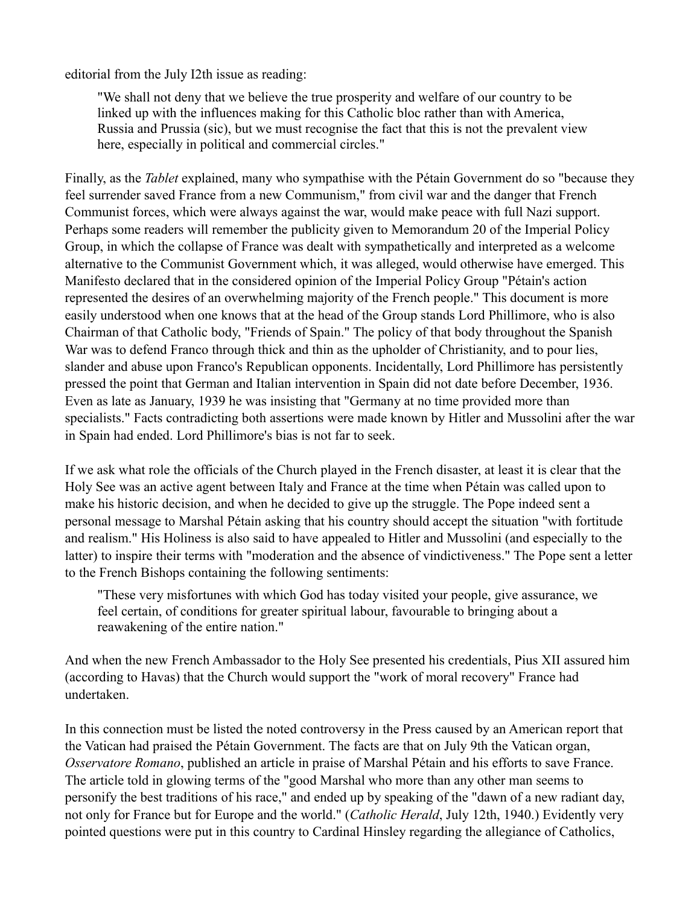editorial from the July I2th issue as reading:

> "We shall not deny that we believe the true prosperity and welfare of our country to be linked up with the influences making for this Catholic bloc rather than with America, Russia and Prussia (sic), but we must recognise the fact that this is not the prevalent view here, especially in political and commercial circles."

Finally, as the *Tablet* explained, many who sympathise with the Pétain Government do so "because they feel surrender saved France from a new Communism," from civil war and the danger that French Communist forces, which were always against the war, would make peace with full Nazi support. Perhaps some readers will remember the publicity given to Memorandum 20 of the Imperial Policy Group, in which the collapse of France was dealt with sympathetically and interpreted as a welcome alternative to the Communist Government which, it was alleged, would otherwise have emerged. This Manifesto declared that in the considered opinion of the Imperial Policy Group "Pétain's action represented the desires of an overwhelming majority of the French people." This document is more easily understood when one knows that at the head of the Group stands Lord Phillimore, who is also Chairman of that Catholic body, "Friends of Spain." The policy of that body throughout the Spanish War was to defend Franco through thick and thin as the upholder of Christianity, and to pour lies, slander and abuse upon Franco's Republican opponents. Incidentally, Lord Phillimore has persistently pressed the point that German and Italian intervention in Spain did not date before December, 1936. Even as late as January, 1939 he was insisting that "Germany at no time provided more than specialists." Facts contradicting both assertions were made known by Hitler and Mussolini after the war in Spain had ended. Lord Phillimore's bias is not far to seek.

If we ask what role the officials of the Church played in the French disaster, at least it is clear that the Holy See was an active agent between Italy and France at the time when Pétain was called upon to make his historic decision, and when he decided to give up the struggle. The Pope indeed sent a personal message to Marshal Pétain asking that his country should accept the situation "with fortitude and realism." His Holiness is also said to have appealed to Hitler and Mussolini (and especially to the latter) to inspire their terms with "moderation and the absence of vindictiveness." The Pope sent a letter to the French Bishops containing the following sentiments:

> "These very misfortunes with which God has today visited your people, give assurance, we feel certain, of conditions for greater spiritual labour, favourable to bringing about a reawakening of the entire nation."

And when the new French Ambassador to the Holy See presented his credentials, Pius XII assured him (according to Havas) that the Church would support the "work of moral recovery" France had undertaken.

In this connection must be listed the noted controversy in the Press caused by an American report that the Vatican had praised the Pétain Government. The facts are that on July 9th the Vatican organ, *Osservatore Romano*, published an article in praise of Marshal Pétain and his efforts to save France. The article told in glowing terms of the "good Marshal who more than any other man seems to personify the best traditions of his race," and ended up by speaking of the "dawn of a new radiant day, not only for France but for Europe and the world." (*Catholic Herald*, July 12th, 1940.) Evidently very pointed questions were put in this country to Cardinal Hinsley regarding the allegiance of Catholics,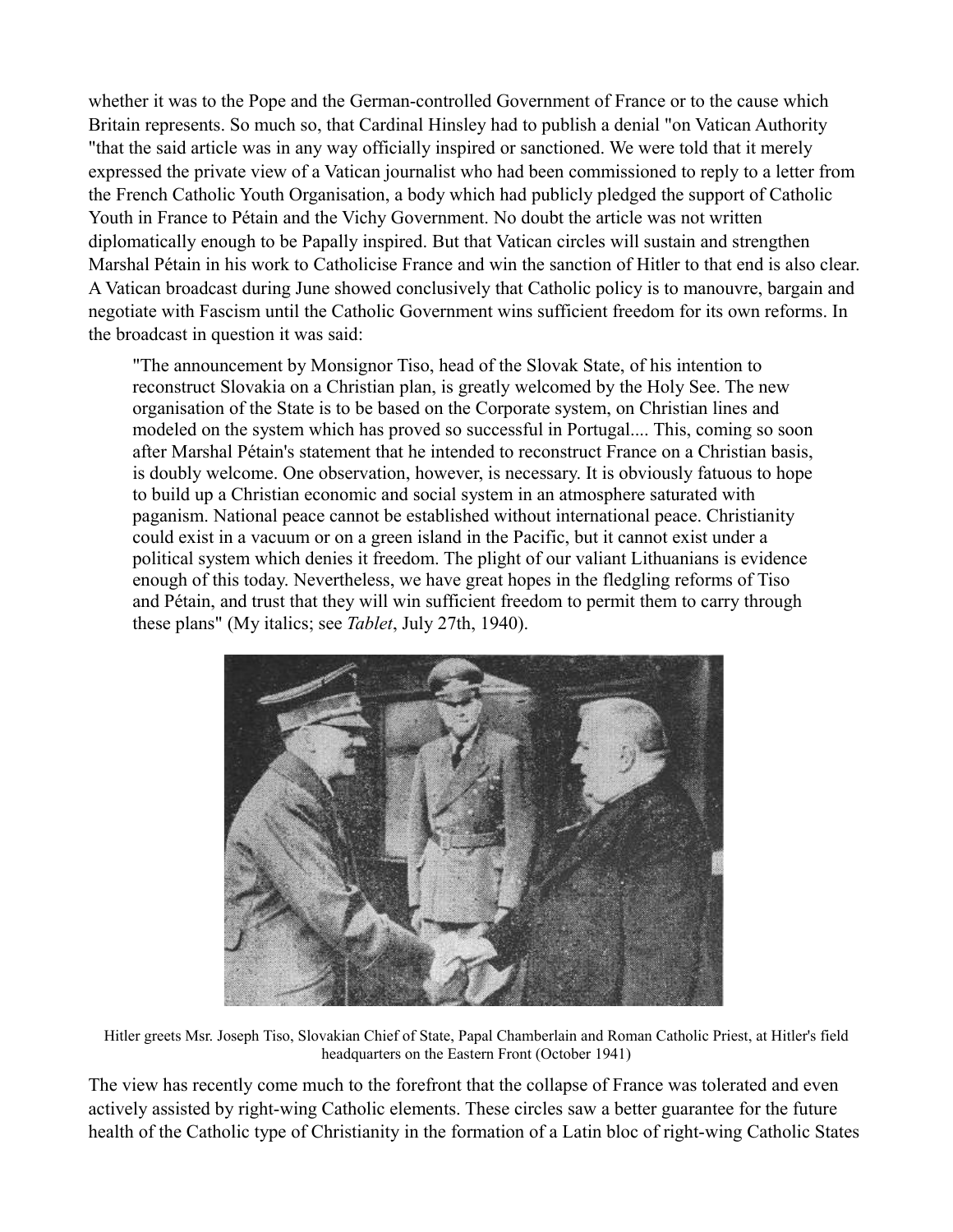whether it was to the Pope and the German-controlled Government of France or to the cause which Britain represents. So much so, that Cardinal Hinsley had to publish a denial "on Vatican Authority "that the said article was in any way officially inspired or sanctioned. We were told that it merely expressed the private view of a Vatican journalist who had been commissioned to reply to a letter from the French Catholic Youth Organisation, a body which had publicly pledged the support of Catholic Youth in France to Pétain and the Vichy Government. No doubt the article was not written diplomatically enough to be Papally inspired. But that Vatican circles will sustain and strengthen Marshal Pétain in his work to Catholicise France and win the sanction of Hitler to that end is also clear. A Vatican broadcast during June showed conclusively that Catholic policy is to manouvre, bargain and negotiate with Fascism until the Catholic Government wins sufficient freedom for its own reforms. In the broadcast in question it was said:

> "The announcement by Monsignor Tiso, head of the Slovak State, of his intention to reconstruct Slovakia on a Christian plan, is greatly welcomed by the Holy See. The new organisation of the State is to be based on the Corporate system, on Christian lines and modeled on the system which has proved so successful in Portugal.... This, coming so soon after Marshal Pétain's statement that he intended to reconstruct France on a Christian basis, is doubly welcome. One observation, however, is necessary. It is obviously fatuous to hope to build up a Christian economic and social system in an atmosphere saturated with paganism. National peace cannot be established without international peace. Christianity could exist in a vacuum or on a green island in the Pacific, but it cannot exist under a political system which denies it freedom. The plight of our valiant Lithuanians is evidence enough of this today. Nevertheless, we have great hopes in the fledgling reforms of Tiso and Pétain, and trust that they will win sufficient freedom to permit them to carry through these plans" (My italics; see *Tablet*, July 27th, 1940).

Hitler greets Msr. Joseph Tiso, Slovakian Chief of State, Papal Chamberlain and Roman Catholic Priest, at Hitler's field headquarters on the Eastern Front (October 1941)

The view has recently come much to the forefront that the collapse of France was tolerated and even actively assisted by right-wing Catholic elements. These circles saw a better guarantee for the future health of the Catholic type of Christianity in the formation of a Latin bloc of right-wing Catholic States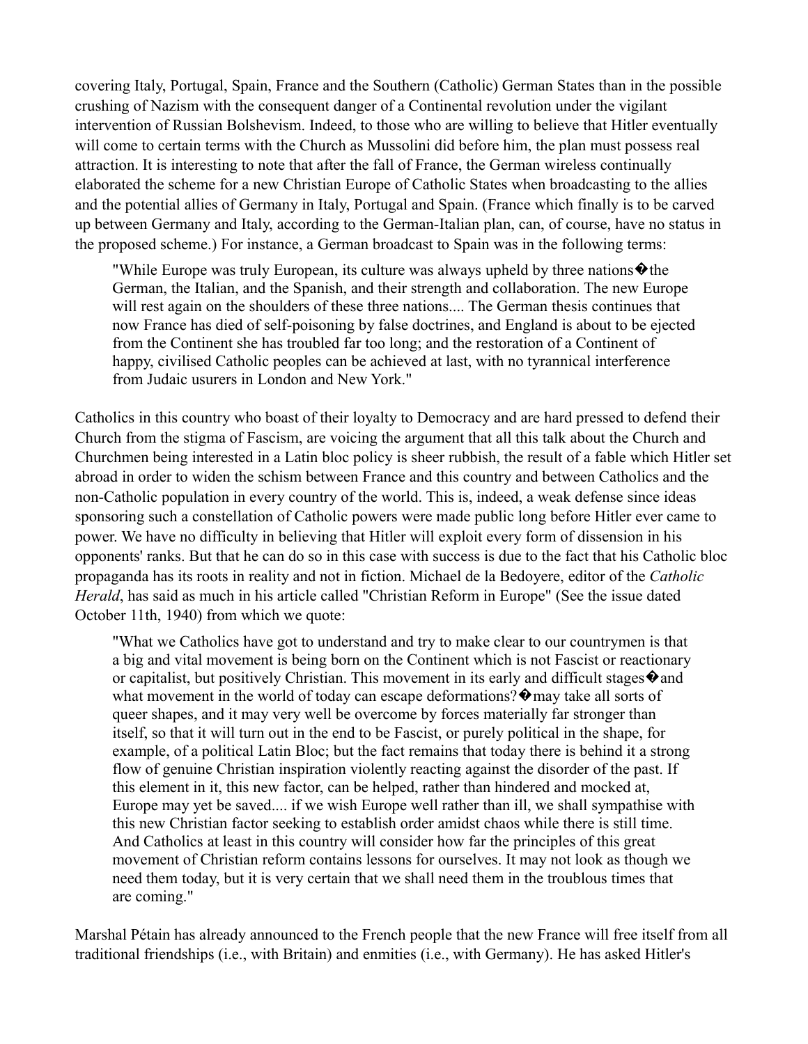covering Italy, Portugal, Spain, France and the Southern (Catholic) German States than in the possible crushing of Nazism with the consequent danger of a Continental revolution under the vigilant intervention of Russian Bolshevism. Indeed, to those who are willing to believe that Hitler eventually will come to certain terms with the Church as Mussolini did before him, the plan must possess real attraction. It is interesting to note that after the fall of France, the German wireless continually elaborated the scheme for a new Christian Europe of Catholic States when broadcasting to the allies and the potential allies of Germany in Italy, Portugal and Spain. (France which finally is to be carved up between Germany and Italy, according to the German-Italian plan, can, of course, have no status in the proposed scheme.) For instance, a German broadcast to Spain was in the following terms:

> "While Europe was truly European, its culture was always upheld by three nations�the German, the Italian, and the Spanish, and their strength and collaboration. The new Europe will rest again on the shoulders of these three nations.... The German thesis continues that now France has died of self-poisoning by false doctrines, and England is about to be ejected from the Continent she has troubled far too long; and the restoration of a Continent of happy, civilised Catholic peoples can be achieved at last, with no tyrannical interference from Judaic usurers in London and New York."

Catholics in this country who boast of their loyalty to Democracy and are hard pressed to defend their Church from the stigma of Fascism, are voicing the argument that all this talk about the Church and Churchmen being interested in a Latin bloc policy is sheer rubbish, the result of a fable which Hitler set abroad in order to widen the schism between France and this country and between Catholics and the non-Catholic population in every country of the world. This is, indeed, a weak defense since ideas sponsoring such a constellation of Catholic powers were made public long before Hitler ever came to power. We have no difficulty in believing that Hitler will exploit every form of dissension in his opponents' ranks. But that he can do so in this case with success is due to the fact that his Catholic bloc propaganda has its roots in reality and not in fiction. Michael de la Bedoyere, editor of the *Catholic Herald*, has said as much in his article called "Christian Reform in Europe" (See the issue dated October 11th, 1940) from which we quote:

> "What we Catholics have got to understand and try to make clear to our countrymen is that a big and vital movement is being born on the Continent which is not Fascist or reactionary or capitalist, but positively Christian. This movement in its early and difficult stages�and what movement in the world of today can escape deformations?�may take all sorts of queer shapes, and it may very well be overcome by forces materially far stronger than itself, so that it will turn out in the end to be Fascist, or purely political in the shape, for example, of a political Latin Bloc; but the fact remains that today there is behind it a strong flow of genuine Christian inspiration violently reacting against the disorder of the past. If this element in it, this new factor, can be helped, rather than hindered and mocked at, Europe may yet be saved.... if we wish Europe well rather than ill, we shall sympathise with this new Christian factor seeking to establish order amidst chaos while there is still time. And Catholics at least in this country will consider how far the principles of this great movement of Christian reform contains lessons for ourselves. It may not look as though we need them today, but it is very certain that we shall need them in the troublous times that are coming."

Marshal Pétain has already announced to the French people that the new France will free itself from all traditional friendships (i.e., with Britain) and enmities (i.e., with Germany). He has asked Hitler's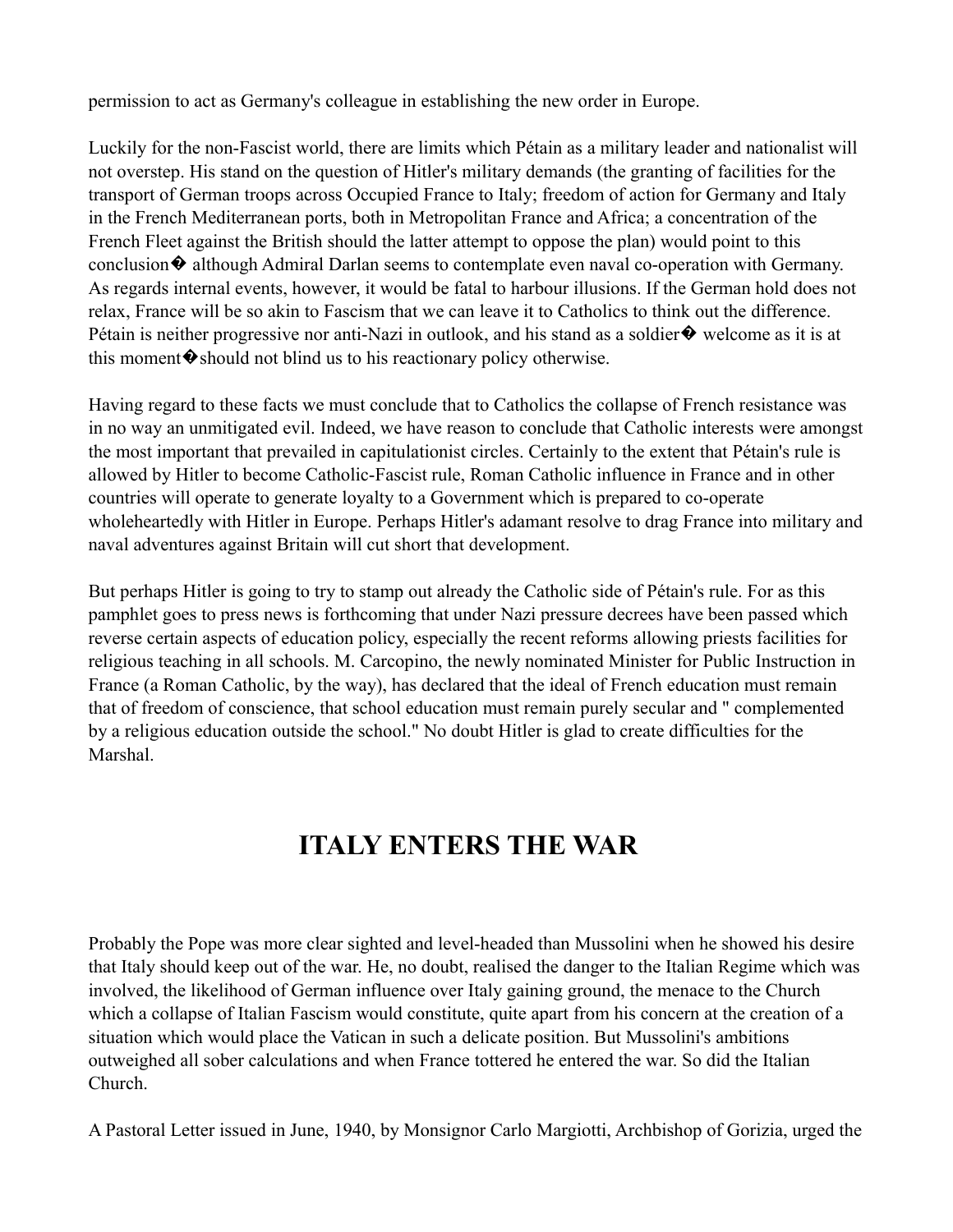permission to act as Germany's colleague in establishing the new order in Europe.

Luckily for the non-Fascist world, there are limits which Pétain as a military leader and nationalist will not overstep. His stand on the question of Hitler's military demands (the granting of facilities for the transport of German troops across Occupied France to Italy; freedom of action for Germany and Italy in the French Mediterranean ports, both in Metropolitan France and Africa; a concentration of the French Fleet against the British should the latter attempt to oppose the plan) would point to this conclusion� although Admiral Darlan seems to contemplate even naval co-operation with Germany. As regards internal events, however, it would be fatal to harbour illusions. If the German hold does not relax, France will be so akin to Fascism that we can leave it to Catholics to think out the difference. Pétain is neither progressive nor anti-Nazi in outlook, and his stand as a soldier� welcome as it is at this moment�should not blind us to his reactionary policy otherwise.

Having regard to these facts we must conclude that to Catholics the collapse of French resistance was in no way an unmitigated evil. Indeed, we have reason to conclude that Catholic interests were amongst the most important that prevailed in capitulationist circles. Certainly to the extent that Pétain's rule is allowed by Hitler to become Catholic-Fascist rule, Roman Catholic influence in France and in other countries will operate to generate loyalty to a Government which is prepared to co-operate wholeheartedly with Hitler in Europe. Perhaps Hitler's adamant resolve to drag France into military and naval adventures against Britain will cut short that development.

But perhaps Hitler is going to try to stamp out already the Catholic side of Pétain's rule. For as this pamphlet goes to press news is forthcoming that under Nazi pressure decrees have been passed which reverse certain aspects of education policy, especially the recent reforms allowing priests facilities for religious teaching in all schools. M. Carcopino, the newly nominated Minister for Public Instruction in France (a Roman Catholic, by the way), has declared that the ideal of French education must remain that of freedom of conscience, that school education must remain purely secular and " complemented by a religious education outside the school." No doubt Hitler is glad to create difficulties for the Marshal.

## ITALY ENTERS THE WAR

Probably the Pope was more clear sighted and level-headed than Mussolini when he showed his desire that Italy should keep out of the war. He, no doubt, realised the danger to the Italian Regime which was involved, the likelihood of German influence over Italy gaining ground, the menace to the Church which a collapse of Italian Fascism would constitute, quite apart from his concern at the creation of a situation which would place the Vatican in such a delicate position. But Mussolini's ambitions outweighed all sober calculations and when France tottered he entered the war. So did the Italian Church.

A Pastoral Letter issued in June, 1940, by Monsignor Carlo Margiotti, Archbishop of Gorizia, urged the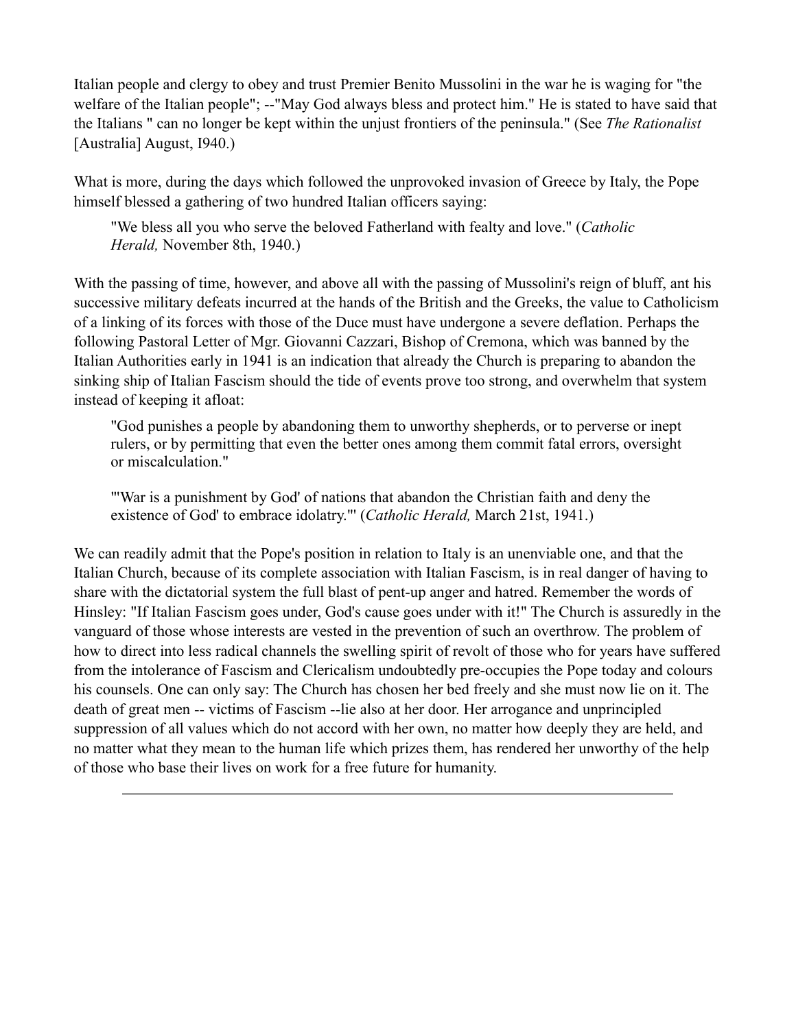Italian people and clergy to obey and trust Premier Benito Mussolini in the war he is waging for "the welfare of the Italian people"; --"May God always bless and protect him." He is stated to have said that the Italians " can no longer be kept within the unjust frontiers of the peninsula." (See *The Rationalist* [Australia] August, I940.)

What is more, during the days which followed the unprovoked invasion of Greece by Italy, the Pope himself blessed a gathering of two hundred Italian officers saying:

> "We bless all you who serve the beloved Fatherland with fealty and love." (*Catholic Herald,* November 8th, 1940.)

With the passing of time, however, and above all with the passing of Mussolini's reign of bluff, ant his successive military defeats incurred at the hands of the British and the Greeks, the value to Catholicism of a linking of its forces with those of the Duce must have undergone a severe deflation. Perhaps the following Pastoral Letter of Mgr. Giovanni Cazzari, Bishop of Cremona, which was banned by the Italian Authorities early in 1941 is an indication that already the Church is preparing to abandon the sinking ship of Italian Fascism should the tide of events prove too strong, and overwhelm that system instead of keeping it afloat:

> "God punishes a people by abandoning them to unworthy shepherds, or to perverse or inept rulers, or by permitting that even the better ones among them commit fatal errors, oversight or miscalculation."
>
> "'War is a punishment by God' of nations that abandon the Christian faith and deny the existence of God' to embrace idolatry."' (*Catholic Herald,* March 21st, 1941.)

We can readily admit that the Pope's position in relation to Italy is an unenviable one, and that the Italian Church, because of its complete association with Italian Fascism, is in real danger of having to share with the dictatorial system the full blast of pent-up anger and hatred. Remember the words of Hinsley: "If Italian Fascism goes under, God's cause goes under with it!" The Church is assuredly in the vanguard of those whose interests are vested in the prevention of such an overthrow. The problem of how to direct into less radical channels the swelling spirit of revolt of those who for years have suffered from the intolerance of Fascism and Clericalism undoubtedly pre-occupies the Pope today and colours his counsels. One can only say: The Church has chosen her bed freely and she must now lie on it. The death of great men -- victims of Fascism --lie also at her door. Her arrogance and unprincipled suppression of all values which do not accord with her own, no matter how deeply they are held, and no matter what they mean to the human life which prizes them, has rendered her unworthy of the help of those who base their lives on work for a free future for humanity.

---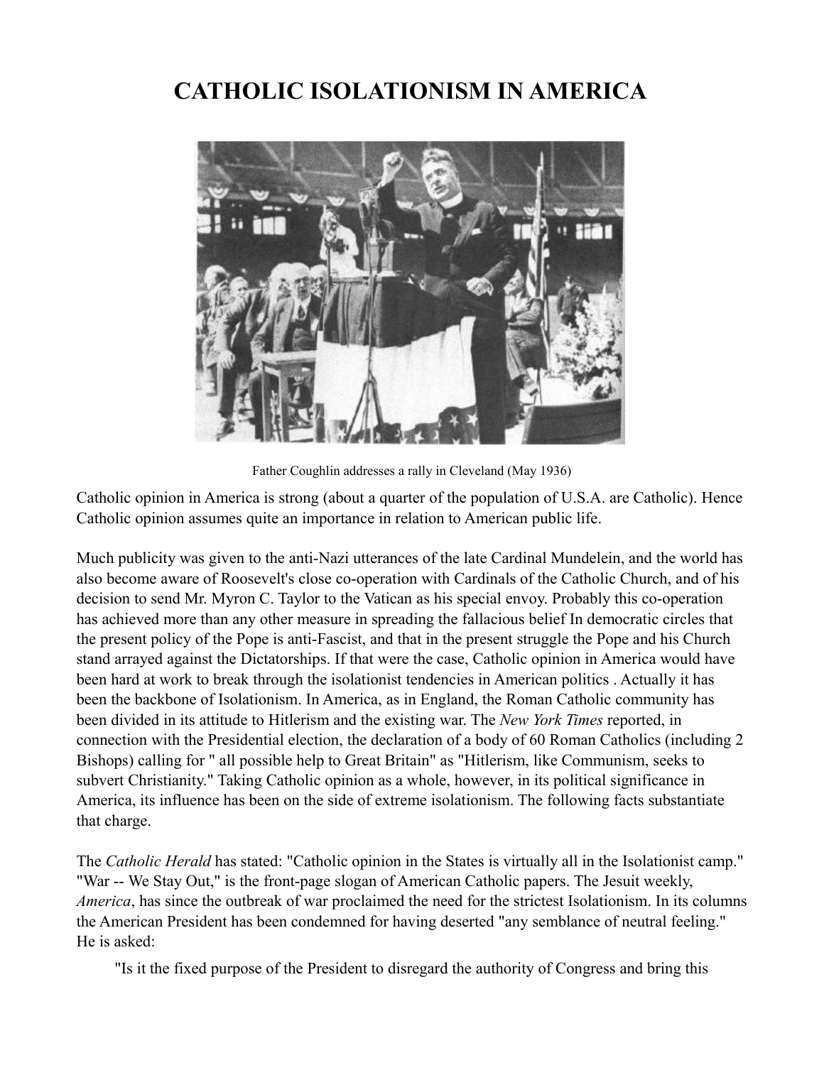# CATHOLIC ISOLATIONISM IN AMERICA

Father Coughlin addresses a rally in Cleveland (May 1936)

Catholic opinion in America is strong (about a quarter of the population of U.S.A. are Catholic). Hence Catholic opinion assumes quite an importance in relation to American public life.

Much publicity was given to the anti-Nazi utterances of the late Cardinal Mundelein, and the world has also become aware of Roosevelt's close co-operation with Cardinals of the Catholic Church, and of his decision to send Mr. Myron C. Taylor to the Vatican as his special envoy. Probably this co-operation has achieved more than any other measure in spreading the fallacious belief In democratic circles that the present policy of the Pope is anti-Fascist, and that in the present struggle the Pope and his Church stand arrayed against the Dictatorships. If that were the case, Catholic opinion in America would have been hard at work to break through the isolationist tendencies in American politics . Actually it has been the backbone of Isolationism. In America, as in England, the Roman Catholic community has been divided in its attitude to Hitlerism and the existing war. The *New York Times* reported, in connection with the Presidential election, the declaration of a body of 60 Roman Catholics (including 2 Bishops) calling for " all possible help to Great Britain" as "Hitlerism, like Communism, seeks to subvert Christianity." Taking Catholic opinion as a whole, however, in its political significance in America, its influence has been on the side of extreme isolationism. The following facts substantiate that charge.

The *Catholic Herald* has stated: "Catholic opinion in the States is virtually all in the Isolationist camp." "War -- We Stay Out," is the front-page slogan of American Catholic papers. The Jesuit weekly, *America*, has since the outbreak of war proclaimed the need for the strictest Isolationism. In its columns the American President has been condemned for having deserted "any semblance of neutral feeling." He is asked:

> "Is it the fixed purpose of the President to disregard the authority of Congress and bring this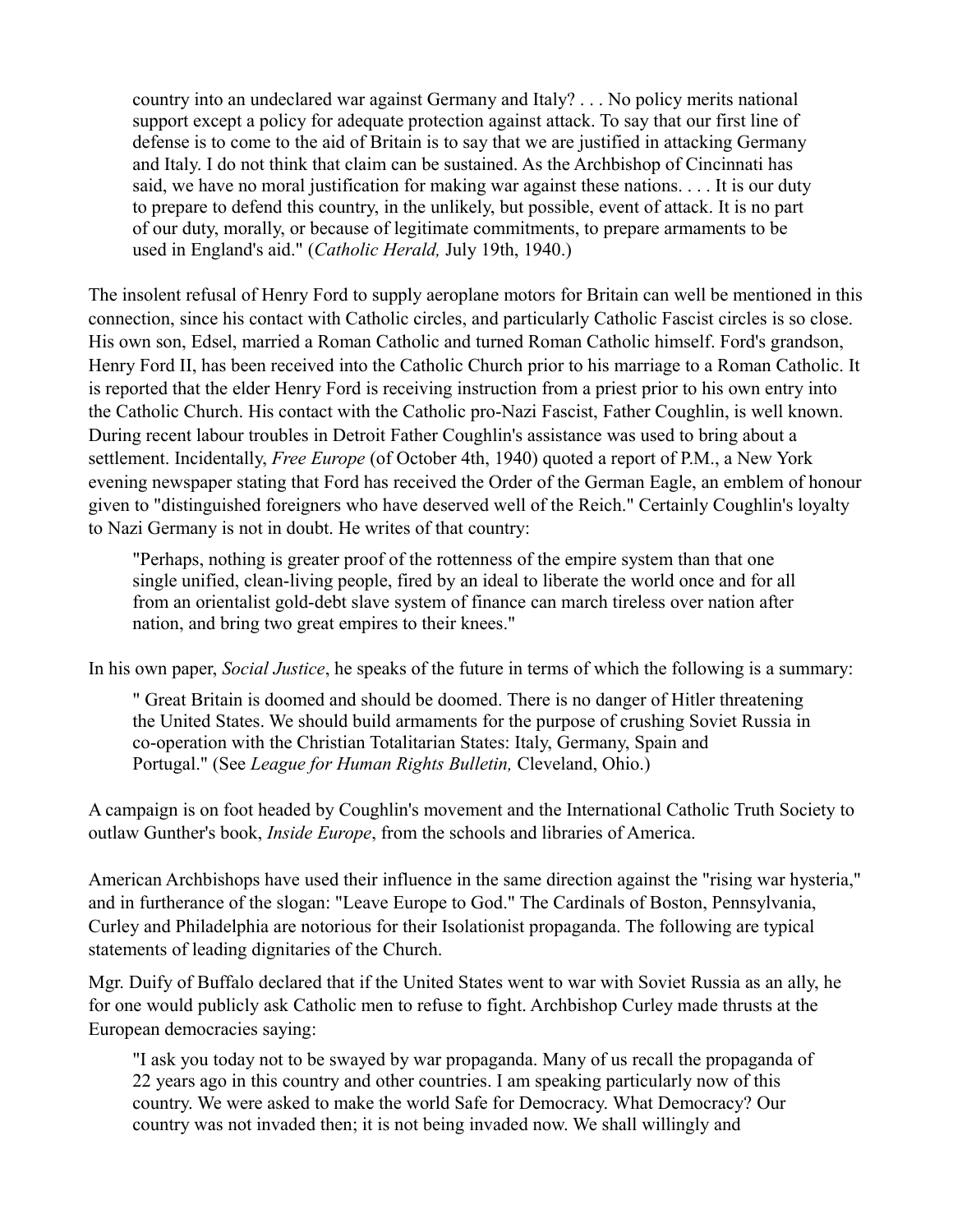> country into an undeclared war against Germany and Italy? . . . No policy merits national support except a policy for adequate protection against attack. To say that our first line of defense is to come to the aid of Britain is to say that we are justified in attacking Germany and Italy. I do not think that claim can be sustained. As the Archbishop of Cincinnati has said, we have no moral justification for making war against these nations. . . . It is our duty to prepare to defend this country, in the unlikely, but possible, event of attack. It is no part of our duty, morally, or because of legitimate commitments, to prepare armaments to be used in England's aid." (*Catholic Herald,* July 19th, 1940.)

The insolent refusal of Henry Ford to supply aeroplane motors for Britain can well be mentioned in this connection, since his contact with Catholic circles, and particularly Catholic Fascist circles is so close. His own son, Edsel, married a Roman Catholic and turned Roman Catholic himself. Ford's grandson, Henry Ford II, has been received into the Catholic Church prior to his marriage to a Roman Catholic. It is reported that the elder Henry Ford is receiving instruction from a priest prior to his own entry into the Catholic Church. His contact with the Catholic pro-Nazi Fascist, Father Coughlin, is well known. During recent labour troubles in Detroit Father Coughlin's assistance was used to bring about a settlement. Incidentally, *Free Europe* (of October 4th, 1940) quoted a report of P.M., a New York evening newspaper stating that Ford has received the Order of the German Eagle, an emblem of honour given to "distinguished foreigners who have deserved well of the Reich." Certainly Coughlin's loyalty to Nazi Germany is not in doubt. He writes of that country:

> "Perhaps, nothing is greater proof of the rottenness of the empire system than that one single unified, clean-living people, fired by an ideal to liberate the world once and for all from an orientalist gold-debt slave system of finance can march tireless over nation after nation, and bring two great empires to their knees."

In his own paper, *Social Justice*, he speaks of the future in terms of which the following is a summary:

> " Great Britain is doomed and should be doomed. There is no danger of Hitler threatening the United States. We should build armaments for the purpose of crushing Soviet Russia in co-operation with the Christian Totalitarian States: Italy, Germany, Spain and Portugal." (See *League for Human Rights Bulletin,* Cleveland, Ohio.)

A campaign is on foot headed by Coughlin's movement and the International Catholic Truth Society to outlaw Gunther's book, *Inside Europe*, from the schools and libraries of America.

American Archbishops have used their influence in the same direction against the "rising war hysteria," and in furtherance of the slogan: "Leave Europe to God." The Cardinals of Boston, Pennsylvania, Curley and Philadelphia are notorious for their Isolationist propaganda. The following are typical statements of leading dignitaries of the Church.

Mgr. Duify of Buffalo declared that if the United States went to war with Soviet Russia as an ally, he for one would publicly ask Catholic men to refuse to fight. Archbishop Curley made thrusts at the European democracies saying:

> "I ask you today not to be swayed by war propaganda. Many of us recall the propaganda of 22 years ago in this country and other countries. I am speaking particularly now of this country. We were asked to make the world Safe for Democracy. What Democracy? Our country was not invaded then; it is not being invaded now. We shall willingly and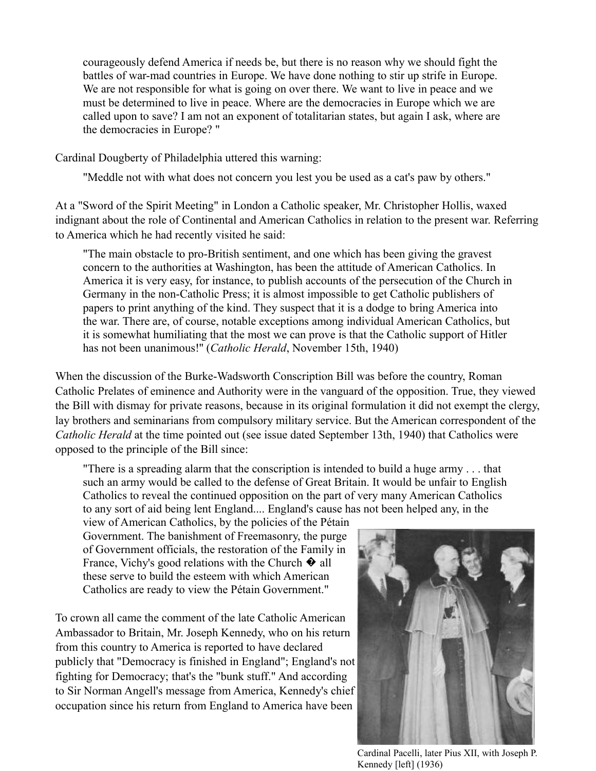> courageously defend America if needs be, but there is no reason why we should fight the battles of war-mad countries in Europe. We have done nothing to stir up strife in Europe. We are not responsible for what is going on over there. We want to live in peace and we must be determined to live in peace. Where are the democracies in Europe which we are called upon to save? I am not an exponent of totalitarian states, but again I ask, where are the democracies in Europe? "

Cardinal Dougberty of Philadelphia uttered this warning:

> "Meddle not with what does not concern you lest you be used as a cat's paw by others."

At a "Sword of the Spirit Meeting" in London a Catholic speaker, Mr. Christopher Hollis, waxed indignant about the role of Continental and American Catholics in relation to the present war. Referring to America which he had recently visited he said:

> "The main obstacle to pro-British sentiment, and one which has been giving the gravest concern to the authorities at Washington, has been the attitude of American Catholics. In America it is very easy, for instance, to publish accounts of the persecution of the Church in Germany in the non-Catholic Press; it is almost impossible to get Catholic publishers of papers to print anything of the kind. They suspect that it is a dodge to bring America into the war. There are, of course, notable exceptions among individual American Catholics, but it is somewhat humiliating that the most we can prove is that the Catholic support of Hitler has not been unanimous!" (*Catholic Herald*, November 15th, 1940)

When the discussion of the Burke-Wadsworth Conscription Bill was before the country, Roman Catholic Prelates of eminence and Authority were in the vanguard of the opposition. True, they viewed the Bill with dismay for private reasons, because in its original formulation it did not exempt the clergy, lay brothers and seminarians from compulsory military service. But the American correspondent of the *Catholic Herald* at the time pointed out (see issue dated September 13th, 1940) that Catholics were opposed to the principle of the Bill since:

> "There is a spreading alarm that the conscription is intended to build a huge army . . . that such an army would be called to the defense of Great Britain. It would be unfair to English Catholics to reveal the continued opposition on the part of very many American Catholics to any sort of aid being lent England.... England's cause has not been helped any, in the view of American Catholics, by the policies of the Pétain Government. The banishment of Freemasonry, the purge of Government officials, the restoration of the Family in France, Vichy's good relations with the Church � all these serve to build the esteem with which American Catholics are ready to view the Pétain Government."

To crown all came the comment of the late Catholic American Ambassador to Britain, Mr. Joseph Kennedy, who on his return from this country to America is reported to have declared publicly that "Democracy is finished in England"; England's not fighting for Democracy; that's the "bunk stuff." And according to Sir Norman Angell's message from America, Kennedy's chief occupation since his return from England to America have been

Cardinal Pacelli, later Pius XII, with Joseph P. Kennedy [left] (1936)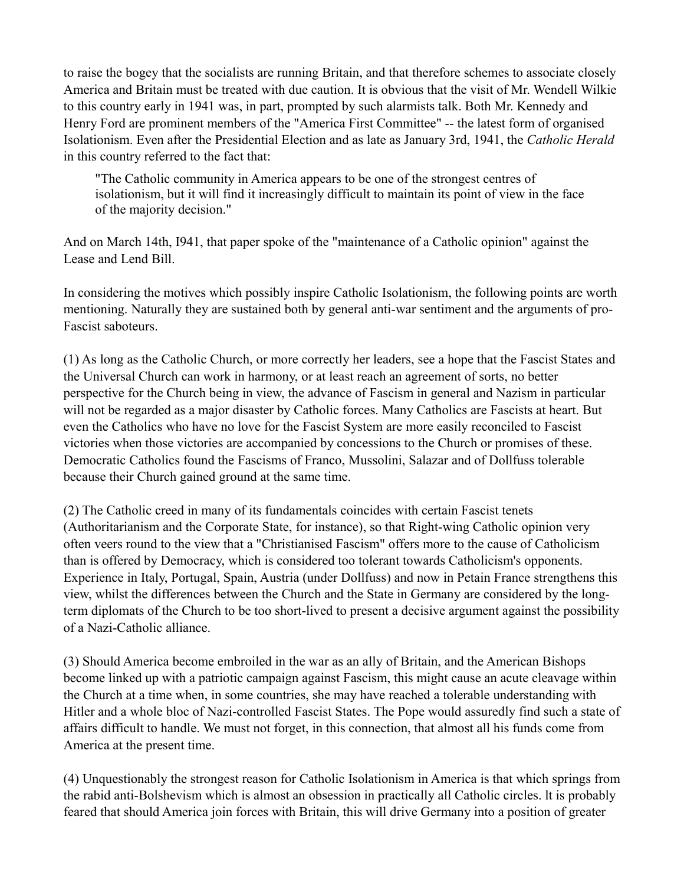to raise the bogey that the socialists are running Britain, and that therefore schemes to associate closely America and Britain must be treated with due caution. It is obvious that the visit of Mr. Wendell Wilkie to this country early in 1941 was, in part, prompted by such alarmists talk. Both Mr. Kennedy and Henry Ford are prominent members of the "America First Committee" -- the latest form of organised Isolationism. Even after the Presidential Election and as late as January 3rd, 1941, the *Catholic Herald* in this country referred to the fact that:

> "The Catholic community in America appears to be one of the strongest centres of isolationism, but it will find it increasingly difficult to maintain its point of view in the face of the majority decision."

And on March 14th, I941, that paper spoke of the "maintenance of a Catholic opinion" against the Lease and Lend Bill.

In considering the motives which possibly inspire Catholic Isolationism, the following points are worth mentioning. Naturally they are sustained both by general anti-war sentiment and the arguments of pro-Fascist saboteurs.

(1) As long as the Catholic Church, or more correctly her leaders, see a hope that the Fascist States and the Universal Church can work in harmony, or at least reach an agreement of sorts, no better perspective for the Church being in view, the advance of Fascism in general and Nazism in particular will not be regarded as a major disaster by Catholic forces. Many Catholics are Fascists at heart. But even the Catholics who have no love for the Fascist System are more easily reconciled to Fascist victories when those victories are accompanied by concessions to the Church or promises of these. Democratic Catholics found the Fascisms of Franco, Mussolini, Salazar and of Dollfuss tolerable because their Church gained ground at the same time.

(2) The Catholic creed in many of its fundamentals coincides with certain Fascist tenets (Authoritarianism and the Corporate State, for instance), so that Right-wing Catholic opinion very often veers round to the view that a "Christianised Fascism" offers more to the cause of Catholicism than is offered by Democracy, which is considered too tolerant towards Catholicism's opponents. Experience in Italy, Portugal, Spain, Austria (under Dollfuss) and now in Petain France strengthens this view, whilst the differences between the Church and the State in Germany are considered by the long-term diplomats of the Church to be too short-lived to present a decisive argument against the possibility of a Nazi-Catholic alliance.

(3) Should America become embroiled in the war as an ally of Britain, and the American Bishops become linked up with a patriotic campaign against Fascism, this might cause an acute cleavage within the Church at a time when, in some countries, she may have reached a tolerable understanding with Hitler and a whole bloc of Nazi-controlled Fascist States. The Pope would assuredly find such a state of affairs difficult to handle. We must not forget, in this connection, that almost all his funds come from America at the present time.

(4) Unquestionably the strongest reason for Catholic Isolationism in America is that which springs from the rabid anti-Bolshevism which is almost an obsession in practically all Catholic circles. lt is probably feared that should America join forces with Britain, this will drive Germany into a position of greater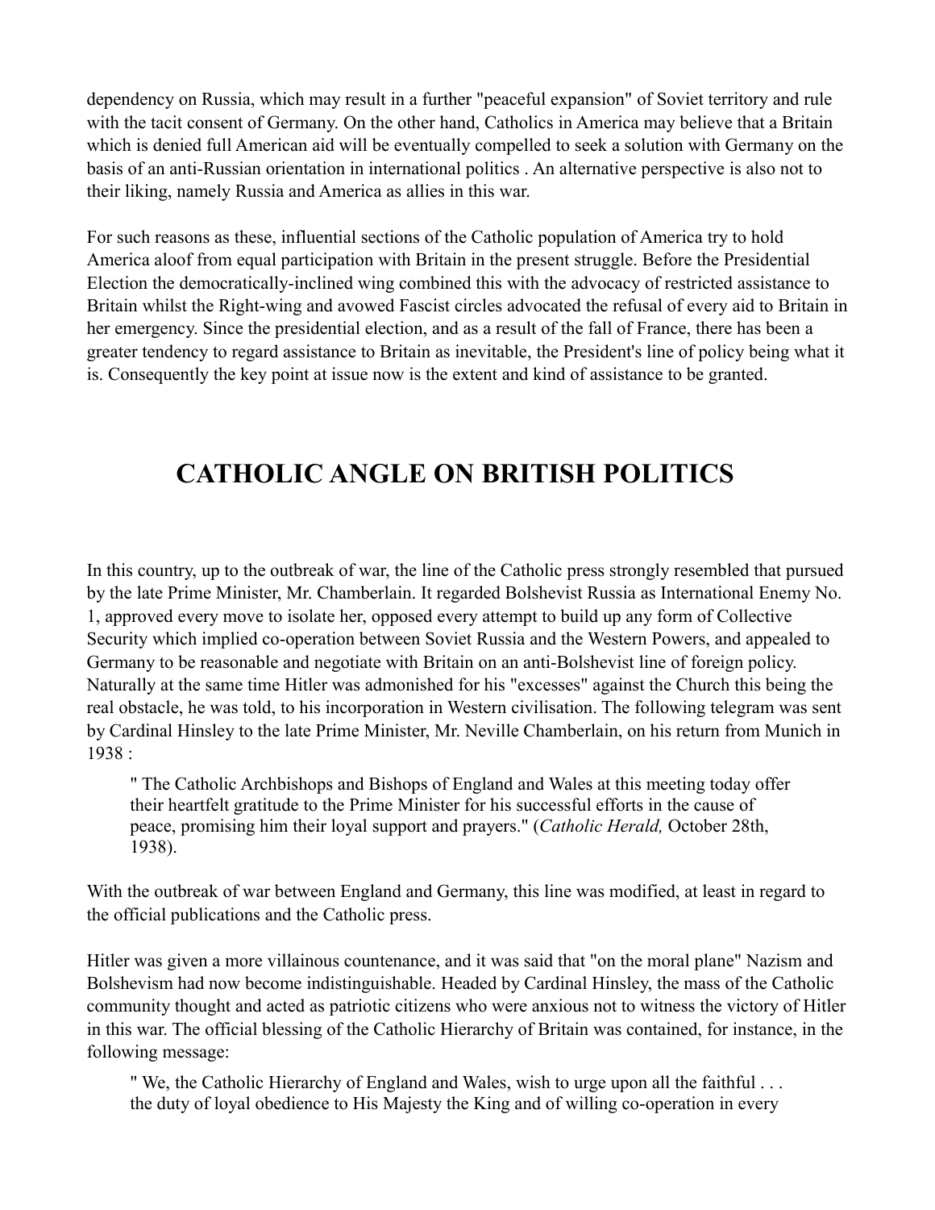dependency on Russia, which may result in a further "peaceful expansion" of Soviet territory and rule with the tacit consent of Germany. On the other hand, Catholics in America may believe that a Britain which is denied full American aid will be eventually compelled to seek a solution with Germany on the basis of an anti-Russian orientation in international politics . An alternative perspective is also not to their liking, namely Russia and America as allies in this war.

For such reasons as these, influential sections of the Catholic population of America try to hold America aloof from equal participation with Britain in the present struggle. Before the Presidential Election the democratically-inclined wing combined this with the advocacy of restricted assistance to Britain whilst the Right-wing and avowed Fascist circles advocated the refusal of every aid to Britain in her emergency. Since the presidential election, and as a result of the fall of France, there has been a greater tendency to regard assistance to Britain as inevitable, the President's line of policy being what it is. Consequently the key point at issue now is the extent and kind of assistance to be granted.

## CATHOLIC ANGLE ON BRITISH POLITICS

In this country, up to the outbreak of war, the line of the Catholic press strongly resembled that pursued by the late Prime Minister, Mr. Chamberlain. It regarded Bolshevist Russia as International Enemy No. 1, approved every move to isolate her, opposed every attempt to build up any form of Collective Security which implied co-operation between Soviet Russia and the Western Powers, and appealed to Germany to be reasonable and negotiate with Britain on an anti-Bolshevist line of foreign policy. Naturally at the same time Hitler was admonished for his "excesses" against the Church this being the real obstacle, he was told, to his incorporation in Western civilisation. The following telegram was sent by Cardinal Hinsley to the late Prime Minister, Mr. Neville Chamberlain, on his return from Munich in 1938 :

> " The Catholic Archbishops and Bishops of England and Wales at this meeting today offer their heartfelt gratitude to the Prime Minister for his successful efforts in the cause of peace, promising him their loyal support and prayers." (*Catholic Herald,* October 28th, 1938).

With the outbreak of war between England and Germany, this line was modified, at least in regard to the official publications and the Catholic press.

Hitler was given a more villainous countenance, and it was said that "on the moral plane" Nazism and Bolshevism had now become indistinguishable. Headed by Cardinal Hinsley, the mass of the Catholic community thought and acted as patriotic citizens who were anxious not to witness the victory of Hitler in this war. The official blessing of the Catholic Hierarchy of Britain was contained, for instance, in the following message:

> " We, the Catholic Hierarchy of England and Wales, wish to urge upon all the faithful . . . the duty of loyal obedience to His Majesty the King and of willing co-operation in every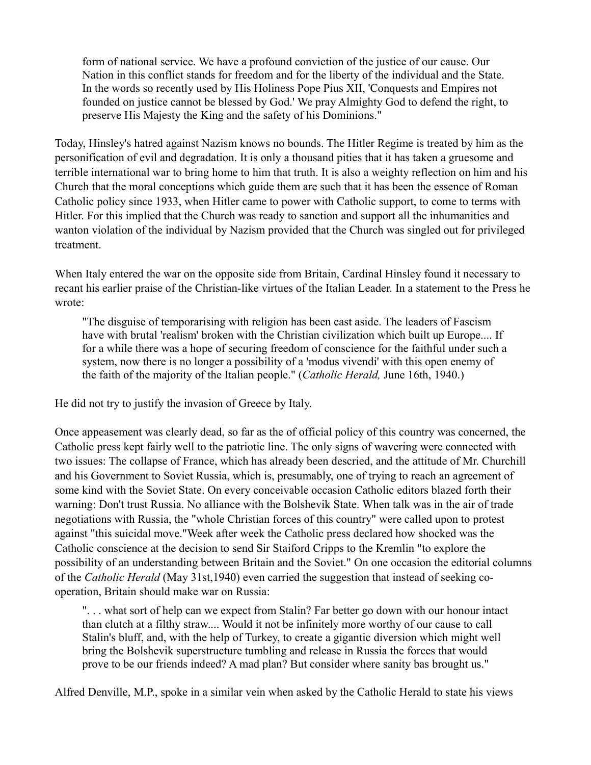> form of national service. We have a profound conviction of the justice of our cause. Our Nation in this conflict stands for freedom and for the liberty of the individual and the State. In the words so recently used by His Holiness Pope Pius XII, 'Conquests and Empires not founded on justice cannot be blessed by God.' We pray Almighty God to defend the right, to preserve His Majesty the King and the safety of his Dominions."

Today, Hinsley's hatred against Nazism knows no bounds. The Hitler Regime is treated by him as the personification of evil and degradation. It is only a thousand pities that it has taken a gruesome and terrible international war to bring home to him that truth. It is also a weighty reflection on him and his Church that the moral conceptions which guide them are such that it has been the essence of Roman Catholic policy since 1933, when Hitler came to power with Catholic support, to come to terms with Hitler. For this implied that the Church was ready to sanction and support all the inhumanities and wanton violation of the individual by Nazism provided that the Church was singled out for privileged treatment.

When Italy entered the war on the opposite side from Britain, Cardinal Hinsley found it necessary to recant his earlier praise of the Christian-like virtues of the Italian Leader. In a statement to the Press he wrote:

> "The disguise of temporarising with religion has been cast aside. The leaders of Fascism have with brutal 'realism' broken with the Christian civilization which built up Europe.... If for a while there was a hope of securing freedom of conscience for the faithful under such a system, now there is no longer a possibility of a 'modus vivendi' with this open enemy of the faith of the majority of the Italian people." (*Catholic Herald,* June 16th, 1940.)

He did not try to justify the invasion of Greece by Italy.

Once appeasement was clearly dead, so far as the of official policy of this country was concerned, the Catholic press kept fairly well to the patriotic line. The only signs of wavering were connected with two issues: The collapse of France, which has already been descried, and the attitude of Mr. Churchill and his Government to Soviet Russia, which is, presumably, one of trying to reach an agreement of some kind with the Soviet State. On every conceivable occasion Catholic editors blazed forth their warning: Don't trust Russia. No alliance with the Bolshevik State. When talk was in the air of trade negotiations with Russia, the "whole Christian forces of this country" were called upon to protest against "this suicidal move."Week after week the Catholic press declared how shocked was the Catholic conscience at the decision to send Sir Staiford Cripps to the Kremlin "to explore the possibility of an understanding between Britain and the Soviet." On one occasion the editorial columns of the *Catholic Herald* (May 31st,1940) even carried the suggestion that instead of seeking co-operation, Britain should make war on Russia:

> ". . . what sort of help can we expect from Stalin? Far better go down with our honour intact than clutch at a filthy straw.... Would it not be infinitely more worthy of our cause to call Stalin's bluff, and, with the help of Turkey, to create a gigantic diversion which might well bring the Bolshevik superstructure tumbling and release in Russia the forces that would prove to be our friends indeed? A mad plan? But consider where sanity bas brought us."

Alfred Denville, M.P., spoke in a similar vein when asked by the Catholic Herald to state his views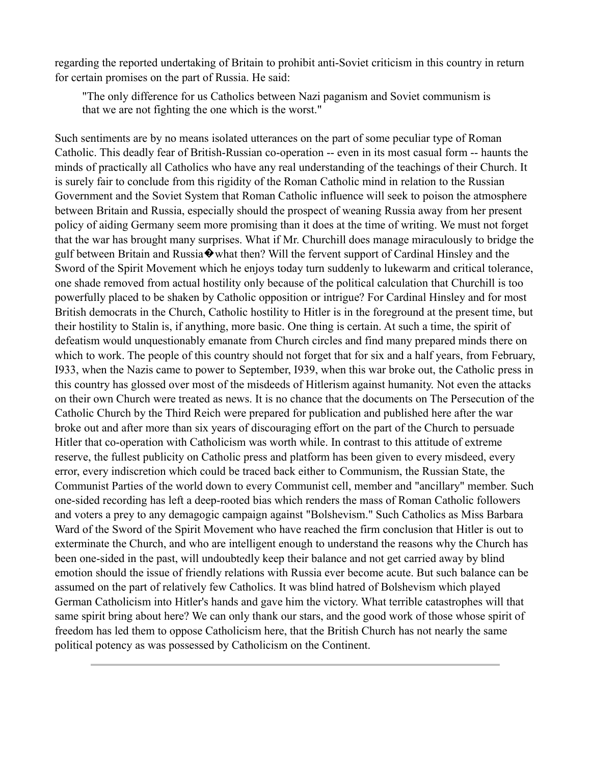regarding the reported undertaking of Britain to prohibit anti-Soviet criticism in this country in return for certain promises on the part of Russia. He said:

> "The only difference for us Catholics between Nazi paganism and Soviet communism is that we are not fighting the one which is the worst."

Such sentiments are by no means isolated utterances on the part of some peculiar type of Roman Catholic. This deadly fear of British-Russian co-operation -- even in its most casual form -- haunts the minds of practically all Catholics who have any real understanding of the teachings of their Church. It is surely fair to conclude from this rigidity of the Roman Catholic mind in relation to the Russian Government and the Soviet System that Roman Catholic influence will seek to poison the atmosphere between Britain and Russia, especially should the prospect of weaning Russia away from her present policy of aiding Germany seem more promising than it does at the time of writing. We must not forget that the war has brought many surprises. What if Mr. Churchill does manage miraculously to bridge the gulf between Britain and Russia�what then? Will the fervent support of Cardinal Hinsley and the Sword of the Spirit Movement which he enjoys today turn suddenly to lukewarm and critical tolerance, one shade removed from actual hostility only because of the political calculation that Churchill is too powerfully placed to be shaken by Catholic opposition or intrigue? For Cardinal Hinsley and for most British democrats in the Church, Catholic hostility to Hitler is in the foreground at the present time, but their hostility to Stalin is, if anything, more basic. One thing is certain. At such a time, the spirit of defeatism would unquestionably emanate from Church circles and find many prepared minds there on which to work. The people of this country should not forget that for six and a half years, from February, I933, when the Nazis came to power to September, I939, when this war broke out, the Catholic press in this country has glossed over most of the misdeeds of Hitlerism against humanity. Not even the attacks on their own Church were treated as news. It is no chance that the documents on The Persecution of the Catholic Church by the Third Reich were prepared for publication and published here after the war broke out and after more than six years of discouraging effort on the part of the Church to persuade Hitler that co-operation with Catholicism was worth while. In contrast to this attitude of extreme reserve, the fullest publicity on Catholic press and platform has been given to every misdeed, every error, every indiscretion which could be traced back either to Communism, the Russian State, the Communist Parties of the world down to every Communist cell, member and "ancillary" member. Such one-sided recording has left a deep-rooted bias which renders the mass of Roman Catholic followers and voters a prey to any demagogic campaign against "Bolshevism." Such Catholics as Miss Barbara Ward of the Sword of the Spirit Movement who have reached the firm conclusion that Hitler is out to exterminate the Church, and who are intelligent enough to understand the reasons why the Church has been one-sided in the past, will undoubtedly keep their balance and not get carried away by blind emotion should the issue of friendly relations with Russia ever become acute. But such balance can be assumed on the part of relatively few Catholics. It was blind hatred of Bolshevism which played German Catholicism into Hitler's hands and gave him the victory. What terrible catastrophes will that same spirit bring about here? We can only thank our stars, and the good work of those whose spirit of freedom has led them to oppose Catholicism here, that the British Church has not nearly the same political potency as was possessed by Catholicism on the Continent.

---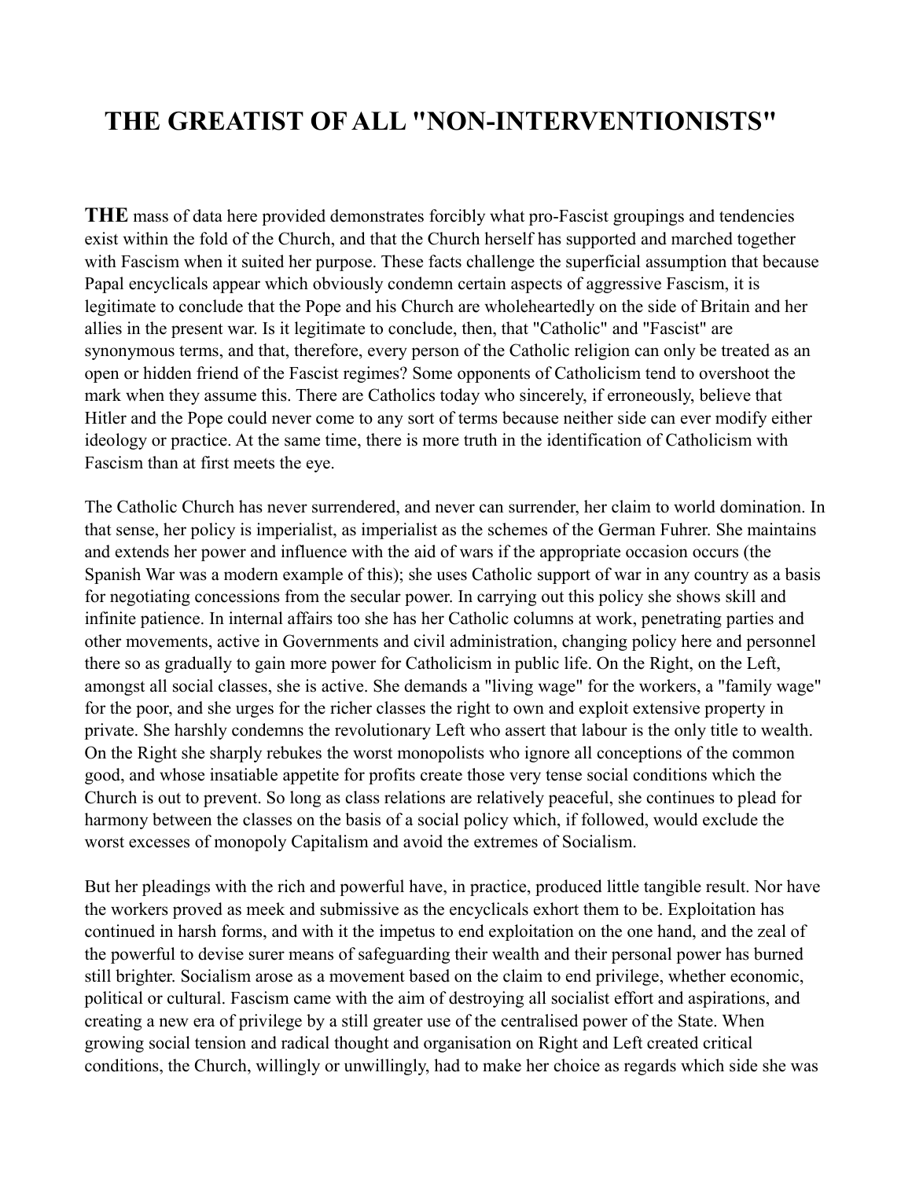# THE GREATIST OF ALL "NON-INTERVENTIONISTS"

**THE** mass of data here provided demonstrates forcibly what pro-Fascist groupings and tendencies exist within the fold of the Church, and that the Church herself has supported and marched together with Fascism when it suited her purpose. These facts challenge the superficial assumption that because Papal encyclicals appear which obviously condemn certain aspects of aggressive Fascism, it is legitimate to conclude that the Pope and his Church are wholeheartedly on the side of Britain and her allies in the present war. Is it legitimate to conclude, then, that "Catholic" and "Fascist" are synonymous terms, and that, therefore, every person of the Catholic religion can only be treated as an open or hidden friend of the Fascist regimes? Some opponents of Catholicism tend to overshoot the mark when they assume this. There are Catholics today who sincerely, if erroneously, believe that Hitler and the Pope could never come to any sort of terms because neither side can ever modify either ideology or practice. At the same time, there is more truth in the identification of Catholicism with Fascism than at first meets the eye.

The Catholic Church has never surrendered, and never can surrender, her claim to world domination. In that sense, her policy is imperialist, as imperialist as the schemes of the German Fuhrer. She maintains and extends her power and influence with the aid of wars if the appropriate occasion occurs (the Spanish War was a modern example of this); she uses Catholic support of war in any country as a basis for negotiating concessions from the secular power. In carrying out this policy she shows skill and infinite patience. In internal affairs too she has her Catholic columns at work, penetrating parties and other movements, active in Governments and civil administration, changing policy here and personnel there so as gradually to gain more power for Catholicism in public life. On the Right, on the Left, amongst all social classes, she is active. She demands a "living wage" for the workers, a "family wage" for the poor, and she urges for the richer classes the right to own and exploit extensive property in private. She harshly condemns the revolutionary Left who assert that labour is the only title to wealth. On the Right she sharply rebukes the worst monopolists who ignore all conceptions of the common good, and whose insatiable appetite for profits create those very tense social conditions which the Church is out to prevent. So long as class relations are relatively peaceful, she continues to plead for harmony between the classes on the basis of a social policy which, if followed, would exclude the worst excesses of monopoly Capitalism and avoid the extremes of Socialism.

But her pleadings with the rich and powerful have, in practice, produced little tangible result. Nor have the workers proved as meek and submissive as the encyclicals exhort them to be. Exploitation has continued in harsh forms, and with it the impetus to end exploitation on the one hand, and the zeal of the powerful to devise surer means of safeguarding their wealth and their personal power has burned still brighter. Socialism arose as a movement based on the claim to end privilege, whether economic, political or cultural. Fascism came with the aim of destroying all socialist effort and aspirations, and creating a new era of privilege by a still greater use of the centralised power of the State. When growing social tension and radical thought and organisation on Right and Left created critical conditions, the Church, willingly or unwillingly, had to make her choice as regards which side she was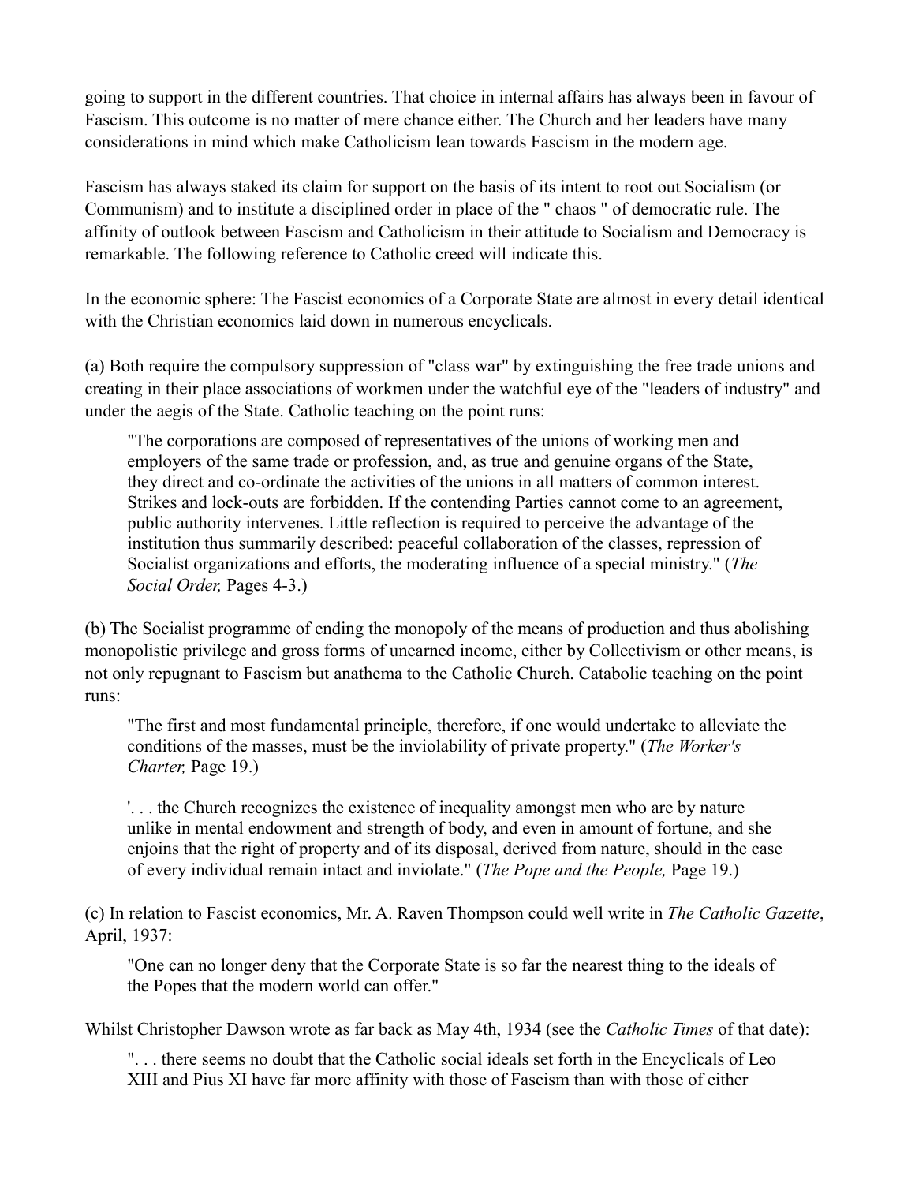going to support in the different countries. That choice in internal affairs has always been in favour of Fascism. This outcome is no matter of mere chance either. The Church and her leaders have many considerations in mind which make Catholicism lean towards Fascism in the modern age.

Fascism has always staked its claim for support on the basis of its intent to root out Socialism (or Communism) and to institute a disciplined order in place of the " chaos " of democratic rule. The affinity of outlook between Fascism and Catholicism in their attitude to Socialism and Democracy is remarkable. The following reference to Catholic creed will indicate this.

In the economic sphere: The Fascist economics of a Corporate State are almost in every detail identical with the Christian economics laid down in numerous encyclicals.

(a) Both require the compulsory suppression of "class war" by extinguishing the free trade unions and creating in their place associations of workmen under the watchful eye of the "leaders of industry" and under the aegis of the State. Catholic teaching on the point runs:

> "The corporations are composed of representatives of the unions of working men and employers of the same trade or profession, and, as true and genuine organs of the State, they direct and co-ordinate the activities of the unions in all matters of common interest. Strikes and lock-outs are forbidden. If the contending Parties cannot come to an agreement, public authority intervenes. Little reflection is required to perceive the advantage of the institution thus summarily described: peaceful collaboration of the classes, repression of Socialist organizations and efforts, the moderating influence of a special ministry." (*The Social Order,* Pages 4-3.)

(b) The Socialist programme of ending the monopoly of the means of production and thus abolishing monopolistic privilege and gross forms of unearned income, either by Collectivism or other means, is not only repugnant to Fascism but anathema to the Catholic Church. Catabolic teaching on the point runs:

> "The first and most fundamental principle, therefore, if one would undertake to alleviate the conditions of the masses, must be the inviolability of private property." (*The Worker's Charter,* Page 19.)

> '. . . the Church recognizes the existence of inequality amongst men who are by nature unlike in mental endowment and strength of body, and even in amount of fortune, and she enjoins that the right of property and of its disposal, derived from nature, should in the case of every individual remain intact and inviolate." (*The Pope and the People,* Page 19.)

(c) In relation to Fascist economics, Mr. A. Raven Thompson could well write in *The Catholic Gazette*, April, 1937:

> "One can no longer deny that the Corporate State is so far the nearest thing to the ideals of the Popes that the modern world can offer."

Whilst Christopher Dawson wrote as far back as May 4th, 1934 (see the *Catholic Times* of that date):

> ". . . there seems no doubt that the Catholic social ideals set forth in the Encyclicals of Leo XIII and Pius XI have far more affinity with those of Fascism than with those of either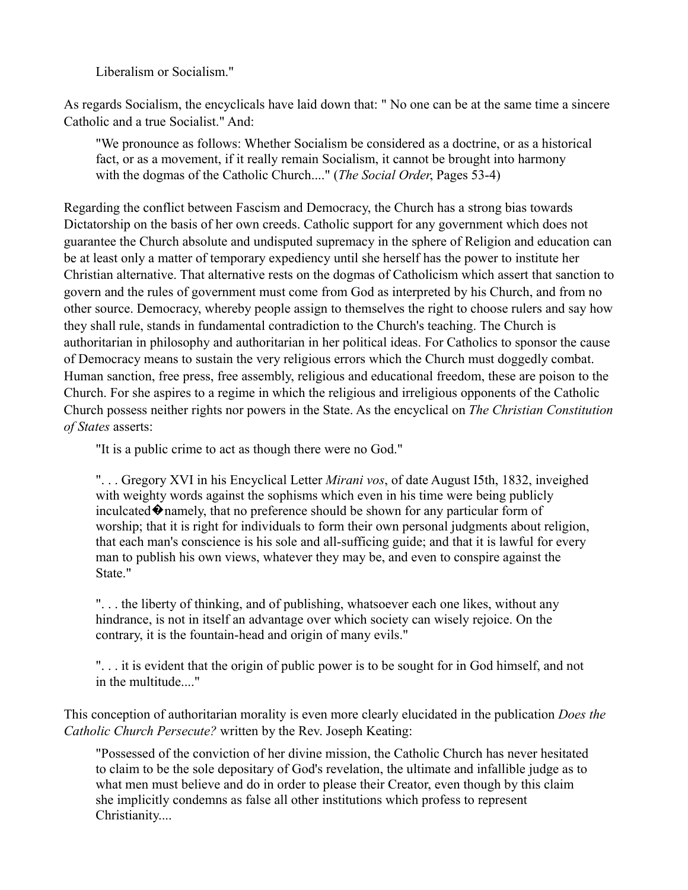> Liberalism or Socialism."

As regards Socialism, the encyclicals have laid down that: " No one can be at the same time a sincere Catholic and a true Socialist." And:

> "We pronounce as follows: Whether Socialism be considered as a doctrine, or as a historical fact, or as a movement, if it really remain Socialism, it cannot be brought into harmony with the dogmas of the Catholic Church...." (*The Social Order*, Pages 53-4)

Regarding the conflict between Fascism and Democracy, the Church has a strong bias towards Dictatorship on the basis of her own creeds. Catholic support for any government which does not guarantee the Church absolute and undisputed supremacy in the sphere of Religion and education can be at least only a matter of temporary expediency until she herself has the power to institute her Christian alternative. That alternative rests on the dogmas of Catholicism which assert that sanction to govern and the rules of government must come from God as interpreted by his Church, and from no other source. Democracy, whereby people assign to themselves the right to choose rulers and say how they shall rule, stands in fundamental contradiction to the Church's teaching. The Church is authoritarian in philosophy and authoritarian in her political ideas. For Catholics to sponsor the cause of Democracy means to sustain the very religious errors which the Church must doggedly combat. Human sanction, free press, free assembly, religious and educational freedom, these are poison to the Church. For she aspires to a regime in which the religious and irreligious opponents of the Catholic Church possess neither rights nor powers in the State. As the encyclical on *The Christian Constitution of States* asserts:

> "It is a public crime to act as though there were no God."
>
> ". . . Gregory XVI in his Encyclical Letter *Mirani vos*, of date August I5th, 1832, inveighed with weighty words against the sophisms which even in his time were being publicly inculcated�namely, that no preference should be shown for any particular form of worship; that it is right for individuals to form their own personal judgments about religion, that each man's conscience is his sole and all-sufficing guide; and that it is lawful for every man to publish his own views, whatever they may be, and even to conspire against the State."
>
> ". . . the liberty of thinking, and of publishing, whatsoever each one likes, without any hindrance, is not in itself an advantage over which society can wisely rejoice. On the contrary, it is the fountain-head and origin of many evils."
>
> ". . . it is evident that the origin of public power is to be sought for in God himself, and not in the multitude...."

This conception of authoritarian morality is even more clearly elucidated in the publication *Does the Catholic Church Persecute?* written by the Rev. Joseph Keating:

> "Possessed of the conviction of her divine mission, the Catholic Church has never hesitated to claim to be the sole depositary of God's revelation, the ultimate and infallible judge as to what men must believe and do in order to please their Creator, even though by this claim she implicitly condemns as false all other institutions which profess to represent Christianity....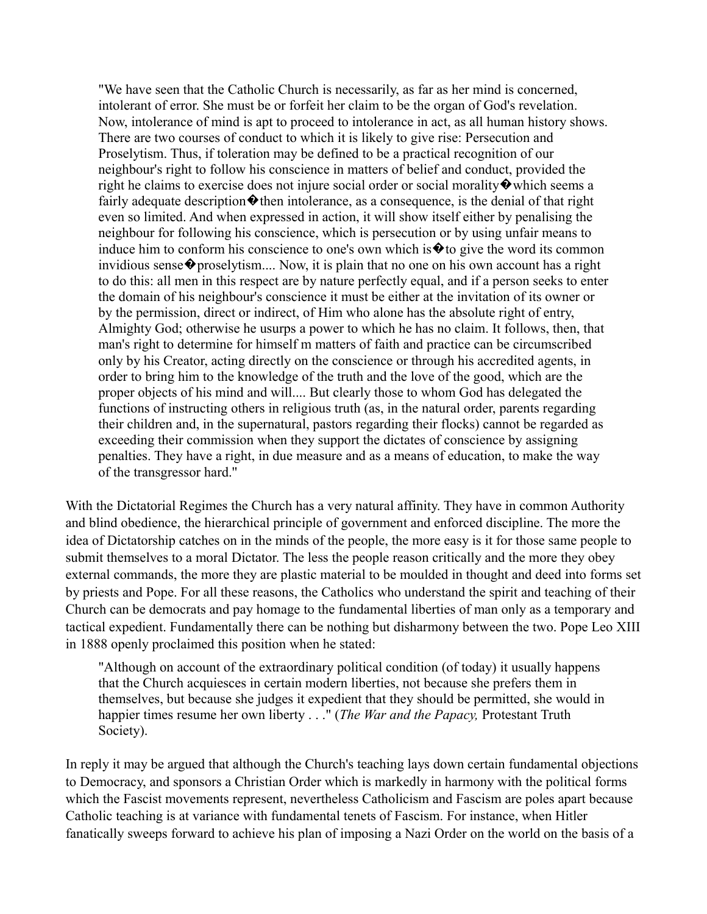> "We have seen that the Catholic Church is necessarily, as far as her mind is concerned, intolerant of error. She must be or forfeit her claim to be the organ of God's revelation. Now, intolerance of mind is apt to proceed to intolerance in act, as all human history shows. There are two courses of conduct to which it is likely to give rise: Persecution and Proselytism. Thus, if toleration may be defined to be a practical recognition of our neighbour's right to follow his conscience in matters of belief and conduct, provided the right he claims to exercise does not injure social order or social morality�which seems a fairly adequate description�then intolerance, as a consequence, is the denial of that right even so limited. And when expressed in action, it will show itself either by penalising the neighbour for following his conscience, which is persecution or by using unfair means to induce him to conform his conscience to one's own which is�to give the word its common invidious sense�proselytism.... Now, it is plain that no one on his own account has a right to do this: all men in this respect are by nature perfectly equal, and if a person seeks to enter the domain of his neighbour's conscience it must be either at the invitation of its owner or by the permission, direct or indirect, of Him who alone has the absolute right of entry, Almighty God; otherwise he usurps a power to which he has no claim. It follows, then, that man's right to determine for himself m matters of faith and practice can be circumscribed only by his Creator, acting directly on the conscience or through his accredited agents, in order to bring him to the knowledge of the truth and the love of the good, which are the proper objects of his mind and will.... But clearly those to whom God has delegated the functions of instructing others in religious truth (as, in the natural order, parents regarding their children and, in the supernatural, pastors regarding their flocks) cannot be regarded as exceeding their commission when they support the dictates of conscience by assigning penalties. They have a right, in due measure and as a means of education, to make the way of the transgressor hard."

With the Dictatorial Regimes the Church has a very natural affinity. They have in common Authority and blind obedience, the hierarchical principle of government and enforced discipline. The more the idea of Dictatorship catches on in the minds of the people, the more easy is it for those same people to submit themselves to a moral Dictator. The less the people reason critically and the more they obey external commands, the more they are plastic material to be moulded in thought and deed into forms set by priests and Pope. For all these reasons, the Catholics who understand the spirit and teaching of their Church can be democrats and pay homage to the fundamental liberties of man only as a temporary and tactical expedient. Fundamentally there can be nothing but disharmony between the two. Pope Leo XIII in 1888 openly proclaimed this position when he stated:

> "Although on account of the extraordinary political condition (of today) it usually happens that the Church acquiesces in certain modern liberties, not because she prefers them in themselves, but because she judges it expedient that they should be permitted, she would in happier times resume her own liberty . . ." (*The War and the Papacy,* Protestant Truth Society).

In reply it may be argued that although the Church's teaching lays down certain fundamental objections to Democracy, and sponsors a Christian Order which is markedly in harmony with the political forms which the Fascist movements represent, nevertheless Catholicism and Fascism are poles apart because Catholic teaching is at variance with fundamental tenets of Fascism. For instance, when Hitler fanatically sweeps forward to achieve his plan of imposing a Nazi Order on the world on the basis of a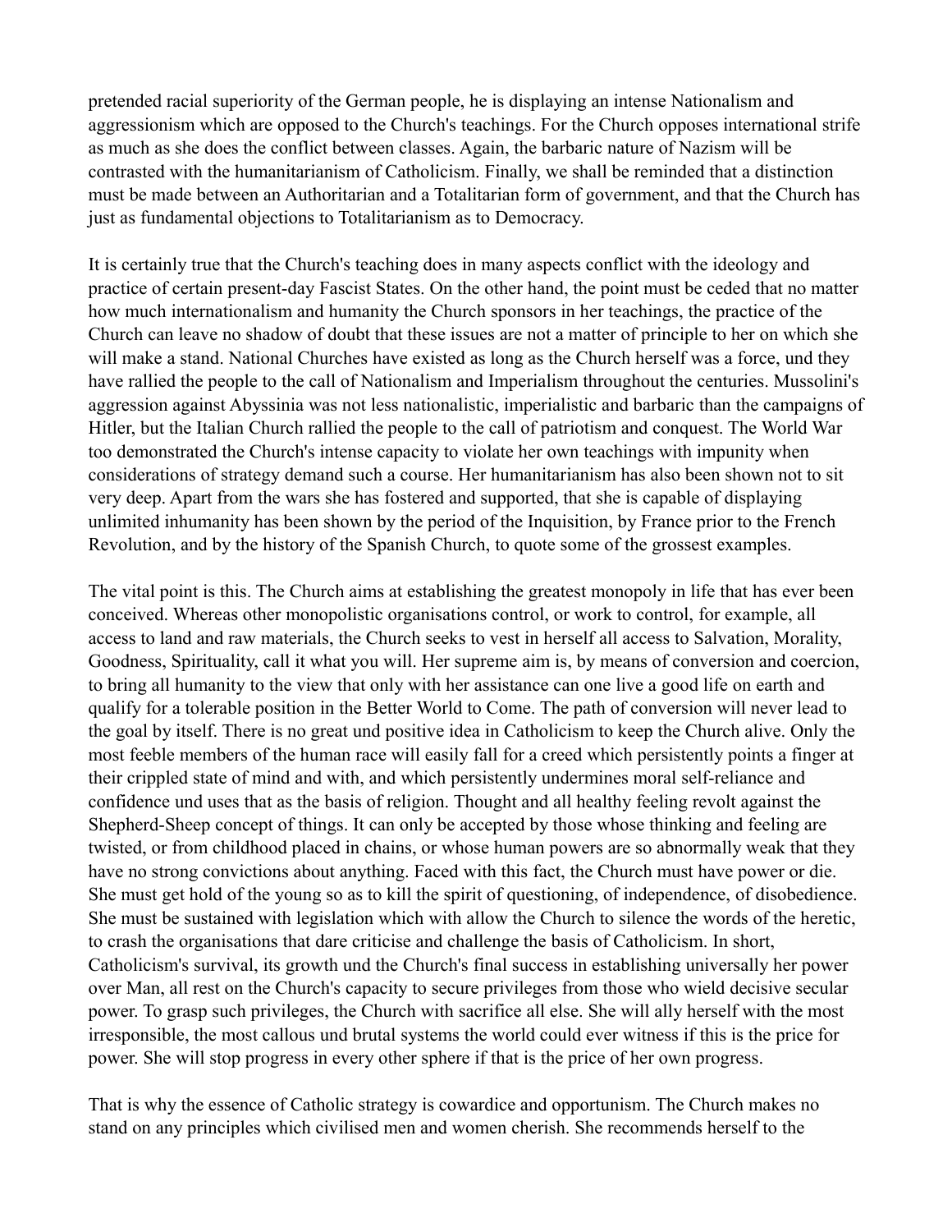pretended racial superiority of the German people, he is displaying an intense Nationalism and aggressionism which are opposed to the Church's teachings. For the Church opposes international strife as much as she does the conflict between classes. Again, the barbaric nature of Nazism will be contrasted with the humanitarianism of Catholicism. Finally, we shall be reminded that a distinction must be made between an Authoritarian and a Totalitarian form of government, and that the Church has just as fundamental objections to Totalitarianism as to Democracy.

It is certainly true that the Church's teaching does in many aspects conflict with the ideology and practice of certain present-day Fascist States. On the other hand, the point must be ceded that no matter how much internationalism and humanity the Church sponsors in her teachings, the practice of the Church can leave no shadow of doubt that these issues are not a matter of principle to her on which she will make a stand. National Churches have existed as long as the Church herself was a force, und they have rallied the people to the call of Nationalism and Imperialism throughout the centuries. Mussolini's aggression against Abyssinia was not less nationalistic, imperialistic and barbaric than the campaigns of Hitler, but the Italian Church rallied the people to the call of patriotism and conquest. The World War too demonstrated the Church's intense capacity to violate her own teachings with impunity when considerations of strategy demand such a course. Her humanitarianism has also been shown not to sit very deep. Apart from the wars she has fostered and supported, that she is capable of displaying unlimited inhumanity has been shown by the period of the Inquisition, by France prior to the French Revolution, and by the history of the Spanish Church, to quote some of the grossest examples.

The vital point is this. The Church aims at establishing the greatest monopoly in life that has ever been conceived. Whereas other monopolistic organisations control, or work to control, for example, all access to land and raw materials, the Church seeks to vest in herself all access to Salvation, Morality, Goodness, Spirituality, call it what you will. Her supreme aim is, by means of conversion and coercion, to bring all humanity to the view that only with her assistance can one live a good life on earth and qualify for a tolerable position in the Better World to Come. The path of conversion will never lead to the goal by itself. There is no great und positive idea in Catholicism to keep the Church alive. Only the most feeble members of the human race will easily fall for a creed which persistently points a finger at their crippled state of mind and with, and which persistently undermines moral self-reliance and confidence und uses that as the basis of religion. Thought and all healthy feeling revolt against the Shepherd-Sheep concept of things. It can only be accepted by those whose thinking and feeling are twisted, or from childhood placed in chains, or whose human powers are so abnormally weak that they have no strong convictions about anything. Faced with this fact, the Church must have power or die. She must get hold of the young so as to kill the spirit of questioning, of independence, of disobedience. She must be sustained with legislation which with allow the Church to silence the words of the heretic, to crash the organisations that dare criticise and challenge the basis of Catholicism. In short, Catholicism's survival, its growth und the Church's final success in establishing universally her power over Man, all rest on the Church's capacity to secure privileges from those who wield decisive secular power. To grasp such privileges, the Church with sacrifice all else. She will ally herself with the most irresponsible, the most callous und brutal systems the world could ever witness if this is the price for power. She will stop progress in every other sphere if that is the price of her own progress.

That is why the essence of Catholic strategy is cowardice and opportunism. The Church makes no stand on any principles which civilised men and women cherish. She recommends herself to the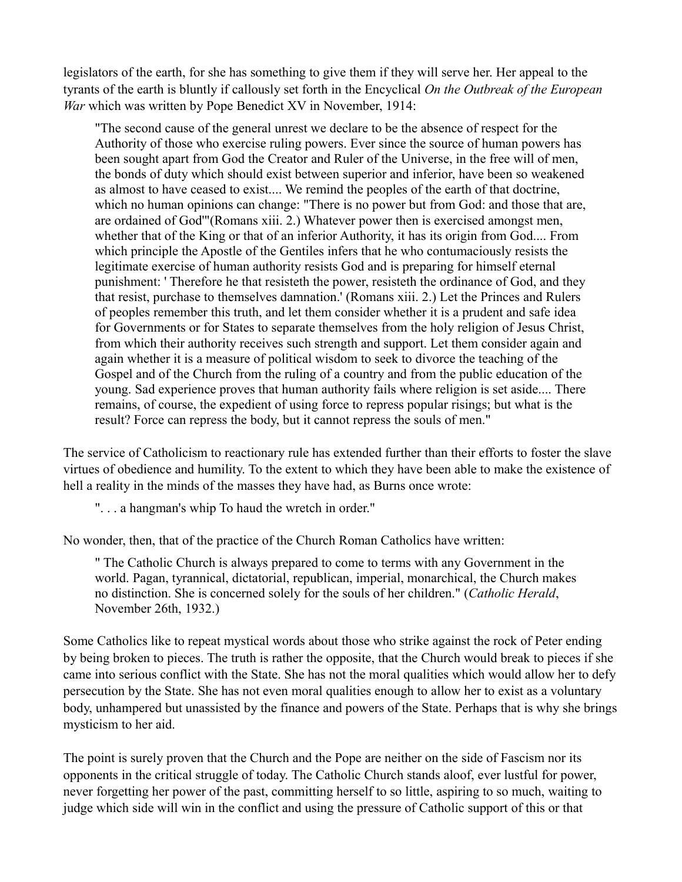legislators of the earth, for she has something to give them if they will serve her. Her appeal to the tyrants of the earth is bluntly if callously set forth in the Encyclical *On the Outbreak of the European War* which was written by Pope Benedict XV in November, 1914:

> "The second cause of the general unrest we declare to be the absence of respect for the Authority of those who exercise ruling powers. Ever since the source of human powers has been sought apart from God the Creator and Ruler of the Universe, in the free will of men, the bonds of duty which should exist between superior and inferior, have been so weakened as almost to have ceased to exist.... We remind the peoples of the earth of that doctrine, which no human opinions can change: "There is no power but from God: and those that are, are ordained of God"'(Romans xiii. 2.) Whatever power then is exercised amongst men, whether that of the King or that of an inferior Authority, it has its origin from God.... From which principle the Apostle of the Gentiles infers that he who contumaciously resists the legitimate exercise of human authority resists God and is preparing for himself eternal punishment: ' Therefore he that resisteth the power, resisteth the ordinance of God, and they that resist, purchase to themselves damnation.' (Romans xiii. 2.) Let the Princes and Rulers of peoples remember this truth, and let them consider whether it is a prudent and safe idea for Governments or for States to separate themselves from the holy religion of Jesus Christ, from which their authority receives such strength and support. Let them consider again and again whether it is a measure of political wisdom to seek to divorce the teaching of the Gospel and of the Church from the ruling of a country and from the public education of the young. Sad experience proves that human authority fails where religion is set aside.... There remains, of course, the expedient of using force to repress popular risings; but what is the result? Force can repress the body, but it cannot repress the souls of men."

The service of Catholicism to reactionary rule has extended further than their efforts to foster the slave virtues of obedience and humility. To the extent to which they have been able to make the existence of hell a reality in the minds of the masses they have had, as Burns once wrote:

> ". . . a hangman's whip To haud the wretch in order."

No wonder, then, that of the practice of the Church Roman Catholics have written:

> " The Catholic Church is always prepared to come to terms with any Government in the world. Pagan, tyrannical, dictatorial, republican, imperial, monarchical, the Church makes no distinction. She is concerned solely for the souls of her children." (*Catholic Herald*, November 26th, 1932.)

Some Catholics like to repeat mystical words about those who strike against the rock of Peter ending by being broken to pieces. The truth is rather the opposite, that the Church would break to pieces if she came into serious conflict with the State. She has not the moral qualities which would allow her to defy persecution by the State. She has not even moral qualities enough to allow her to exist as a voluntary body, unhampered but unassisted by the finance and powers of the State. Perhaps that is why she brings mysticism to her aid.

The point is surely proven that the Church and the Pope are neither on the side of Fascism nor its opponents in the critical struggle of today. The Catholic Church stands aloof, ever lustful for power, never forgetting her power of the past, committing herself to so little, aspiring to so much, waiting to judge which side will win in the conflict and using the pressure of Catholic support of this or that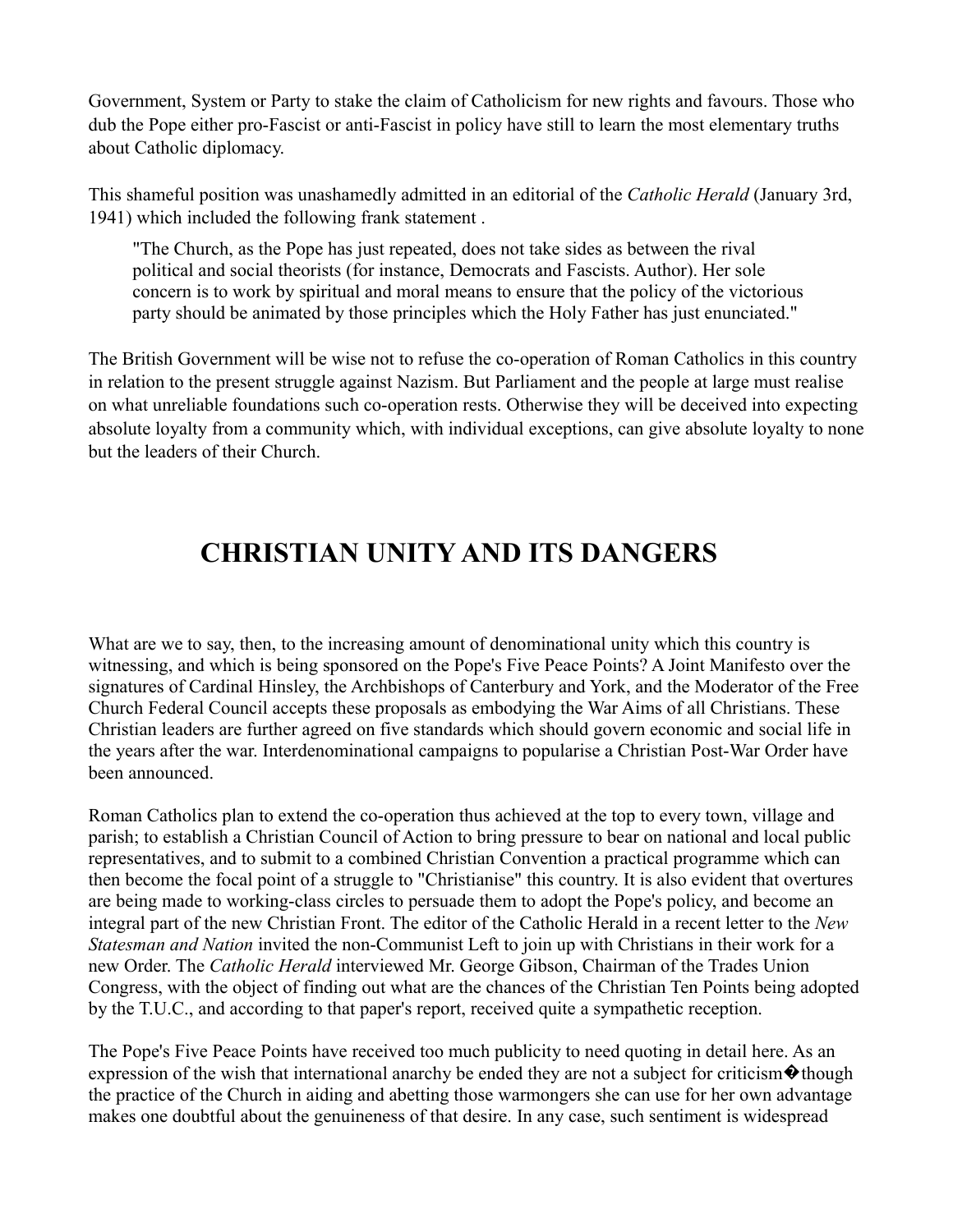Government, System or Party to stake the claim of Catholicism for new rights and favours. Those who dub the Pope either pro-Fascist or anti-Fascist in policy have still to learn the most elementary truths about Catholic diplomacy.

This shameful position was unashamedly admitted in an editorial of the *Catholic Herald* (January 3rd, 1941) which included the following frank statement .

> "The Church, as the Pope has just repeated, does not take sides as between the rival political and social theorists (for instance, Democrats and Fascists. Author). Her sole concern is to work by spiritual and moral means to ensure that the policy of the victorious party should be animated by those principles which the Holy Father has just enunciated."

The British Government will be wise not to refuse the co-operation of Roman Catholics in this country in relation to the present struggle against Nazism. But Parliament and the people at large must realise on what unreliable foundations such co-operation rests. Otherwise they will be deceived into expecting absolute loyalty from a community which, with individual exceptions, can give absolute loyalty to none but the leaders of their Church.

## CHRISTIAN UNITY AND ITS DANGERS

What are we to say, then, to the increasing amount of denominational unity which this country is witnessing, and which is being sponsored on the Pope's Five Peace Points? A Joint Manifesto over the signatures of Cardinal Hinsley, the Archbishops of Canterbury and York, and the Moderator of the Free Church Federal Council accepts these proposals as embodying the War Aims of all Christians. These Christian leaders are further agreed on five standards which should govern economic and social life in the years after the war. Interdenominational campaigns to popularise a Christian Post-War Order have been announced.

Roman Catholics plan to extend the co-operation thus achieved at the top to every town, village and parish; to establish a Christian Council of Action to bring pressure to bear on national and local public representatives, and to submit to a combined Christian Convention a practical programme which can then become the focal point of a struggle to "Christianise" this country. It is also evident that overtures are being made to working-class circles to persuade them to adopt the Pope's policy, and become an integral part of the new Christian Front. The editor of the Catholic Herald in a recent letter to the *New Statesman and Nation* invited the non-Communist Left to join up with Christians in their work for a new Order. The *Catholic Herald* interviewed Mr. George Gibson, Chairman of the Trades Union Congress, with the object of finding out what are the chances of the Christian Ten Points being adopted by the T.U.C., and according to that paper's report, received quite a sympathetic reception.

The Pope's Five Peace Points have received too much publicity to need quoting in detail here. As an expression of the wish that international anarchy be ended they are not a subject for criticism�though the practice of the Church in aiding and abetting those warmongers she can use for her own advantage makes one doubtful about the genuineness of that desire. In any case, such sentiment is widespread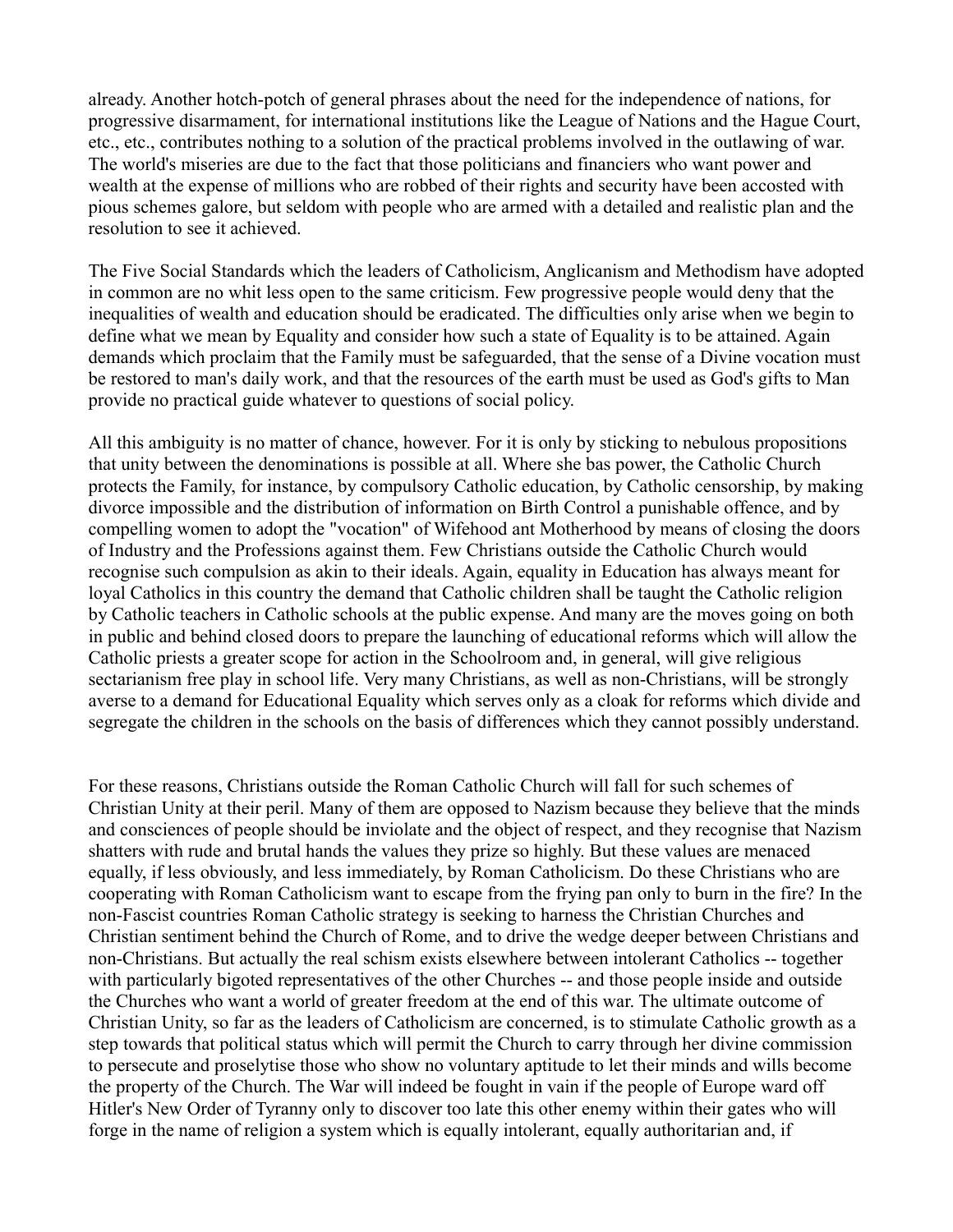already. Another hotch-potch of general phrases about the need for the independence of nations, for progressive disarmament, for international institutions like the League of Nations and the Hague Court, etc., etc., contributes nothing to a solution of the practical problems involved in the outlawing of war. The world's miseries are due to the fact that those politicians and financiers who want power and wealth at the expense of millions who are robbed of their rights and security have been accosted with pious schemes galore, but seldom with people who are armed with a detailed and realistic plan and the resolution to see it achieved.

The Five Social Standards which the leaders of Catholicism, Anglicanism and Methodism have adopted in common are no whit less open to the same criticism. Few progressive people would deny that the inequalities of wealth and education should be eradicated. The difficulties only arise when we begin to define what we mean by Equality and consider how such a state of Equality is to be attained. Again demands which proclaim that the Family must be safeguarded, that the sense of a Divine vocation must be restored to man's daily work, and that the resources of the earth must be used as God's gifts to Man provide no practical guide whatever to questions of social policy.

All this ambiguity is no matter of chance, however. For it is only by sticking to nebulous propositions that unity between the denominations is possible at all. Where she bas power, the Catholic Church protects the Family, for instance, by compulsory Catholic education, by Catholic censorship, by making divorce impossible and the distribution of information on Birth Control a punishable offence, and by compelling women to adopt the "vocation" of Wifehood ant Motherhood by means of closing the doors of Industry and the Professions against them. Few Christians outside the Catholic Church would recognise such compulsion as akin to their ideals. Again, equality in Education has always meant for loyal Catholics in this country the demand that Catholic children shall be taught the Catholic religion by Catholic teachers in Catholic schools at the public expense. And many are the moves going on both in public and behind closed doors to prepare the launching of educational reforms which will allow the Catholic priests a greater scope for action in the Schoolroom and, in general, will give religious sectarianism free play in school life. Very many Christians, as well as non-Christians, will be strongly averse to a demand for Educational Equality which serves only as a cloak for reforms which divide and segregate the children in the schools on the basis of differences which they cannot possibly understand.

For these reasons, Christians outside the Roman Catholic Church will fall for such schemes of Christian Unity at their peril. Many of them are opposed to Nazism because they believe that the minds and consciences of people should be inviolate and the object of respect, and they recognise that Nazism shatters with rude and brutal hands the values they prize so highly. But these values are menaced equally, if less obviously, and less immediately, by Roman Catholicism. Do these Christians who are cooperating with Roman Catholicism want to escape from the frying pan only to burn in the fire? In the non-Fascist countries Roman Catholic strategy is seeking to harness the Christian Churches and Christian sentiment behind the Church of Rome, and to drive the wedge deeper between Christians and non-Christians. But actually the real schism exists elsewhere between intolerant Catholics -- together with particularly bigoted representatives of the other Churches -- and those people inside and outside the Churches who want a world of greater freedom at the end of this war. The ultimate outcome of Christian Unity, so far as the leaders of Catholicism are concerned, is to stimulate Catholic growth as a step towards that political status which will permit the Church to carry through her divine commission to persecute and proselytise those who show no voluntary aptitude to let their minds and wills become the property of the Church. The War will indeed be fought in vain if the people of Europe ward off Hitler's New Order of Tyranny only to discover too late this other enemy within their gates who will forge in the name of religion a system which is equally intolerant, equally authoritarian and, if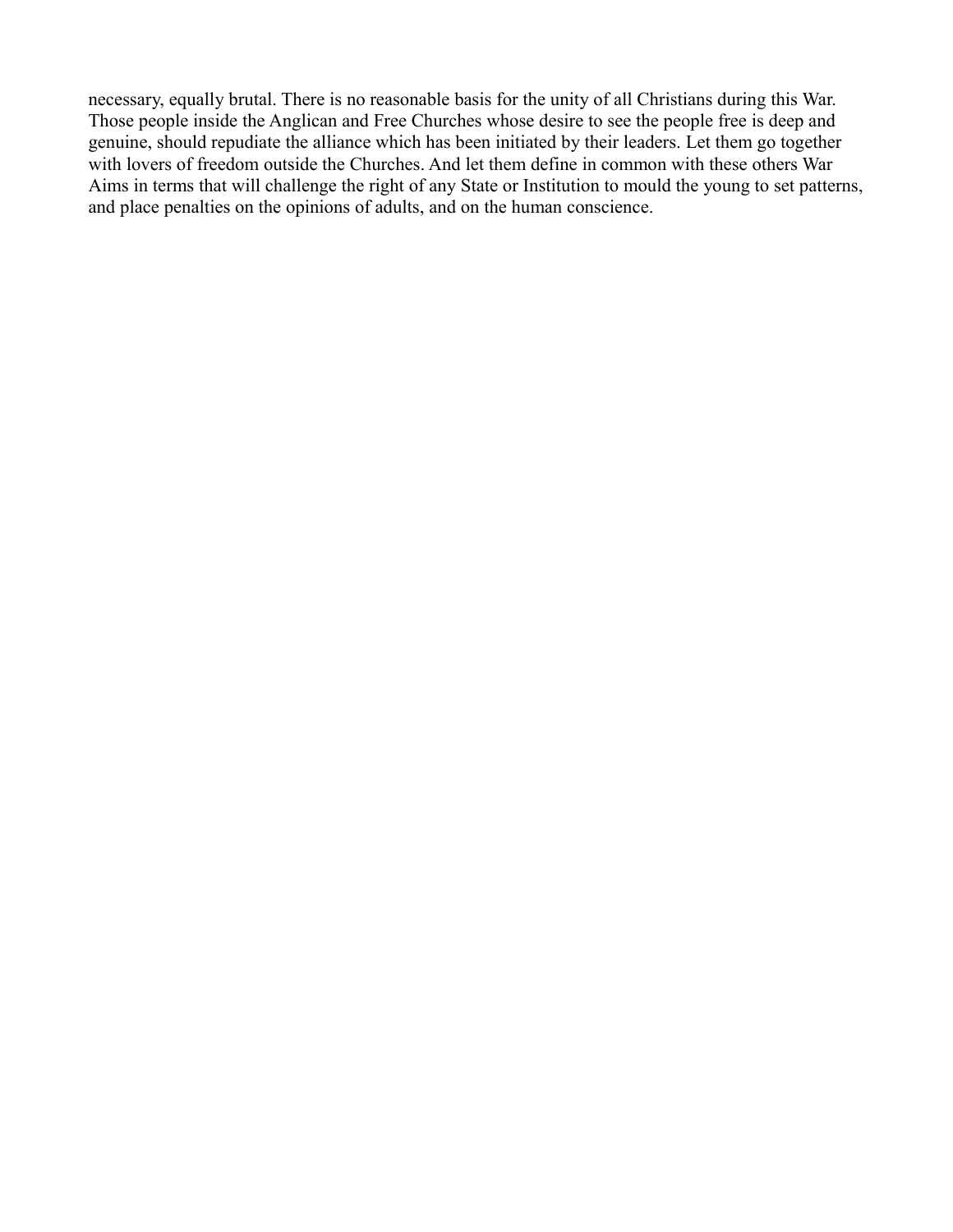necessary, equally brutal. There is no reasonable basis for the unity of all Christians during this War. Those people inside the Anglican and Free Churches whose desire to see the people free is deep and genuine, should repudiate the alliance which has been initiated by their leaders. Let them go together with lovers of freedom outside the Churches. And let them define in common with these others War Aims in terms that will challenge the right of any State or Institution to mould the young to set patterns, and place penalties on the opinions of adults, and on the human conscience.